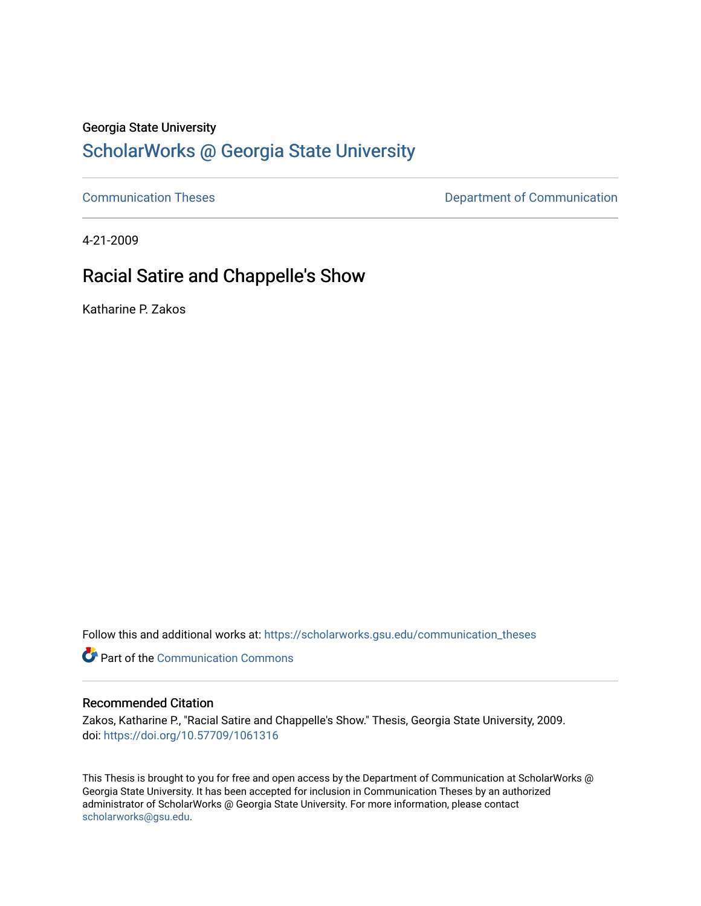Georgia State University

# ScholarWorks @ Georgia State University

Communication Theses

Department of Communication

4-21-2009

## Racial Satire and Chappelle's Show

Katharine P. Zakos

Follow this and additional works at: https://scholarworks.gsu.edu/communication_theses

Part of the Communication Commons

### Recommended Citation

Zakos, Katharine P., "Racial Satire and Chappelle's Show." Thesis, Georgia State University, 2009.
doi: https://doi.org/10.57709/1061316

This Thesis is brought to you for free and open access by the Department of Communication at ScholarWorks @ Georgia State University. It has been accepted for inclusion in Communication Theses by an authorized administrator of ScholarWorks @ Georgia State University. For more information, please contact scholarworks@gsu.edu.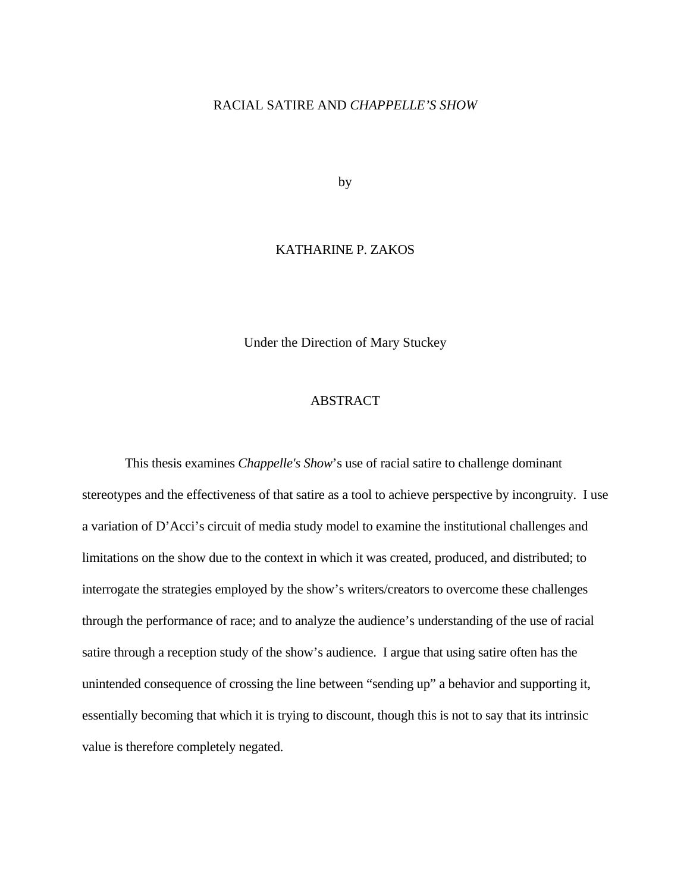RACIAL SATIRE AND *CHAPPELLE'S SHOW*

by

KATHARINE P. ZAKOS

Under the Direction of Mary Stuckey

ABSTRACT

This thesis examines *Chappelle's Show*'s use of racial satire to challenge dominant stereotypes and the effectiveness of that satire as a tool to achieve perspective by incongruity. I use a variation of D'Acci's circuit of media study model to examine the institutional challenges and limitations on the show due to the context in which it was created, produced, and distributed; to interrogate the strategies employed by the show's writers/creators to overcome these challenges through the performance of race; and to analyze the audience's understanding of the use of racial satire through a reception study of the show's audience. I argue that using satire often has the unintended consequence of crossing the line between "sending up" a behavior and supporting it, essentially becoming that which it is trying to discount, though this is not to say that its intrinsic value is therefore completely negated.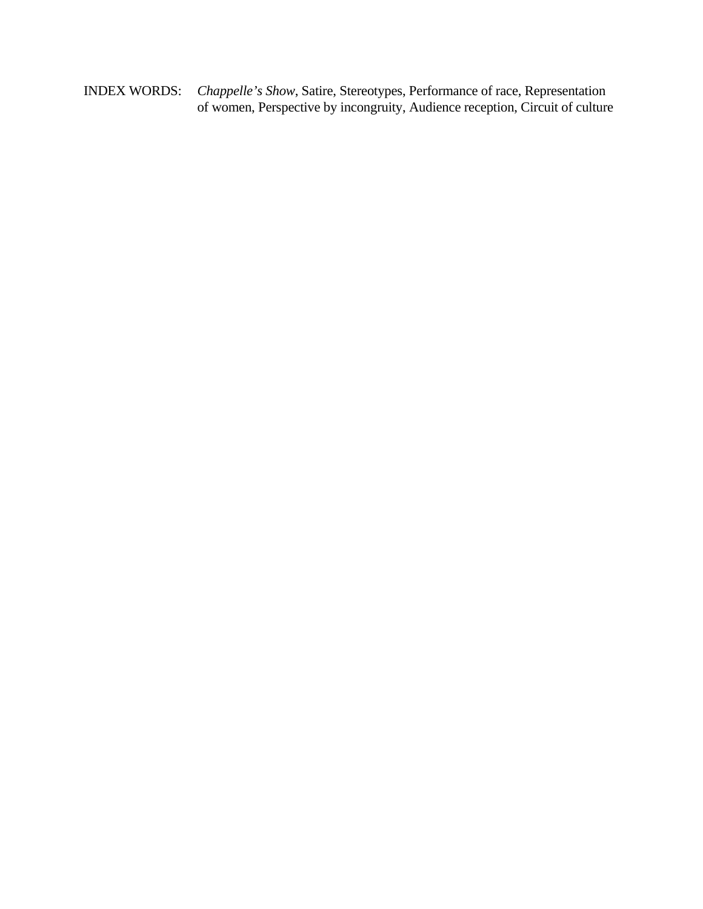INDEX WORDS: *Chappelle's Show*, Satire, Stereotypes, Performance of race, Representation of women, Perspective by incongruity, Audience reception, Circuit of culture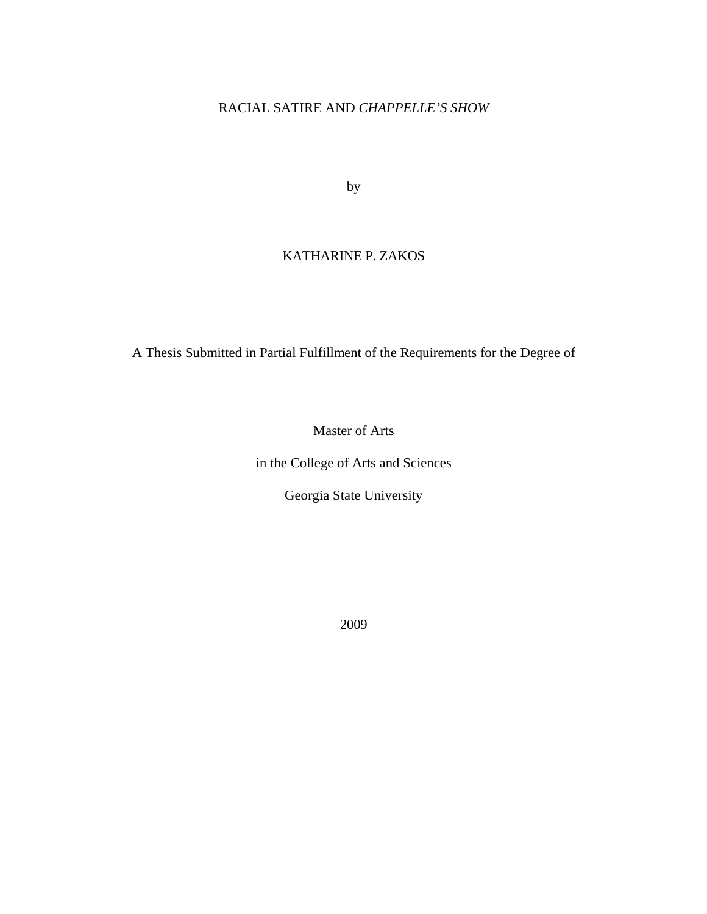RACIAL SATIRE AND *CHAPPELLE'S SHOW*

by

KATHARINE P. ZAKOS

A Thesis Submitted in Partial Fulfillment of the Requirements for the Degree of

Master of Arts

in the College of Arts and Sciences

Georgia State University

2009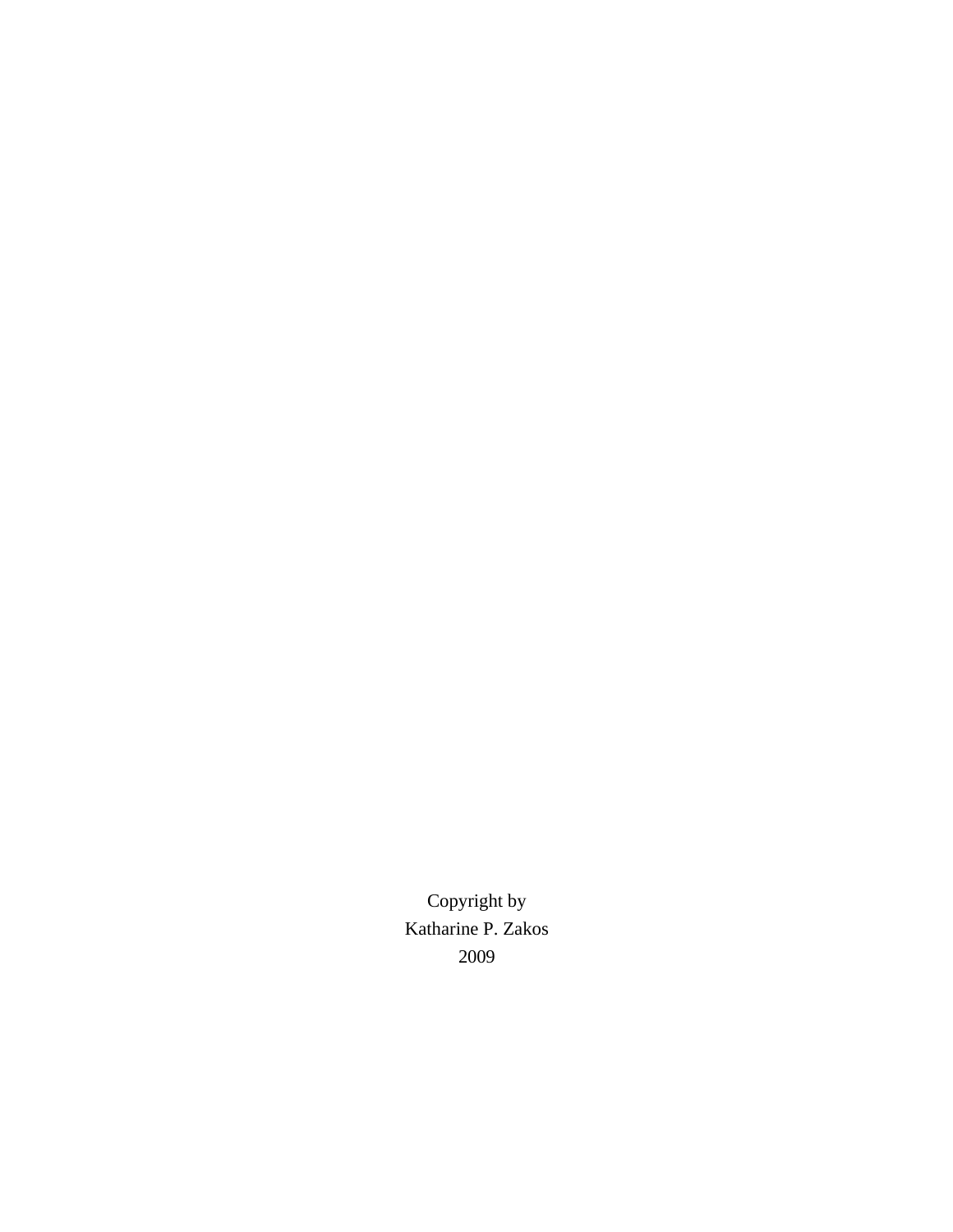Copyright by
Katharine P. Zakos
2009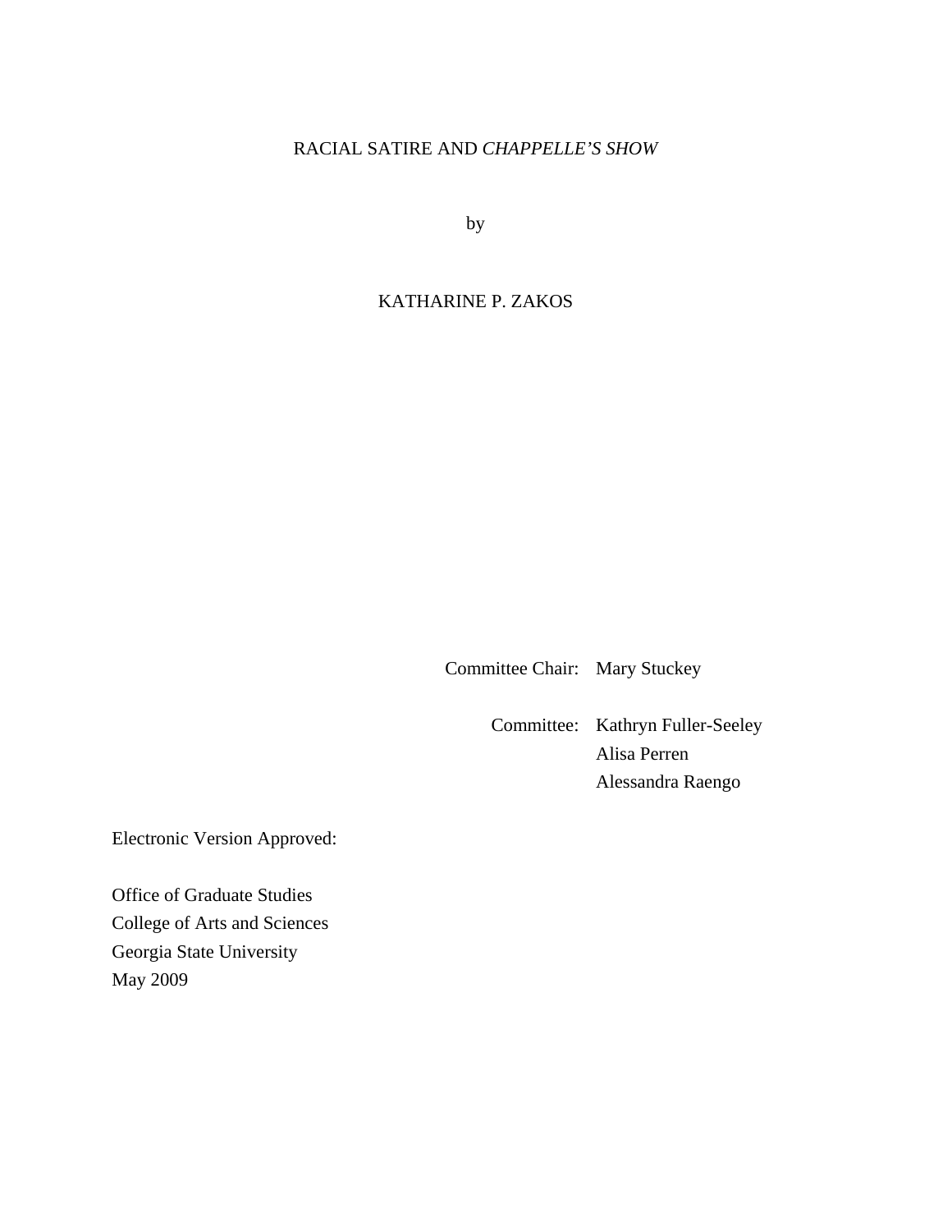RACIAL SATIRE AND *CHAPPELLE'S SHOW*

by

KATHARINE P. ZAKOS

Committee Chair: Mary Stuckey

Committee: Kathryn Fuller-Seeley
Alisa Perren
Alessandra Raengo

Electronic Version Approved:

Office of Graduate Studies
College of Arts and Sciences
Georgia State University
May 2009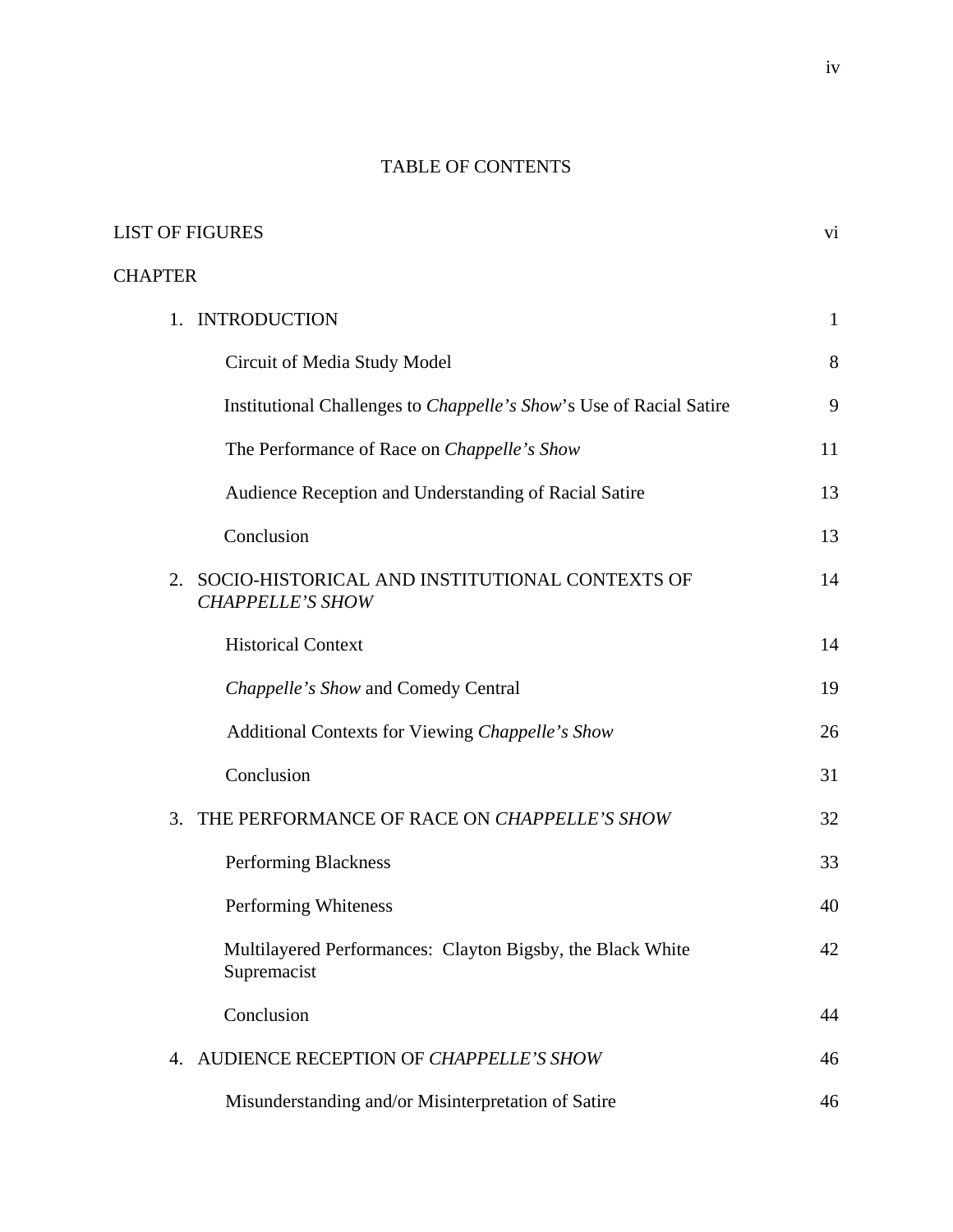# TABLE OF CONTENTS

| | |
|---|---|
| LIST OF FIGURES | vi |
| CHAPTER | |
| 1. INTRODUCTION | 1 |
| Circuit of Media Study Model | 8 |
| Institutional Challenges to *Chappelle's Show*'s Use of Racial Satire | 9 |
| The Performance of Race on *Chappelle's Show* | 11 |
| Audience Reception and Understanding of Racial Satire | 13 |
| Conclusion | 13 |
| 2. SOCIO-HISTORICAL AND INSTITUTIONAL CONTEXTS OF *CHAPPELLE'S SHOW* | 14 |
| Historical Context | 14 |
| *Chappelle's Show* and Comedy Central | 19 |
| Additional Contexts for Viewing *Chappelle's Show* | 26 |
| Conclusion | 31 |
| 3. THE PERFORMANCE OF RACE ON *CHAPPELLE'S SHOW* | 32 |
| Performing Blackness | 33 |
| Performing Whiteness | 40 |
| Multilayered Performances: Clayton Bigsby, the Black White Supremacist | 42 |
| Conclusion | 44 |
| 4. AUDIENCE RECEPTION OF *CHAPPELLE'S SHOW* | 46 |
| Misunderstanding and/or Misinterpretation of Satire | 46 |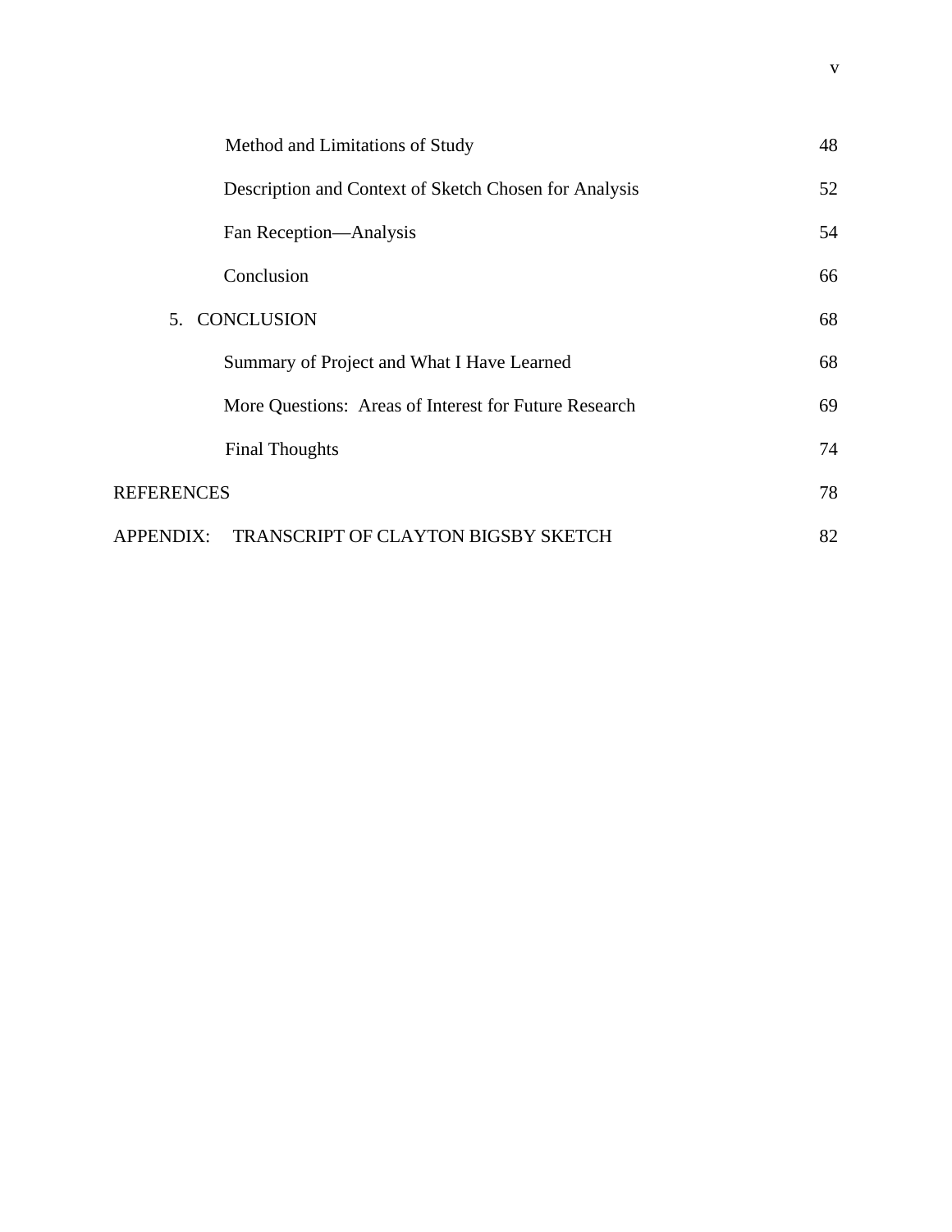| | |
|---|---|
| Method and Limitations of Study | 48 |
| Description and Context of Sketch Chosen for Analysis | 52 |
| Fan Reception—Analysis | 54 |
| Conclusion | 66 |
| 5. CONCLUSION | 68 |
| Summary of Project and What I Have Learned | 68 |
| More Questions: Areas of Interest for Future Research | 69 |
| Final Thoughts | 74 |
| REFERENCES | 78 |
| APPENDIX: TRANSCRIPT OF CLAYTON BIGSBY SKETCH | 82 |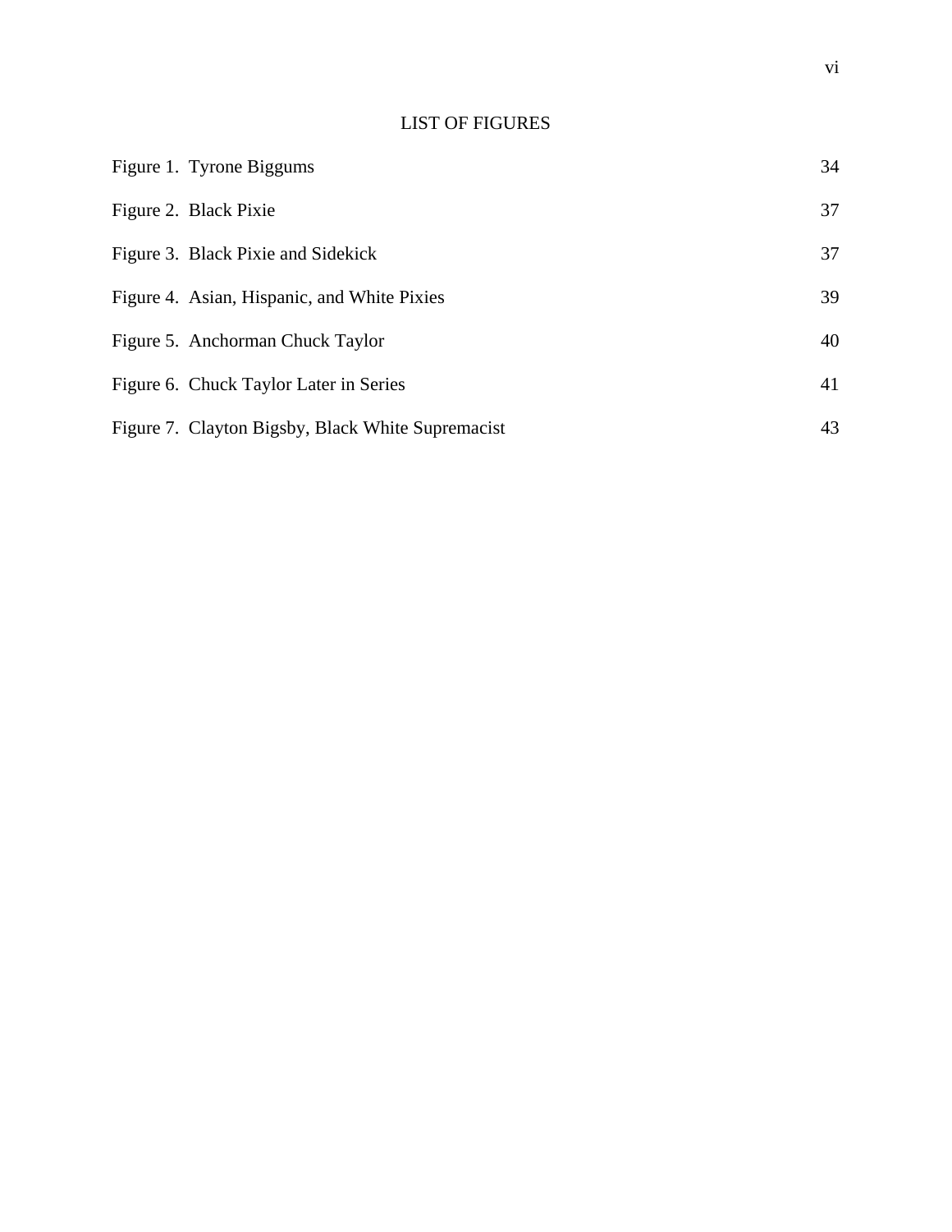# LIST OF FIGURES

| | |
|---|---|
| Figure 1. Tyrone Biggums | 34 |
| Figure 2. Black Pixie | 37 |
| Figure 3. Black Pixie and Sidekick | 37 |
| Figure 4. Asian, Hispanic, and White Pixies | 39 |
| Figure 5. Anchorman Chuck Taylor | 40 |
| Figure 6. Chuck Taylor Later in Series | 41 |
| Figure 7. Clayton Bigsby, Black White Supremacist | 43 |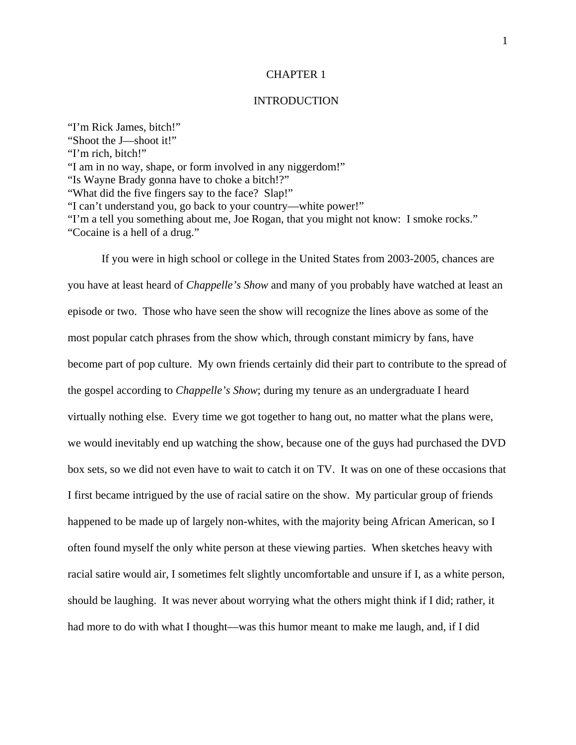# CHAPTER 1

## INTRODUCTION

"I'm Rick James, bitch!"
"Shoot the J—shoot it!"
"I'm rich, bitch!"
"I am in no way, shape, or form involved in any niggerdom!"
"Is Wayne Brady gonna have to choke a bitch!?"
"What did the five fingers say to the face? Slap!"
"I can't understand you, go back to your country—white power!"
"I'm a tell you something about me, Joe Rogan, that you might not know: I smoke rocks."
"Cocaine is a hell of a drug."

If you were in high school or college in the United States from 2003-2005, chances are you have at least heard of *Chappelle's Show* and many of you probably have watched at least an episode or two. Those who have seen the show will recognize the lines above as some of the most popular catch phrases from the show which, through constant mimicry by fans, have become part of pop culture. My own friends certainly did their part to contribute to the spread of the gospel according to *Chappelle's Show*; during my tenure as an undergraduate I heard virtually nothing else. Every time we got together to hang out, no matter what the plans were, we would inevitably end up watching the show, because one of the guys had purchased the DVD box sets, so we did not even have to wait to catch it on TV. It was on one of these occasions that I first became intrigued by the use of racial satire on the show. My particular group of friends happened to be made up of largely non-whites, with the majority being African American, so I often found myself the only white person at these viewing parties. When sketches heavy with racial satire would air, I sometimes felt slightly uncomfortable and unsure if I, as a white person, should be laughing. It was never about worrying what the others might think if I did; rather, it had more to do with what I thought—was this humor meant to make me laugh, and, if I did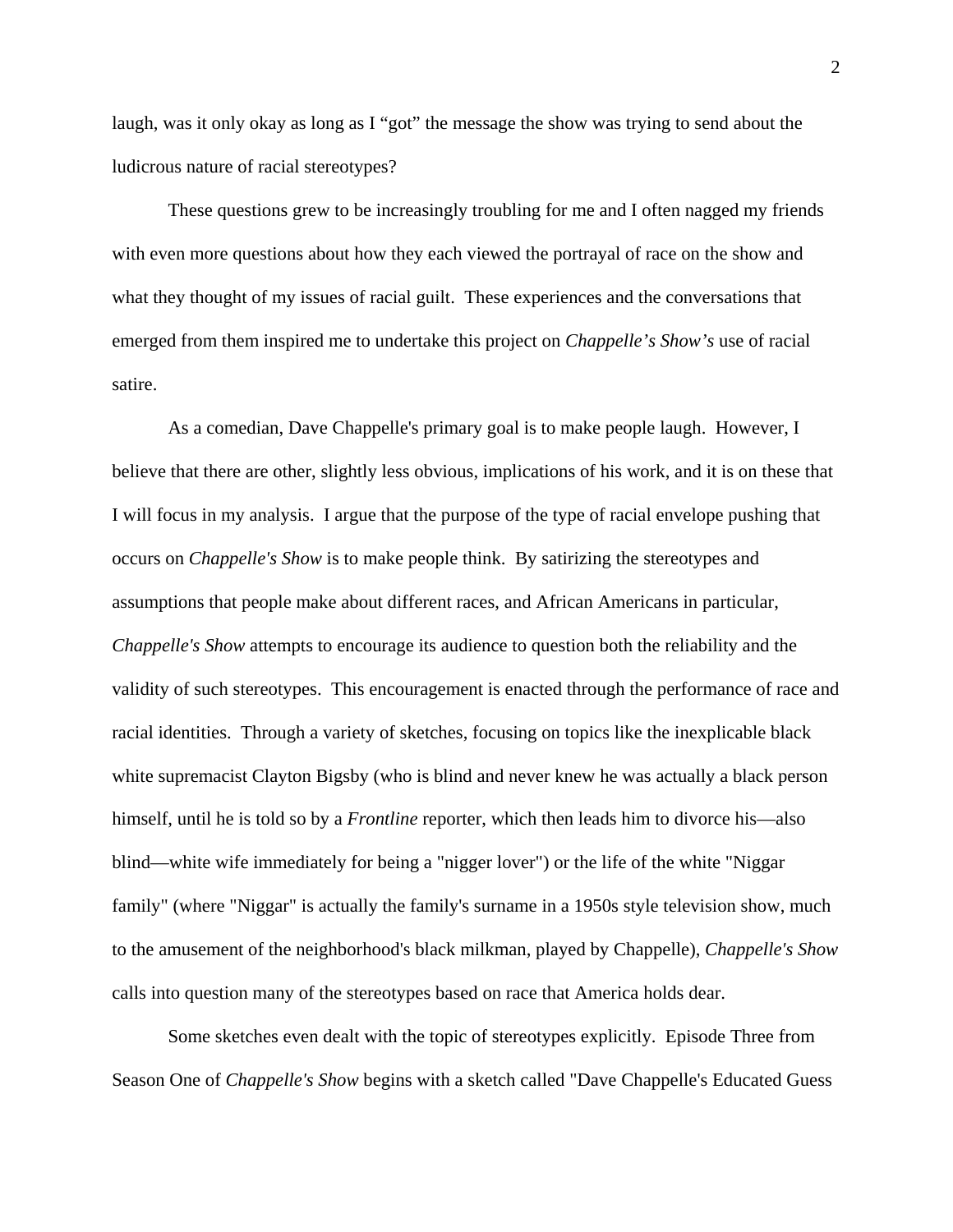laugh, was it only okay as long as I "got" the message the show was trying to send about the ludicrous nature of racial stereotypes?

These questions grew to be increasingly troubling for me and I often nagged my friends with even more questions about how they each viewed the portrayal of race on the show and what they thought of my issues of racial guilt. These experiences and the conversations that emerged from them inspired me to undertake this project on *Chappelle's Show's* use of racial satire.

As a comedian, Dave Chappelle's primary goal is to make people laugh. However, I believe that there are other, slightly less obvious, implications of his work, and it is on these that I will focus in my analysis. I argue that the purpose of the type of racial envelope pushing that occurs on *Chappelle's Show* is to make people think. By satirizing the stereotypes and assumptions that people make about different races, and African Americans in particular, *Chappelle's Show* attempts to encourage its audience to question both the reliability and the validity of such stereotypes. This encouragement is enacted through the performance of race and racial identities. Through a variety of sketches, focusing on topics like the inexplicable black white supremacist Clayton Bigsby (who is blind and never knew he was actually a black person himself, until he is told so by a *Frontline* reporter, which then leads him to divorce his—also blind—white wife immediately for being a "nigger lover") or the life of the white "Niggar family" (where "Niggar" is actually the family's surname in a 1950s style television show, much to the amusement of the neighborhood's black milkman, played by Chappelle), *Chappelle's Show* calls into question many of the stereotypes based on race that America holds dear.

Some sketches even dealt with the topic of stereotypes explicitly. Episode Three from Season One of *Chappelle's Show* begins with a sketch called "Dave Chappelle's Educated Guess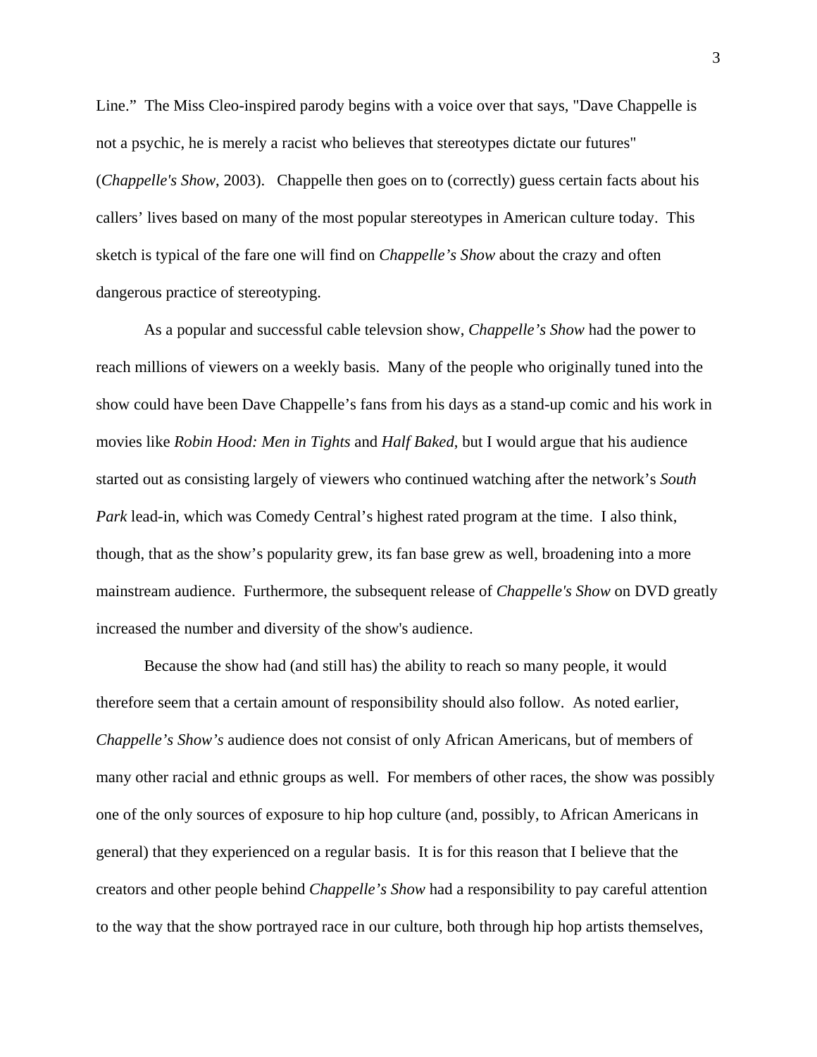Line." The Miss Cleo-inspired parody begins with a voice over that says, "Dave Chappelle is not a psychic, he is merely a racist who believes that stereotypes dictate our futures" (*Chappelle's Show*, 2003). Chappelle then goes on to (correctly) guess certain facts about his callers' lives based on many of the most popular stereotypes in American culture today. This sketch is typical of the fare one will find on *Chappelle's Show* about the crazy and often dangerous practice of stereotyping.

As a popular and successful cable televsion show, *Chappelle's Show* had the power to reach millions of viewers on a weekly basis. Many of the people who originally tuned into the show could have been Dave Chappelle's fans from his days as a stand-up comic and his work in movies like *Robin Hood: Men in Tights* and *Half Baked*, but I would argue that his audience started out as consisting largely of viewers who continued watching after the network's *South Park* lead-in, which was Comedy Central's highest rated program at the time. I also think, though, that as the show's popularity grew, its fan base grew as well, broadening into a more mainstream audience. Furthermore, the subsequent release of *Chappelle's Show* on DVD greatly increased the number and diversity of the show's audience.

Because the show had (and still has) the ability to reach so many people, it would therefore seem that a certain amount of responsibility should also follow. As noted earlier, *Chappelle's Show's* audience does not consist of only African Americans, but of members of many other racial and ethnic groups as well. For members of other races, the show was possibly one of the only sources of exposure to hip hop culture (and, possibly, to African Americans in general) that they experienced on a regular basis. It is for this reason that I believe that the creators and other people behind *Chappelle's Show* had a responsibility to pay careful attention to the way that the show portrayed race in our culture, both through hip hop artists themselves,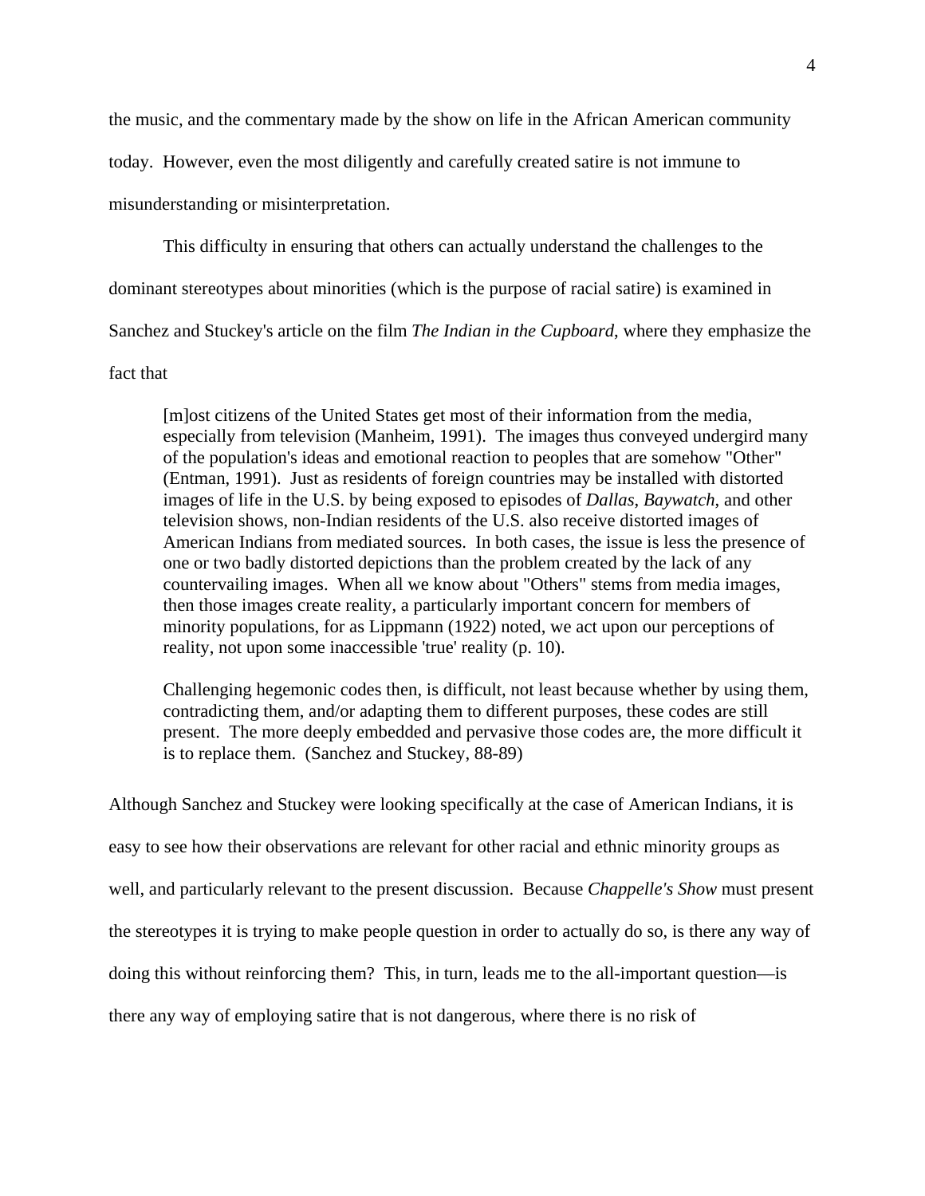the music, and the commentary made by the show on life in the African American community today. However, even the most diligently and carefully created satire is not immune to misunderstanding or misinterpretation.

This difficulty in ensuring that others can actually understand the challenges to the dominant stereotypes about minorities (which is the purpose of racial satire) is examined in Sanchez and Stuckey's article on the film *The Indian in the Cupboard*, where they emphasize the fact that

> [m]ost citizens of the United States get most of their information from the media, especially from television (Manheim, 1991). The images thus conveyed undergird many of the population's ideas and emotional reaction to peoples that are somehow "Other" (Entman, 1991). Just as residents of foreign countries may be installed with distorted images of life in the U.S. by being exposed to episodes of *Dallas*, *Baywatch*, and other television shows, non-Indian residents of the U.S. also receive distorted images of American Indians from mediated sources. In both cases, the issue is less the presence of one or two badly distorted depictions than the problem created by the lack of any countervailing images. When all we know about "Others" stems from media images, then those images create reality, a particularly important concern for members of minority populations, for as Lippmann (1922) noted, we act upon our perceptions of reality, not upon some inaccessible 'true' reality (p. 10).
>
> Challenging hegemonic codes then, is difficult, not least because whether by using them, contradicting them, and/or adapting them to different purposes, these codes are still present. The more deeply embedded and pervasive those codes are, the more difficult it is to replace them. (Sanchez and Stuckey, 88-89)

Although Sanchez and Stuckey were looking specifically at the case of American Indians, it is easy to see how their observations are relevant for other racial and ethnic minority groups as well, and particularly relevant to the present discussion. Because *Chappelle's Show* must present the stereotypes it is trying to make people question in order to actually do so, is there any way of doing this without reinforcing them? This, in turn, leads me to the all-important question—is there any way of employing satire that is not dangerous, where there is no risk of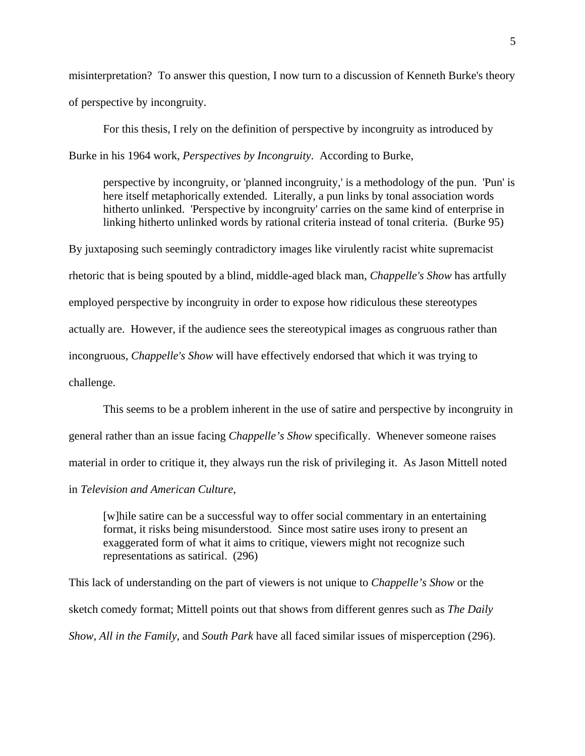misinterpretation? To answer this question, I now turn to a discussion of Kenneth Burke's theory of perspective by incongruity.

For this thesis, I rely on the definition of perspective by incongruity as introduced by Burke in his 1964 work, *Perspectives by Incongruity*. According to Burke,

> perspective by incongruity, or 'planned incongruity,' is a methodology of the pun. 'Pun' is here itself metaphorically extended. Literally, a pun links by tonal association words hitherto unlinked. 'Perspective by incongruity' carries on the same kind of enterprise in linking hitherto unlinked words by rational criteria instead of tonal criteria. (Burke 95)

By juxtaposing such seemingly contradictory images like virulently racist white supremacist rhetoric that is being spouted by a blind, middle-aged black man, *Chappelle's Show* has artfully employed perspective by incongruity in order to expose how ridiculous these stereotypes actually are. However, if the audience sees the stereotypical images as congruous rather than incongruous, *Chappelle's Show* will have effectively endorsed that which it was trying to challenge.

This seems to be a problem inherent in the use of satire and perspective by incongruity in general rather than an issue facing *Chappelle's Show* specifically. Whenever someone raises material in order to critique it, they always run the risk of privileging it. As Jason Mittell noted in *Television and American Culture*,

> [w]hile satire can be a successful way to offer social commentary in an entertaining format, it risks being misunderstood. Since most satire uses irony to present an exaggerated form of what it aims to critique, viewers might not recognize such representations as satirical. (296)

This lack of understanding on the part of viewers is not unique to *Chappelle's Show* or the sketch comedy format; Mittell points out that shows from different genres such as *The Daily Show*, *All in the Family*, and *South Park* have all faced similar issues of misperception (296).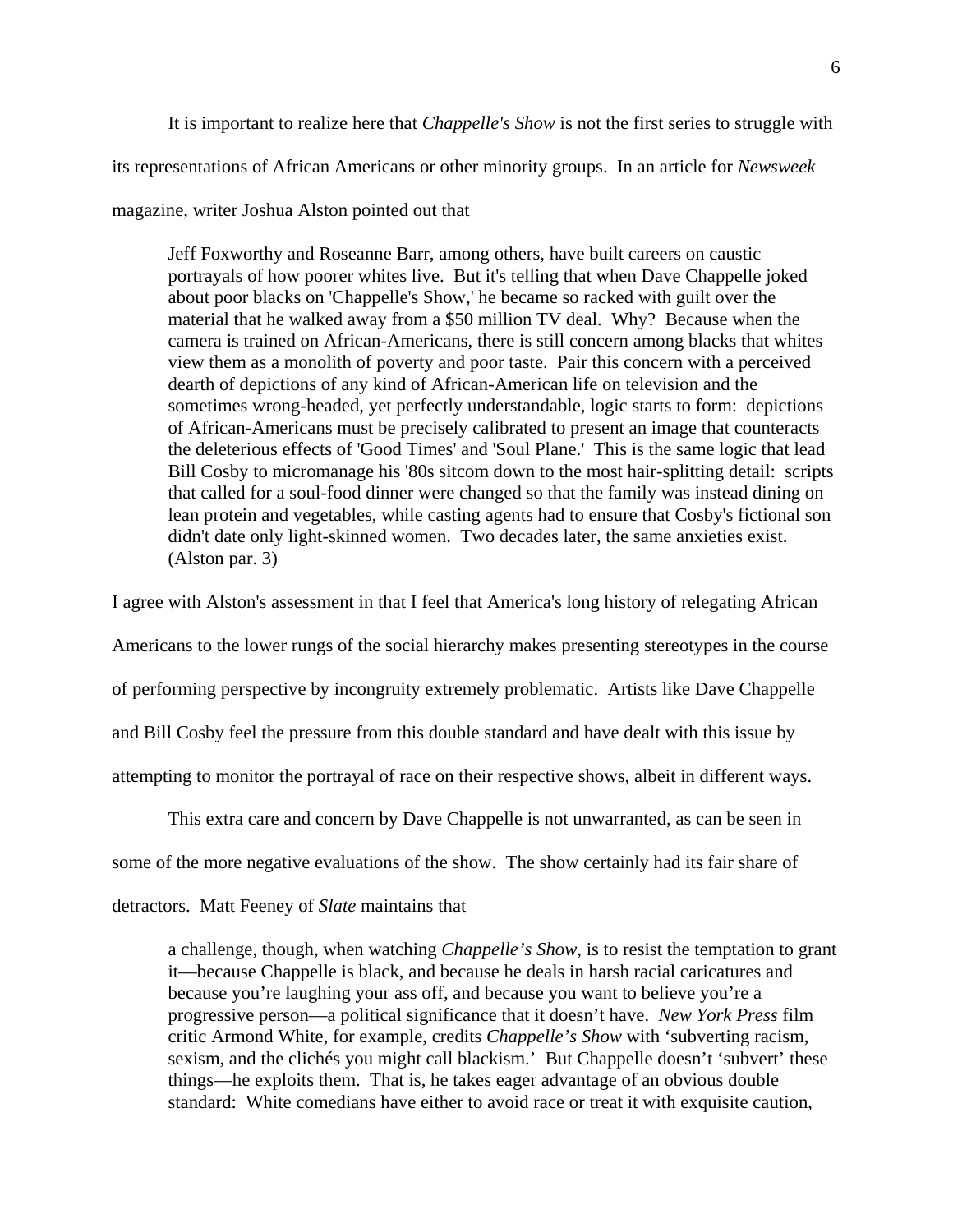It is important to realize here that *Chappelle's Show* is not the first series to struggle with its representations of African Americans or other minority groups. In an article for *Newsweek* magazine, writer Joshua Alston pointed out that

> Jeff Foxworthy and Roseanne Barr, among others, have built careers on caustic portrayals of how poorer whites live. But it's telling that when Dave Chappelle joked about poor blacks on 'Chappelle's Show,' he became so racked with guilt over the material that he walked away from a $50 million TV deal. Why? Because when the camera is trained on African-Americans, there is still concern among blacks that whites view them as a monolith of poverty and poor taste. Pair this concern with a perceived dearth of depictions of any kind of African-American life on television and the sometimes wrong-headed, yet perfectly understandable, logic starts to form: depictions of African-Americans must be precisely calibrated to present an image that counteracts the deleterious effects of 'Good Times' and 'Soul Plane.' This is the same logic that lead Bill Cosby to micromanage his '80s sitcom down to the most hair-splitting detail: scripts that called for a soul-food dinner were changed so that the family was instead dining on lean protein and vegetables, while casting agents had to ensure that Cosby's fictional son didn't date only light-skinned women. Two decades later, the same anxieties exist. (Alston par. 3)

I agree with Alston's assessment in that I feel that America's long history of relegating African Americans to the lower rungs of the social hierarchy makes presenting stereotypes in the course of performing perspective by incongruity extremely problematic. Artists like Dave Chappelle and Bill Cosby feel the pressure from this double standard and have dealt with this issue by attempting to monitor the portrayal of race on their respective shows, albeit in different ways.

This extra care and concern by Dave Chappelle is not unwarranted, as can be seen in some of the more negative evaluations of the show. The show certainly had its fair share of detractors. Matt Feeney of *Slate* maintains that

> a challenge, though, when watching *Chappelle's Show*, is to resist the temptation to grant it—because Chappelle is black, and because he deals in harsh racial caricatures and because you're laughing your ass off, and because you want to believe you're a progressive person—a political significance that it doesn't have. *New York Press* film critic Armond White, for example, credits *Chappelle's Show* with 'subverting racism, sexism, and the clichés you might call blackism.' But Chappelle doesn't 'subvert' these things—he exploits them. That is, he takes eager advantage of an obvious double standard: White comedians have either to avoid race or treat it with exquisite caution,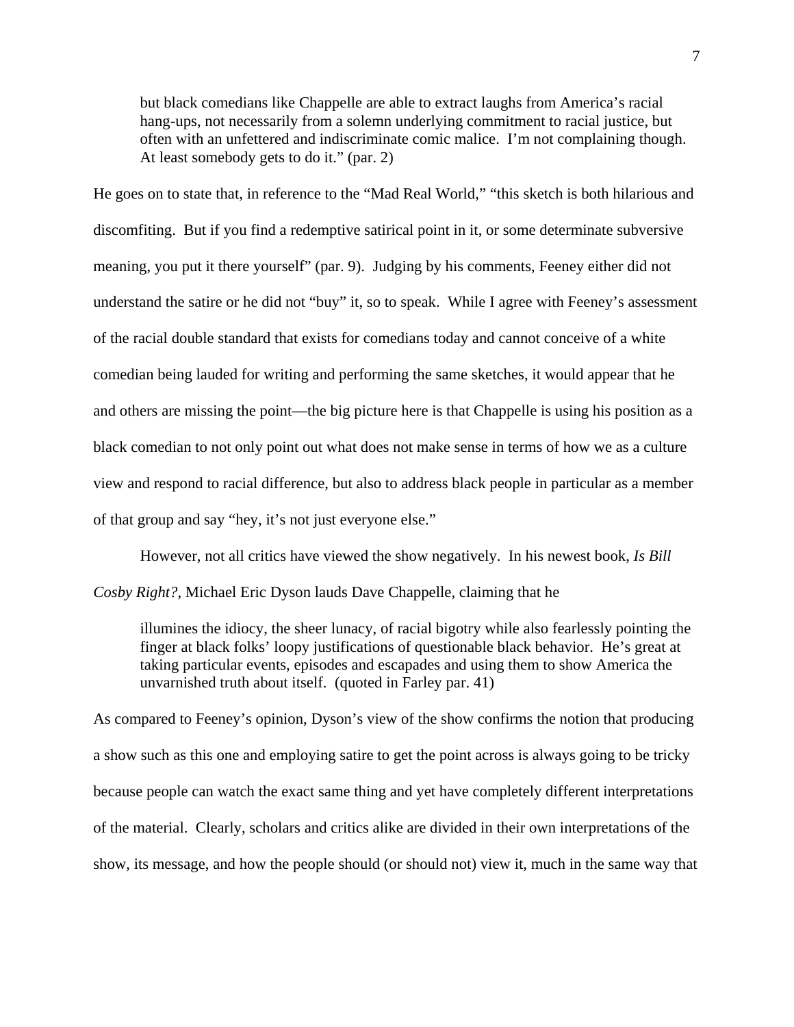> but black comedians like Chappelle are able to extract laughs from America's racial hang-ups, not necessarily from a solemn underlying commitment to racial justice, but often with an unfettered and indiscriminate comic malice. I'm not complaining though. At least somebody gets to do it." (par. 2)

He goes on to state that, in reference to the "Mad Real World," "this sketch is both hilarious and discomfiting. But if you find a redemptive satirical point in it, or some determinate subversive meaning, you put it there yourself" (par. 9). Judging by his comments, Feeney either did not understand the satire or he did not "buy" it, so to speak. While I agree with Feeney's assessment of the racial double standard that exists for comedians today and cannot conceive of a white comedian being lauded for writing and performing the same sketches, it would appear that he and others are missing the point—the big picture here is that Chappelle is using his position as a black comedian to not only point out what does not make sense in terms of how we as a culture view and respond to racial difference, but also to address black people in particular as a member of that group and say "hey, it's not just everyone else."

However, not all critics have viewed the show negatively. In his newest book, *Is Bill Cosby Right?*, Michael Eric Dyson lauds Dave Chappelle, claiming that he

> illumines the idiocy, the sheer lunacy, of racial bigotry while also fearlessly pointing the finger at black folks' loopy justifications of questionable black behavior. He's great at taking particular events, episodes and escapades and using them to show America the unvarnished truth about itself. (quoted in Farley par. 41)

As compared to Feeney's opinion, Dyson's view of the show confirms the notion that producing a show such as this one and employing satire to get the point across is always going to be tricky because people can watch the exact same thing and yet have completely different interpretations of the material. Clearly, scholars and critics alike are divided in their own interpretations of the show, its message, and how the people should (or should not) view it, much in the same way that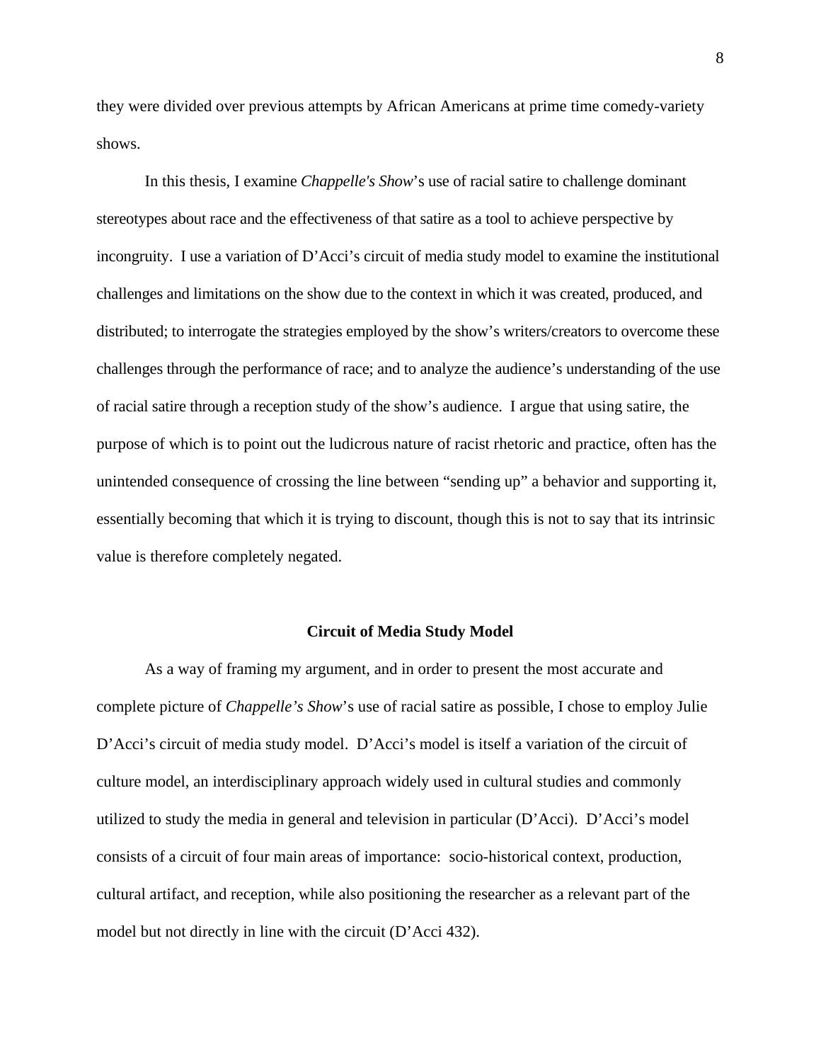they were divided over previous attempts by African Americans at prime time comedy-variety shows.

In this thesis, I examine *Chappelle's Show*'s use of racial satire to challenge dominant stereotypes about race and the effectiveness of that satire as a tool to achieve perspective by incongruity. I use a variation of D'Acci's circuit of media study model to examine the institutional challenges and limitations on the show due to the context in which it was created, produced, and distributed; to interrogate the strategies employed by the show's writers/creators to overcome these challenges through the performance of race; and to analyze the audience's understanding of the use of racial satire through a reception study of the show's audience. I argue that using satire, the purpose of which is to point out the ludicrous nature of racist rhetoric and practice, often has the unintended consequence of crossing the line between "sending up" a behavior and supporting it, essentially becoming that which it is trying to discount, though this is not to say that its intrinsic value is therefore completely negated.

## Circuit of Media Study Model

As a way of framing my argument, and in order to present the most accurate and complete picture of *Chappelle's Show*'s use of racial satire as possible, I chose to employ Julie D'Acci's circuit of media study model. D'Acci's model is itself a variation of the circuit of culture model, an interdisciplinary approach widely used in cultural studies and commonly utilized to study the media in general and television in particular (D'Acci). D'Acci's model consists of a circuit of four main areas of importance: socio-historical context, production, cultural artifact, and reception, while also positioning the researcher as a relevant part of the model but not directly in line with the circuit (D'Acci 432).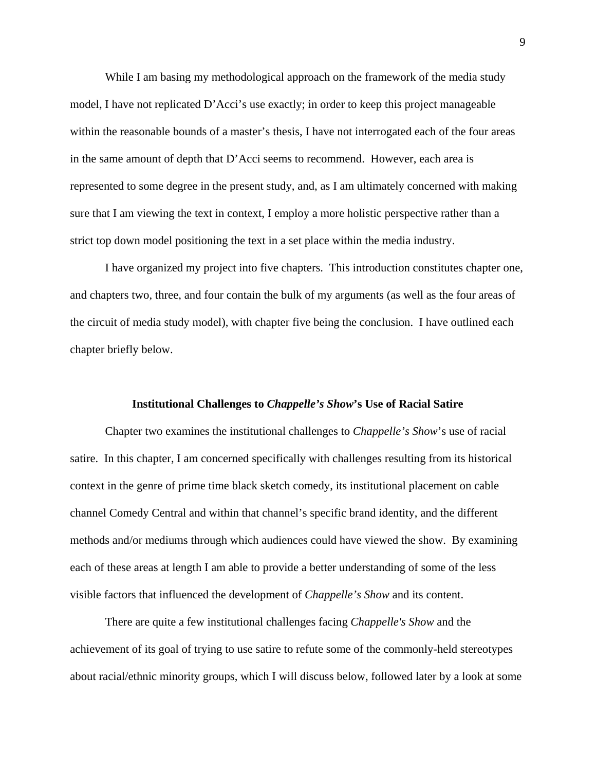While I am basing my methodological approach on the framework of the media study model, I have not replicated D'Acci's use exactly; in order to keep this project manageable within the reasonable bounds of a master's thesis, I have not interrogated each of the four areas in the same amount of depth that D'Acci seems to recommend. However, each area is represented to some degree in the present study, and, as I am ultimately concerned with making sure that I am viewing the text in context, I employ a more holistic perspective rather than a strict top down model positioning the text in a set place within the media industry.

I have organized my project into five chapters. This introduction constitutes chapter one, and chapters two, three, and four contain the bulk of my arguments (as well as the four areas of the circuit of media study model), with chapter five being the conclusion. I have outlined each chapter briefly below.

### Institutional Challenges to *Chappelle's Show*'s Use of Racial Satire

Chapter two examines the institutional challenges to *Chappelle's Show*'s use of racial satire. In this chapter, I am concerned specifically with challenges resulting from its historical context in the genre of prime time black sketch comedy, its institutional placement on cable channel Comedy Central and within that channel's specific brand identity, and the different methods and/or mediums through which audiences could have viewed the show. By examining each of these areas at length I am able to provide a better understanding of some of the less visible factors that influenced the development of *Chappelle's Show* and its content.

There are quite a few institutional challenges facing *Chappelle's Show* and the achievement of its goal of trying to use satire to refute some of the commonly-held stereotypes about racial/ethnic minority groups, which I will discuss below, followed later by a look at some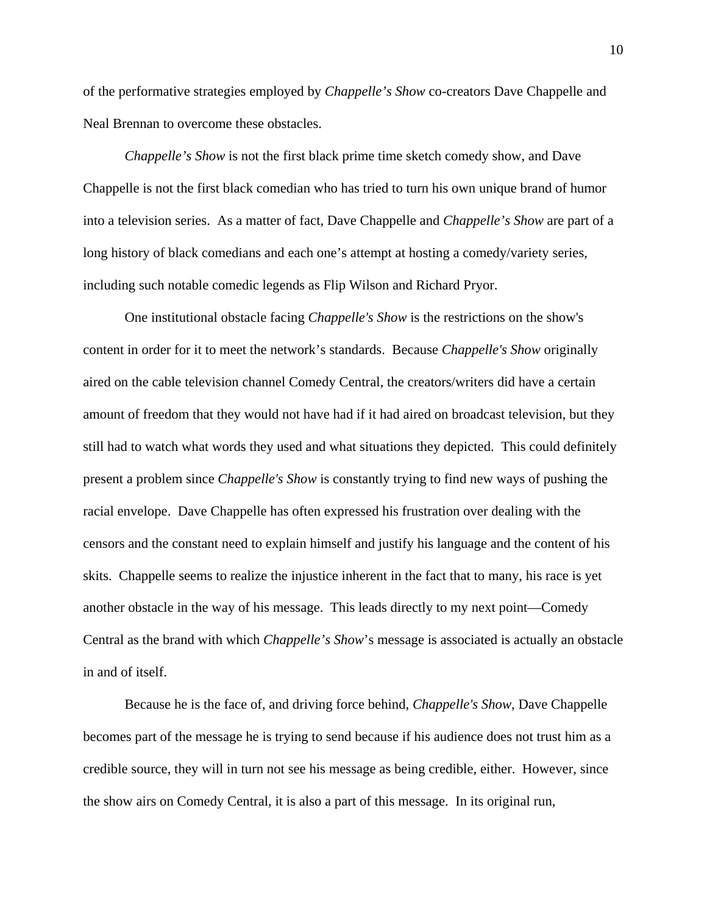of the performative strategies employed by *Chappelle's Show* co-creators Dave Chappelle and Neal Brennan to overcome these obstacles.

*Chappelle's Show* is not the first black prime time sketch comedy show, and Dave Chappelle is not the first black comedian who has tried to turn his own unique brand of humor into a television series. As a matter of fact, Dave Chappelle and *Chappelle's Show* are part of a long history of black comedians and each one's attempt at hosting a comedy/variety series, including such notable comedic legends as Flip Wilson and Richard Pryor.

One institutional obstacle facing *Chappelle's Show* is the restrictions on the show's content in order for it to meet the network's standards. Because *Chappelle's Show* originally aired on the cable television channel Comedy Central, the creators/writers did have a certain amount of freedom that they would not have had if it had aired on broadcast television, but they still had to watch what words they used and what situations they depicted. This could definitely present a problem since *Chappelle's Show* is constantly trying to find new ways of pushing the racial envelope. Dave Chappelle has often expressed his frustration over dealing with the censors and the constant need to explain himself and justify his language and the content of his skits. Chappelle seems to realize the injustice inherent in the fact that to many, his race is yet another obstacle in the way of his message. This leads directly to my next point—Comedy Central as the brand with which *Chappelle's Show*'s message is associated is actually an obstacle in and of itself.

Because he is the face of, and driving force behind, *Chappelle's Show*, Dave Chappelle becomes part of the message he is trying to send because if his audience does not trust him as a credible source, they will in turn not see his message as being credible, either. However, since the show airs on Comedy Central, it is also a part of this message. In its original run,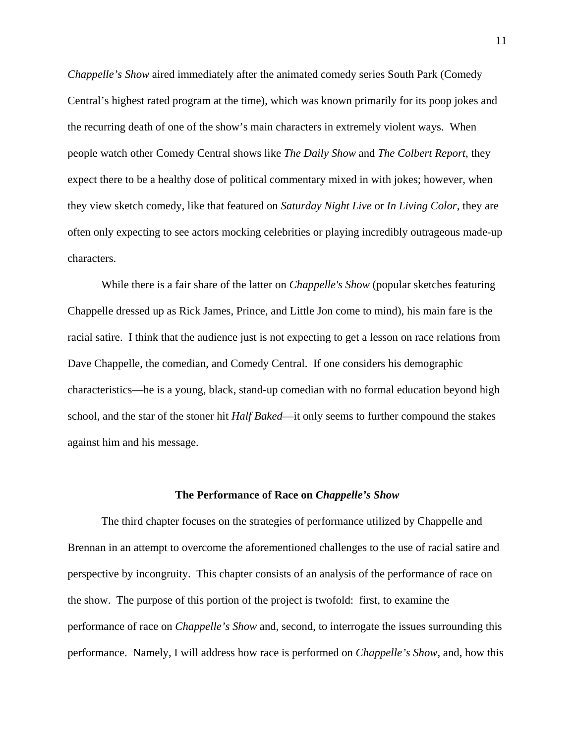*Chappelle's Show* aired immediately after the animated comedy series South Park (Comedy Central's highest rated program at the time), which was known primarily for its poop jokes and the recurring death of one of the show's main characters in extremely violent ways. When people watch other Comedy Central shows like *The Daily Show* and *The Colbert Report*, they expect there to be a healthy dose of political commentary mixed in with jokes; however, when they view sketch comedy, like that featured on *Saturday Night Live* or *In Living Color*, they are often only expecting to see actors mocking celebrities or playing incredibly outrageous made-up characters.

While there is a fair share of the latter on *Chappelle's Show* (popular sketches featuring Chappelle dressed up as Rick James, Prince, and Little Jon come to mind), his main fare is the racial satire. I think that the audience just is not expecting to get a lesson on race relations from Dave Chappelle, the comedian, and Comedy Central. If one considers his demographic characteristics—he is a young, black, stand-up comedian with no formal education beyond high school, and the star of the stoner hit *Half Baked*—it only seems to further compound the stakes against him and his message.

## The Performance of Race on *Chappelle's Show*

The third chapter focuses on the strategies of performance utilized by Chappelle and Brennan in an attempt to overcome the aforementioned challenges to the use of racial satire and perspective by incongruity. This chapter consists of an analysis of the performance of race on the show. The purpose of this portion of the project is twofold: first, to examine the performance of race on *Chappelle's Show* and, second, to interrogate the issues surrounding this performance. Namely, I will address how race is performed on *Chappelle's Show*, and, how this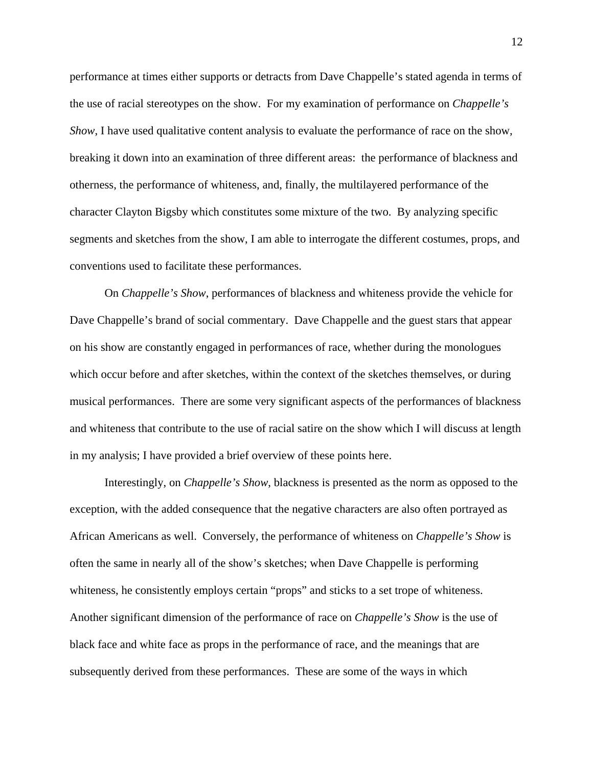performance at times either supports or detracts from Dave Chappelle's stated agenda in terms of the use of racial stereotypes on the show. For my examination of performance on *Chappelle's Show*, I have used qualitative content analysis to evaluate the performance of race on the show, breaking it down into an examination of three different areas: the performance of blackness and otherness, the performance of whiteness, and, finally, the multilayered performance of the character Clayton Bigsby which constitutes some mixture of the two. By analyzing specific segments and sketches from the show, I am able to interrogate the different costumes, props, and conventions used to facilitate these performances.

On *Chappelle's Show*, performances of blackness and whiteness provide the vehicle for Dave Chappelle's brand of social commentary. Dave Chappelle and the guest stars that appear on his show are constantly engaged in performances of race, whether during the monologues which occur before and after sketches, within the context of the sketches themselves, or during musical performances. There are some very significant aspects of the performances of blackness and whiteness that contribute to the use of racial satire on the show which I will discuss at length in my analysis; I have provided a brief overview of these points here.

Interestingly, on *Chappelle's Show,* blackness is presented as the norm as opposed to the exception, with the added consequence that the negative characters are also often portrayed as African Americans as well. Conversely, the performance of whiteness on *Chappelle's Show* is often the same in nearly all of the show's sketches; when Dave Chappelle is performing whiteness, he consistently employs certain "props" and sticks to a set trope of whiteness. Another significant dimension of the performance of race on *Chappelle's Show* is the use of black face and white face as props in the performance of race, and the meanings that are subsequently derived from these performances. These are some of the ways in which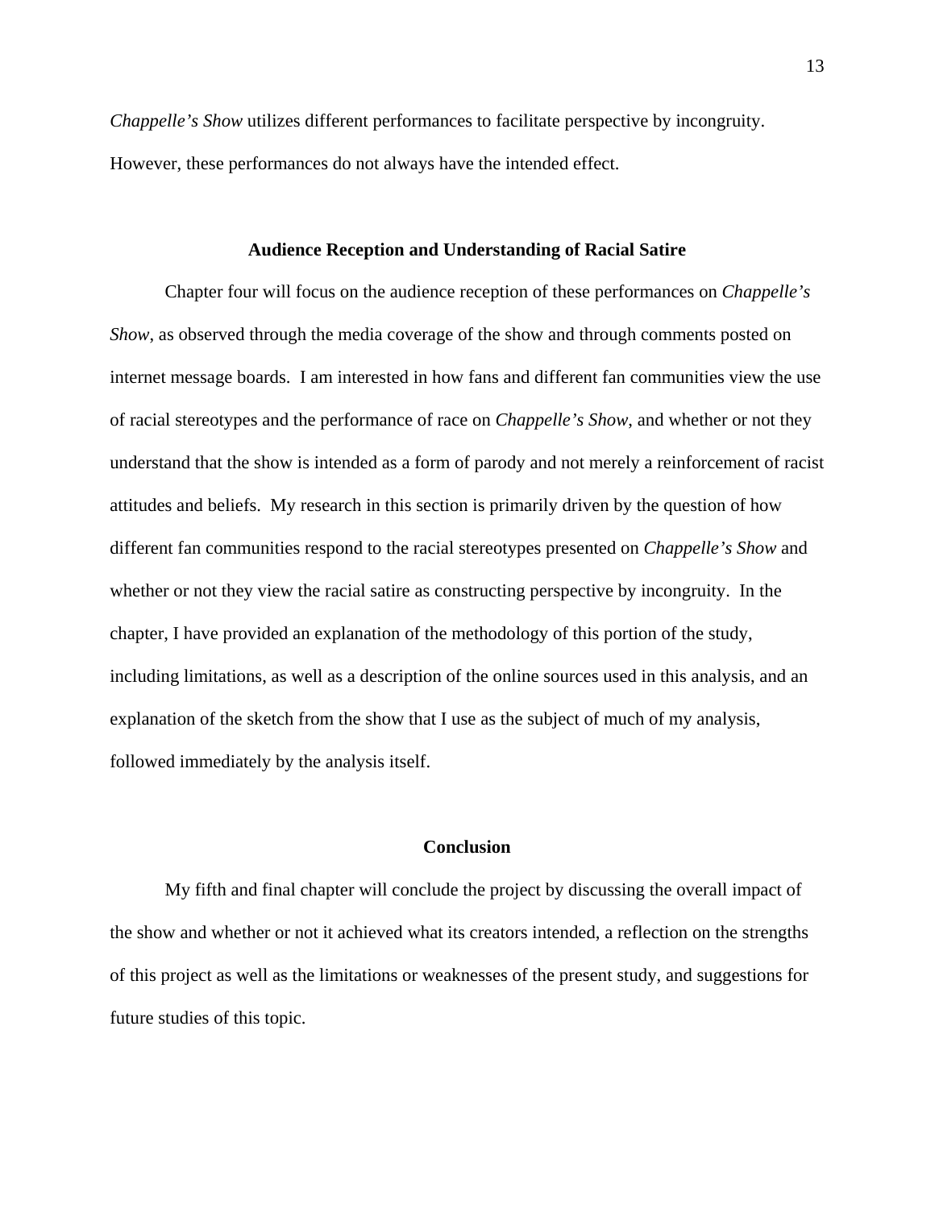*Chappelle's Show* utilizes different performances to facilitate perspective by incongruity. However, these performances do not always have the intended effect.

### Audience Reception and Understanding of Racial Satire

Chapter four will focus on the audience reception of these performances on *Chappelle's Show*, as observed through the media coverage of the show and through comments posted on internet message boards. I am interested in how fans and different fan communities view the use of racial stereotypes and the performance of race on *Chappelle's Show*, and whether or not they understand that the show is intended as a form of parody and not merely a reinforcement of racist attitudes and beliefs. My research in this section is primarily driven by the question of how different fan communities respond to the racial stereotypes presented on *Chappelle's Show* and whether or not they view the racial satire as constructing perspective by incongruity. In the chapter, I have provided an explanation of the methodology of this portion of the study, including limitations, as well as a description of the online sources used in this analysis, and an explanation of the sketch from the show that I use as the subject of much of my analysis, followed immediately by the analysis itself.

### Conclusion

My fifth and final chapter will conclude the project by discussing the overall impact of the show and whether or not it achieved what its creators intended, a reflection on the strengths of this project as well as the limitations or weaknesses of the present study, and suggestions for future studies of this topic.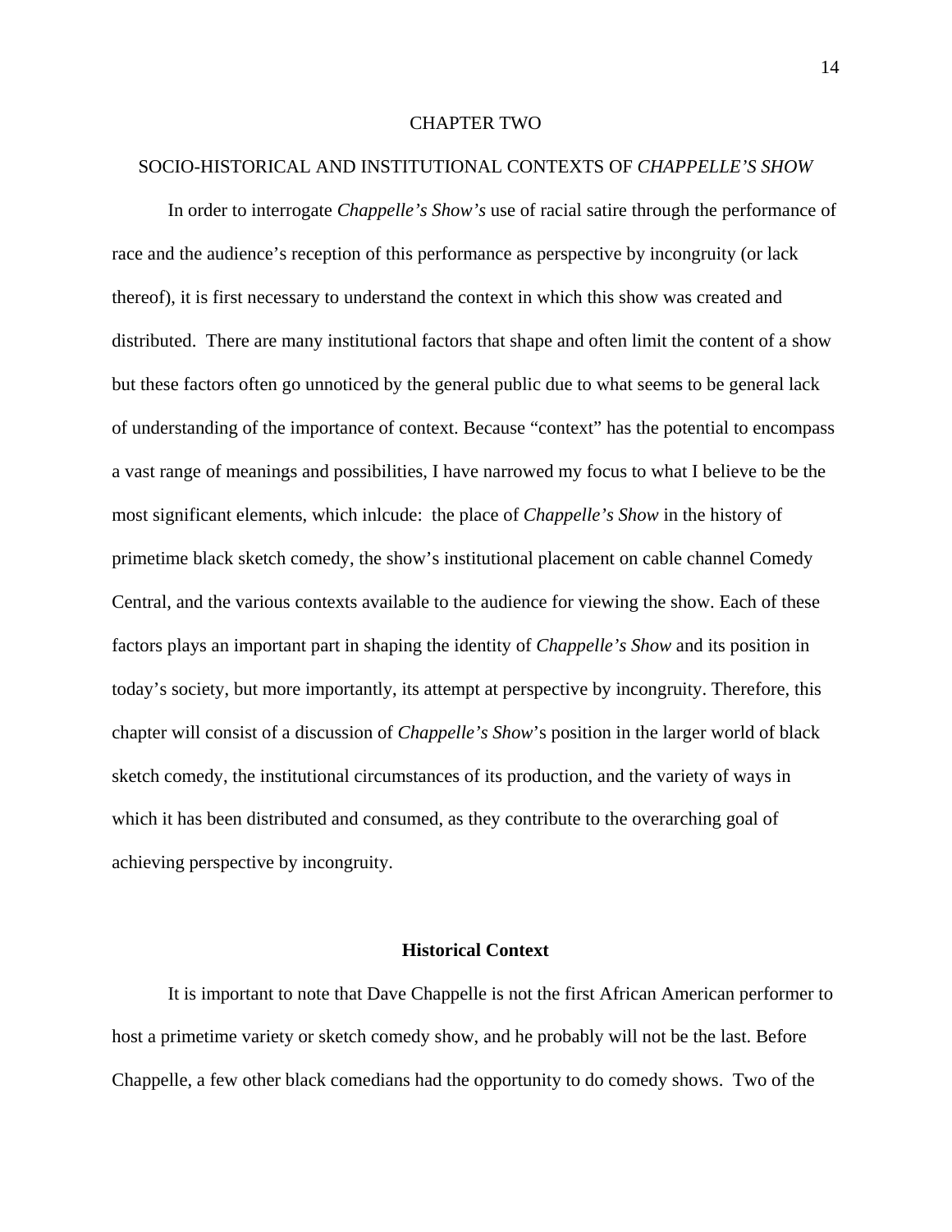# CHAPTER TWO

## SOCIO-HISTORICAL AND INSTITUTIONAL CONTEXTS OF *CHAPPELLE'S SHOW*

In order to interrogate *Chappelle's Show's* use of racial satire through the performance of race and the audience's reception of this performance as perspective by incongruity (or lack thereof), it is first necessary to understand the context in which this show was created and distributed. There are many institutional factors that shape and often limit the content of a show but these factors often go unnoticed by the general public due to what seems to be general lack of understanding of the importance of context. Because "context" has the potential to encompass a vast range of meanings and possibilities, I have narrowed my focus to what I believe to be the most significant elements, which inlcude: the place of *Chappelle's Show* in the history of primetime black sketch comedy, the show's institutional placement on cable channel Comedy Central, and the various contexts available to the audience for viewing the show. Each of these factors plays an important part in shaping the identity of *Chappelle's Show* and its position in today's society, but more importantly, its attempt at perspective by incongruity. Therefore, this chapter will consist of a discussion of *Chappelle's Show*'s position in the larger world of black sketch comedy, the institutional circumstances of its production, and the variety of ways in which it has been distributed and consumed, as they contribute to the overarching goal of achieving perspective by incongruity.

### Historical Context

It is important to note that Dave Chappelle is not the first African American performer to host a primetime variety or sketch comedy show, and he probably will not be the last. Before Chappelle, a few other black comedians had the opportunity to do comedy shows. Two of the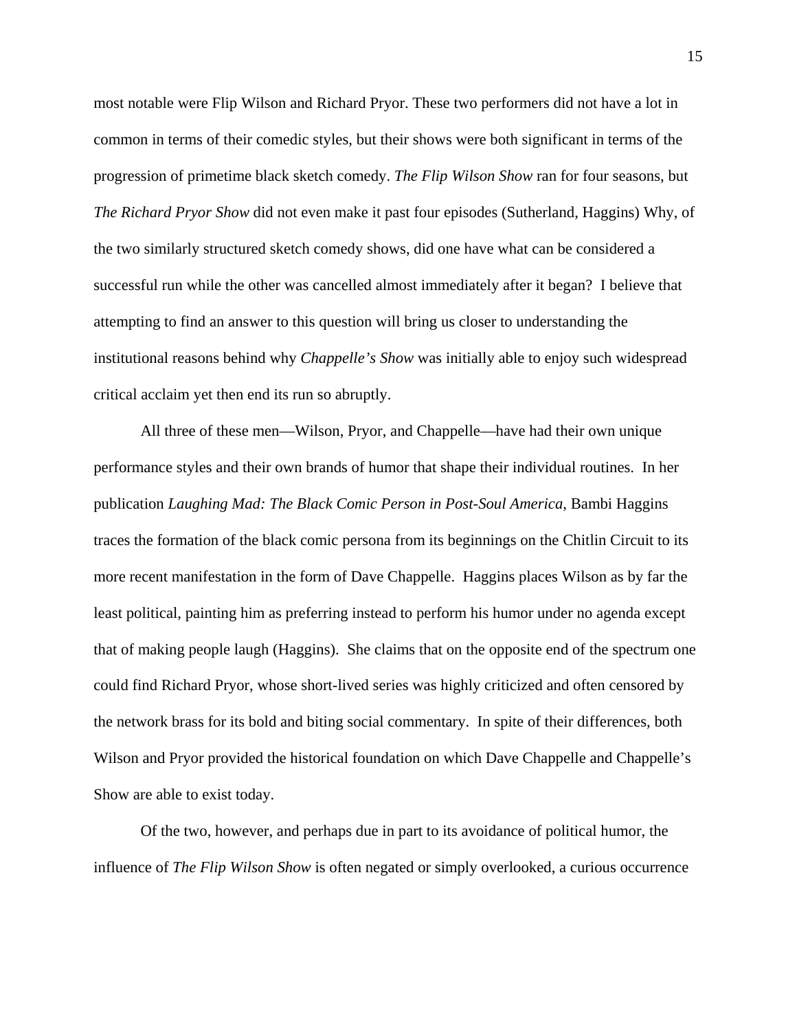most notable were Flip Wilson and Richard Pryor. These two performers did not have a lot in common in terms of their comedic styles, but their shows were both significant in terms of the progression of primetime black sketch comedy. *The Flip Wilson Show* ran for four seasons, but *The Richard Pryor Show* did not even make it past four episodes (Sutherland, Haggins) Why, of the two similarly structured sketch comedy shows, did one have what can be considered a successful run while the other was cancelled almost immediately after it began?  I believe that attempting to find an answer to this question will bring us closer to understanding the institutional reasons behind why *Chappelle's Show* was initially able to enjoy such widespread critical acclaim yet then end its run so abruptly.

All three of these men—Wilson, Pryor, and Chappelle—have had their own unique performance styles and their own brands of humor that shape their individual routines.  In her publication *Laughing Mad: The Black Comic Person in Post-Soul America*, Bambi Haggins traces the formation of the black comic persona from its beginnings on the Chitlin Circuit to its more recent manifestation in the form of Dave Chappelle.  Haggins places Wilson as by far the least political, painting him as preferring instead to perform his humor under no agenda except that of making people laugh (Haggins).  She claims that on the opposite end of the spectrum one could find Richard Pryor, whose short-lived series was highly criticized and often censored by the network brass for its bold and biting social commentary.  In spite of their differences, both Wilson and Pryor provided the historical foundation on which Dave Chappelle and Chappelle's Show are able to exist today.

Of the two, however, and perhaps due in part to its avoidance of political humor, the influence of *The Flip Wilson Show* is often negated or simply overlooked, a curious occurrence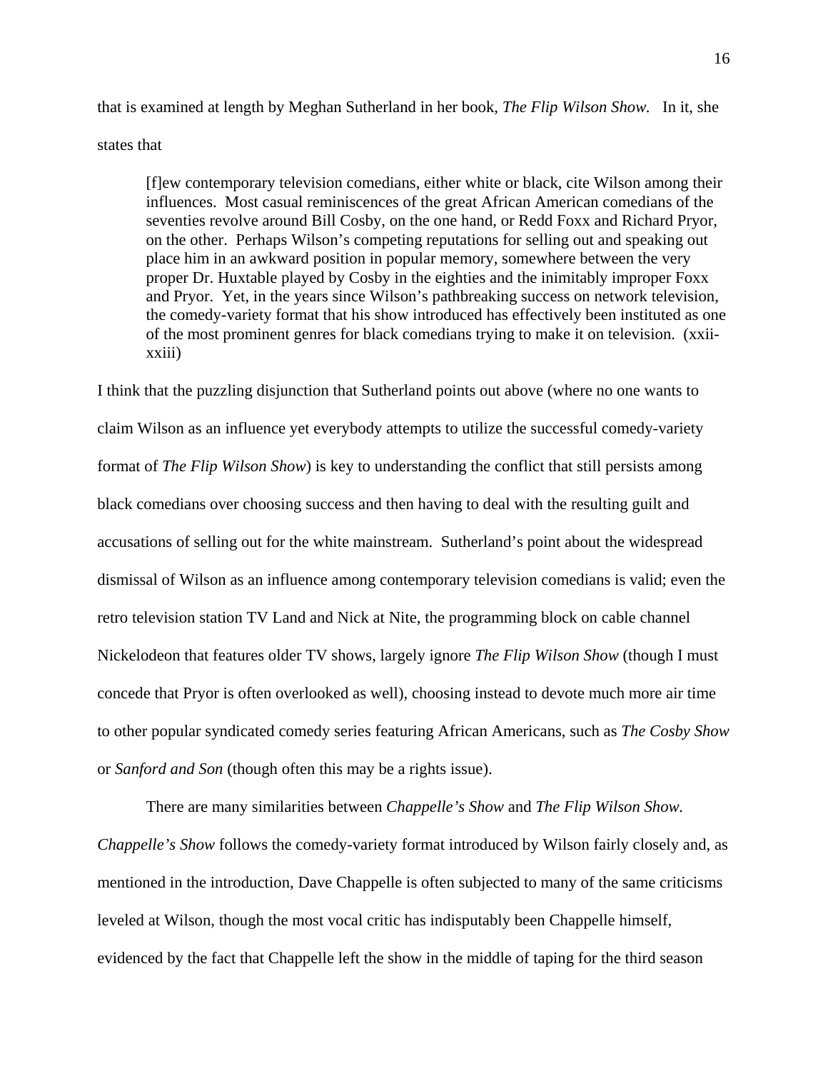that is examined at length by Meghan Sutherland in her book, *The Flip Wilson Show.* In it, she states that

> [f]ew contemporary television comedians, either white or black, cite Wilson among their influences. Most casual reminiscences of the great African American comedians of the seventies revolve around Bill Cosby, on the one hand, or Redd Foxx and Richard Pryor, on the other. Perhaps Wilson's competing reputations for selling out and speaking out place him in an awkward position in popular memory, somewhere between the very proper Dr. Huxtable played by Cosby in the eighties and the inimitably improper Foxx and Pryor. Yet, in the years since Wilson's pathbreaking success on network television, the comedy-variety format that his show introduced has effectively been instituted as one of the most prominent genres for black comedians trying to make it on television. (xxii-xxiii)

I think that the puzzling disjunction that Sutherland points out above (where no one wants to claim Wilson as an influence yet everybody attempts to utilize the successful comedy-variety format of *The Flip Wilson Show*) is key to understanding the conflict that still persists among black comedians over choosing success and then having to deal with the resulting guilt and accusations of selling out for the white mainstream. Sutherland's point about the widespread dismissal of Wilson as an influence among contemporary television comedians is valid; even the retro television station TV Land and Nick at Nite, the programming block on cable channel Nickelodeon that features older TV shows, largely ignore *The Flip Wilson Show* (though I must concede that Pryor is often overlooked as well), choosing instead to devote much more air time to other popular syndicated comedy series featuring African Americans, such as *The Cosby Show* or *Sanford and Son* (though often this may be a rights issue).

There are many similarities between *Chappelle's Show* and *The Flip Wilson Show. Chappelle's Show* follows the comedy-variety format introduced by Wilson fairly closely and, as mentioned in the introduction, Dave Chappelle is often subjected to many of the same criticisms leveled at Wilson, though the most vocal critic has indisputably been Chappelle himself, evidenced by the fact that Chappelle left the show in the middle of taping for the third season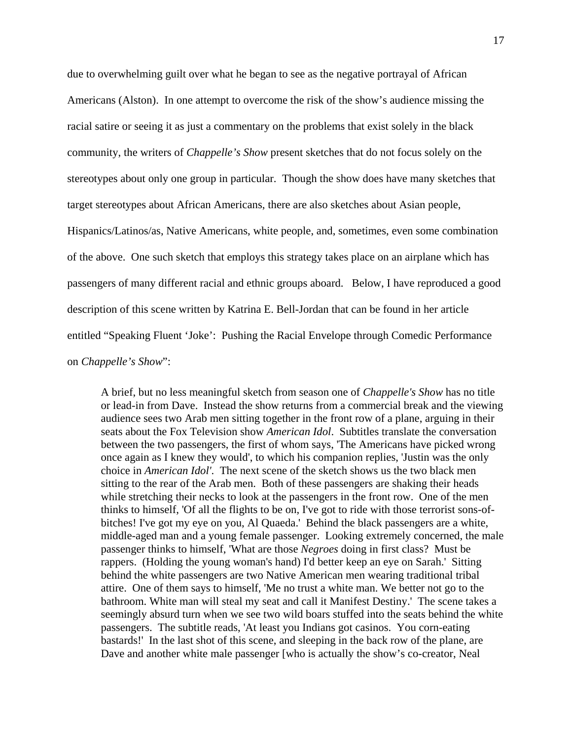due to overwhelming guilt over what he began to see as the negative portrayal of African Americans (Alston). In one attempt to overcome the risk of the show's audience missing the racial satire or seeing it as just a commentary on the problems that exist solely in the black community, the writers of *Chappelle's Show* present sketches that do not focus solely on the stereotypes about only one group in particular. Though the show does have many sketches that target stereotypes about African Americans, there are also sketches about Asian people, Hispanics/Latinos/as, Native Americans, white people, and, sometimes, even some combination of the above. One such sketch that employs this strategy takes place on an airplane which has passengers of many different racial and ethnic groups aboard. Below, I have reproduced a good description of this scene written by Katrina E. Bell-Jordan that can be found in her article entitled "Speaking Fluent 'Joke': Pushing the Racial Envelope through Comedic Performance on *Chappelle's Show*":

> A brief, but no less meaningful sketch from season one of *Chappelle's Show* has no title or lead-in from Dave. Instead the show returns from a commercial break and the viewing audience sees two Arab men sitting together in the front row of a plane, arguing in their seats about the Fox Television show *American Idol*. Subtitles translate the conversation between the two passengers, the first of whom says, 'The Americans have picked wrong once again as I knew they would', to which his companion replies, 'Justin was the only choice in *American Idol'*. The next scene of the sketch shows us the two black men sitting to the rear of the Arab men. Both of these passengers are shaking their heads while stretching their necks to look at the passengers in the front row. One of the men thinks to himself, 'Of all the flights to be on, I've got to ride with those terrorist sons-of-bitches! I've got my eye on you, Al Quaeda.' Behind the black passengers are a white, middle-aged man and a young female passenger. Looking extremely concerned, the male passenger thinks to himself, 'What are those *Negroes* doing in first class? Must be rappers. (Holding the young woman's hand) I'd better keep an eye on Sarah.' Sitting behind the white passengers are two Native American men wearing traditional tribal attire. One of them says to himself, 'Me no trust a white man. We better not go to the bathroom. White man will steal my seat and call it Manifest Destiny.' The scene takes a seemingly absurd turn when we see two wild boars stuffed into the seats behind the white passengers. The subtitle reads, 'At least you Indians got casinos. You corn-eating bastards!' In the last shot of this scene, and sleeping in the back row of the plane, are Dave and another white male passenger [who is actually the show's co-creator, Neal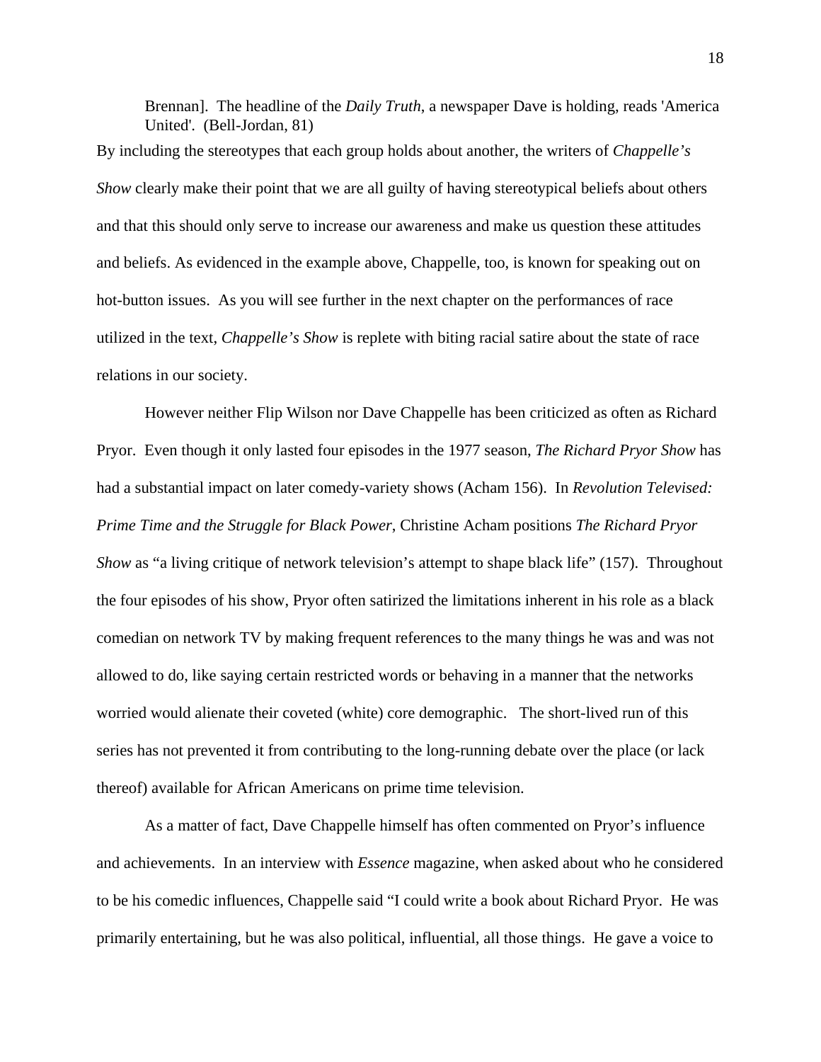> Brennan]. The headline of the *Daily Truth*, a newspaper Dave is holding, reads 'America United'. (Bell-Jordan, 81)

By including the stereotypes that each group holds about another, the writers of *Chappelle's Show* clearly make their point that we are all guilty of having stereotypical beliefs about others and that this should only serve to increase our awareness and make us question these attitudes and beliefs. As evidenced in the example above, Chappelle, too, is known for speaking out on hot-button issues. As you will see further in the next chapter on the performances of race utilized in the text, *Chappelle's Show* is replete with biting racial satire about the state of race relations in our society.

However neither Flip Wilson nor Dave Chappelle has been criticized as often as Richard Pryor. Even though it only lasted four episodes in the 1977 season, *The Richard Pryor Show* has had a substantial impact on later comedy-variety shows (Acham 156). In *Revolution Televised: Prime Time and the Struggle for Black Power*, Christine Acham positions *The Richard Pryor Show* as "a living critique of network television's attempt to shape black life" (157). Throughout the four episodes of his show, Pryor often satirized the limitations inherent in his role as a black comedian on network TV by making frequent references to the many things he was and was not allowed to do, like saying certain restricted words or behaving in a manner that the networks worried would alienate their coveted (white) core demographic. The short-lived run of this series has not prevented it from contributing to the long-running debate over the place (or lack thereof) available for African Americans on prime time television.

As a matter of fact, Dave Chappelle himself has often commented on Pryor's influence and achievements. In an interview with *Essence* magazine, when asked about who he considered to be his comedic influences, Chappelle said "I could write a book about Richard Pryor. He was primarily entertaining, but he was also political, influential, all those things. He gave a voice to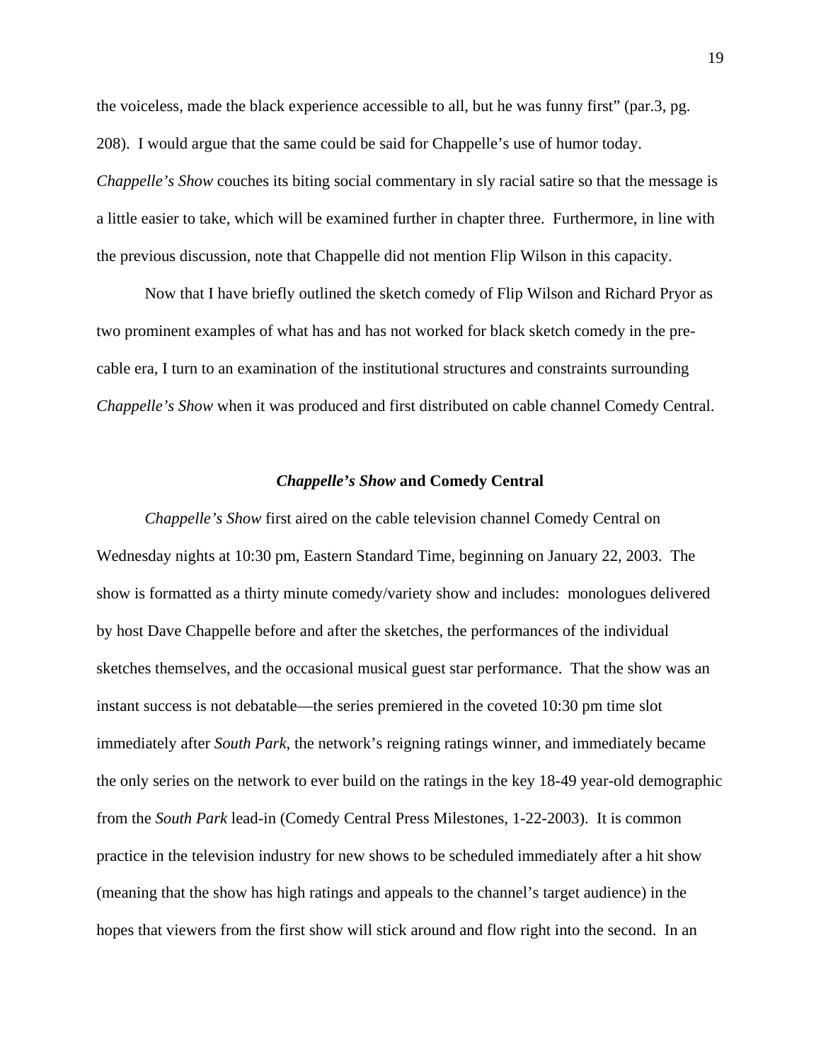the voiceless, made the black experience accessible to all, but he was funny first" (par.3, pg. 208). I would argue that the same could be said for Chappelle's use of humor today. *Chappelle's Show* couches its biting social commentary in sly racial satire so that the message is a little easier to take, which will be examined further in chapter three. Furthermore, in line with the previous discussion, note that Chappelle did not mention Flip Wilson in this capacity.

Now that I have briefly outlined the sketch comedy of Flip Wilson and Richard Pryor as two prominent examples of what has and has not worked for black sketch comedy in the pre-cable era, I turn to an examination of the institutional structures and constraints surrounding *Chappelle's Show* when it was produced and first distributed on cable channel Comedy Central.

### ***Chappelle's Show* and Comedy Central**

*Chappelle's Show* first aired on the cable television channel Comedy Central on Wednesday nights at 10:30 pm, Eastern Standard Time, beginning on January 22, 2003. The show is formatted as a thirty minute comedy/variety show and includes: monologues delivered by host Dave Chappelle before and after the sketches, the performances of the individual sketches themselves, and the occasional musical guest star performance. That the show was an instant success is not debatable—the series premiered in the coveted 10:30 pm time slot immediately after *South Park*, the network's reigning ratings winner, and immediately became the only series on the network to ever build on the ratings in the key 18-49 year-old demographic from the *South Park* lead-in (Comedy Central Press Milestones, 1-22-2003). It is common practice in the television industry for new shows to be scheduled immediately after a hit show (meaning that the show has high ratings and appeals to the channel's target audience) in the hopes that viewers from the first show will stick around and flow right into the second. In an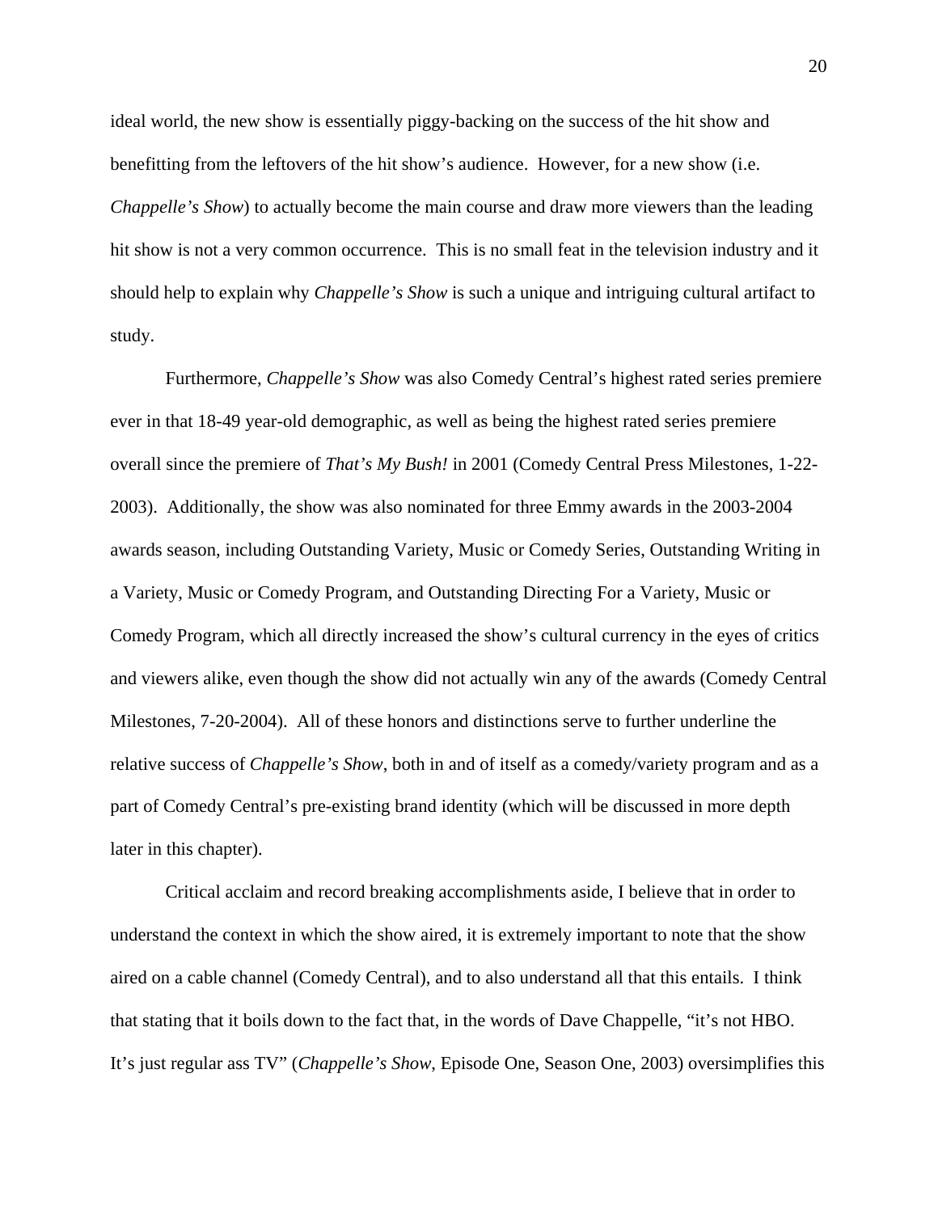ideal world, the new show is essentially piggy-backing on the success of the hit show and benefitting from the leftovers of the hit show's audience. However, for a new show (i.e. *Chappelle's Show*) to actually become the main course and draw more viewers than the leading hit show is not a very common occurrence. This is no small feat in the television industry and it should help to explain why *Chappelle's Show* is such a unique and intriguing cultural artifact to study.

Furthermore, *Chappelle's Show* was also Comedy Central's highest rated series premiere ever in that 18-49 year-old demographic, as well as being the highest rated series premiere overall since the premiere of *That's My Bush!* in 2001 (Comedy Central Press Milestones, 1-22-2003). Additionally, the show was also nominated for three Emmy awards in the 2003-2004 awards season, including Outstanding Variety, Music or Comedy Series, Outstanding Writing in a Variety, Music or Comedy Program, and Outstanding Directing For a Variety, Music or Comedy Program, which all directly increased the show's cultural currency in the eyes of critics and viewers alike, even though the show did not actually win any of the awards (Comedy Central Milestones, 7-20-2004). All of these honors and distinctions serve to further underline the relative success of *Chappelle's Show*, both in and of itself as a comedy/variety program and as a part of Comedy Central's pre-existing brand identity (which will be discussed in more depth later in this chapter).

Critical acclaim and record breaking accomplishments aside, I believe that in order to understand the context in which the show aired, it is extremely important to note that the show aired on a cable channel (Comedy Central), and to also understand all that this entails. I think that stating that it boils down to the fact that, in the words of Dave Chappelle, "it's not HBO. It's just regular ass TV" (*Chappelle's Show*, Episode One, Season One, 2003) oversimplifies this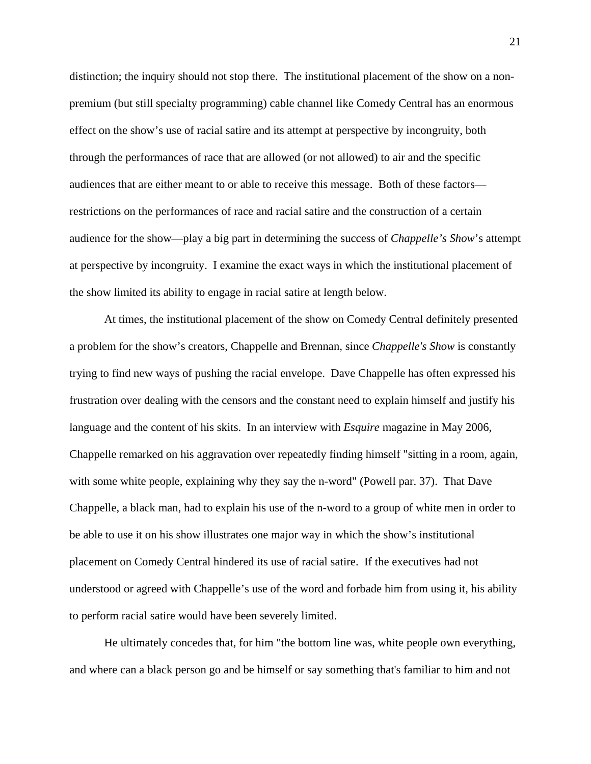distinction; the inquiry should not stop there. The institutional placement of the show on a non-premium (but still specialty programming) cable channel like Comedy Central has an enormous effect on the show's use of racial satire and its attempt at perspective by incongruity, both through the performances of race that are allowed (or not allowed) to air and the specific audiences that are either meant to or able to receive this message. Both of these factors—restrictions on the performances of race and racial satire and the construction of a certain audience for the show—play a big part in determining the success of *Chappelle's Show*'s attempt at perspective by incongruity. I examine the exact ways in which the institutional placement of the show limited its ability to engage in racial satire at length below.

At times, the institutional placement of the show on Comedy Central definitely presented a problem for the show's creators, Chappelle and Brennan, since *Chappelle's Show* is constantly trying to find new ways of pushing the racial envelope. Dave Chappelle has often expressed his frustration over dealing with the censors and the constant need to explain himself and justify his language and the content of his skits. In an interview with *Esquire* magazine in May 2006, Chappelle remarked on his aggravation over repeatedly finding himself "sitting in a room, again, with some white people, explaining why they say the n-word" (Powell par. 37). That Dave Chappelle, a black man, had to explain his use of the n-word to a group of white men in order to be able to use it on his show illustrates one major way in which the show's institutional placement on Comedy Central hindered its use of racial satire. If the executives had not understood or agreed with Chappelle's use of the word and forbade him from using it, his ability to perform racial satire would have been severely limited.

He ultimately concedes that, for him "the bottom line was, white people own everything, and where can a black person go and be himself or say something that's familiar to him and not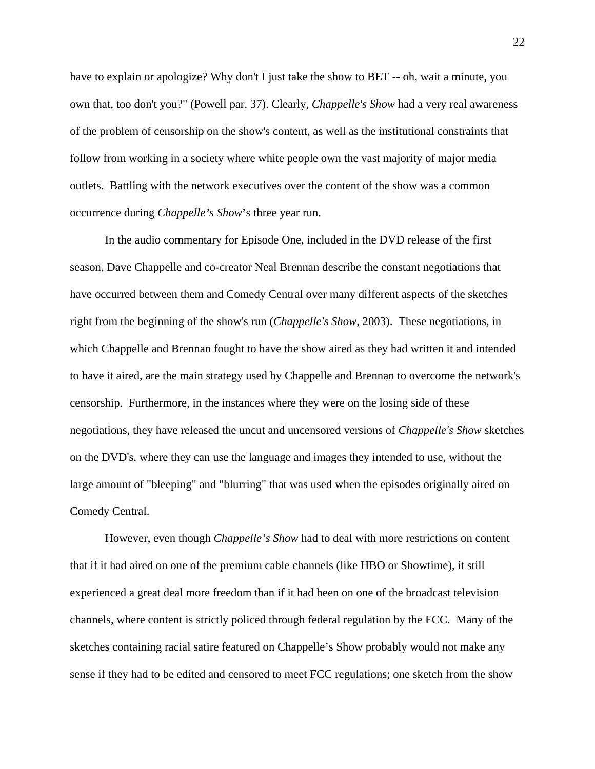have to explain or apologize? Why don't I just take the show to BET -- oh, wait a minute, you own that, too don't you?" (Powell par. 37). Clearly, *Chappelle's Show* had a very real awareness of the problem of censorship on the show's content, as well as the institutional constraints that follow from working in a society where white people own the vast majority of major media outlets. Battling with the network executives over the content of the show was a common occurrence during *Chappelle's Show*'s three year run.

In the audio commentary for Episode One, included in the DVD release of the first season, Dave Chappelle and co-creator Neal Brennan describe the constant negotiations that have occurred between them and Comedy Central over many different aspects of the sketches right from the beginning of the show's run (*Chappelle's Show*, 2003). These negotiations, in which Chappelle and Brennan fought to have the show aired as they had written it and intended to have it aired, are the main strategy used by Chappelle and Brennan to overcome the network's censorship. Furthermore, in the instances where they were on the losing side of these negotiations, they have released the uncut and uncensored versions of *Chappelle's Show* sketches on the DVD's, where they can use the language and images they intended to use, without the large amount of "bleeping" and "blurring" that was used when the episodes originally aired on Comedy Central.

However, even though *Chappelle's Show* had to deal with more restrictions on content that if it had aired on one of the premium cable channels (like HBO or Showtime), it still experienced a great deal more freedom than if it had been on one of the broadcast television channels, where content is strictly policed through federal regulation by the FCC. Many of the sketches containing racial satire featured on Chappelle's Show probably would not make any sense if they had to be edited and censored to meet FCC regulations; one sketch from the show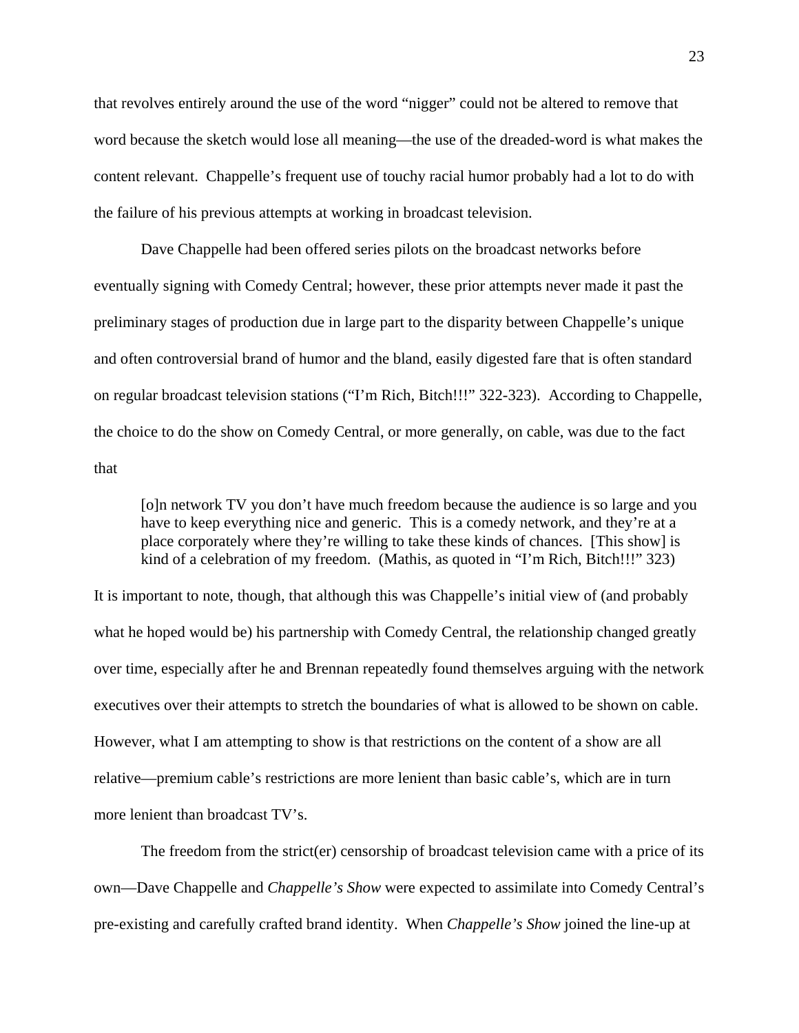that revolves entirely around the use of the word "nigger" could not be altered to remove that word because the sketch would lose all meaning—the use of the dreaded-word is what makes the content relevant. Chappelle's frequent use of touchy racial humor probably had a lot to do with the failure of his previous attempts at working in broadcast television.

Dave Chappelle had been offered series pilots on the broadcast networks before eventually signing with Comedy Central; however, these prior attempts never made it past the preliminary stages of production due in large part to the disparity between Chappelle's unique and often controversial brand of humor and the bland, easily digested fare that is often standard on regular broadcast television stations ("I'm Rich, Bitch!!!" 322-323). According to Chappelle, the choice to do the show on Comedy Central, or more generally, on cable, was due to the fact that

> [o]n network TV you don't have much freedom because the audience is so large and you have to keep everything nice and generic. This is a comedy network, and they're at a place corporately where they're willing to take these kinds of chances. [This show] is kind of a celebration of my freedom. (Mathis, as quoted in "I'm Rich, Bitch!!!" 323)

It is important to note, though, that although this was Chappelle's initial view of (and probably what he hoped would be) his partnership with Comedy Central, the relationship changed greatly over time, especially after he and Brennan repeatedly found themselves arguing with the network executives over their attempts to stretch the boundaries of what is allowed to be shown on cable. However, what I am attempting to show is that restrictions on the content of a show are all relative—premium cable's restrictions are more lenient than basic cable's, which are in turn more lenient than broadcast TV's.

The freedom from the strict(er) censorship of broadcast television came with a price of its own—Dave Chappelle and *Chappelle's Show* were expected to assimilate into Comedy Central's pre-existing and carefully crafted brand identity. When *Chappelle's Show* joined the line-up at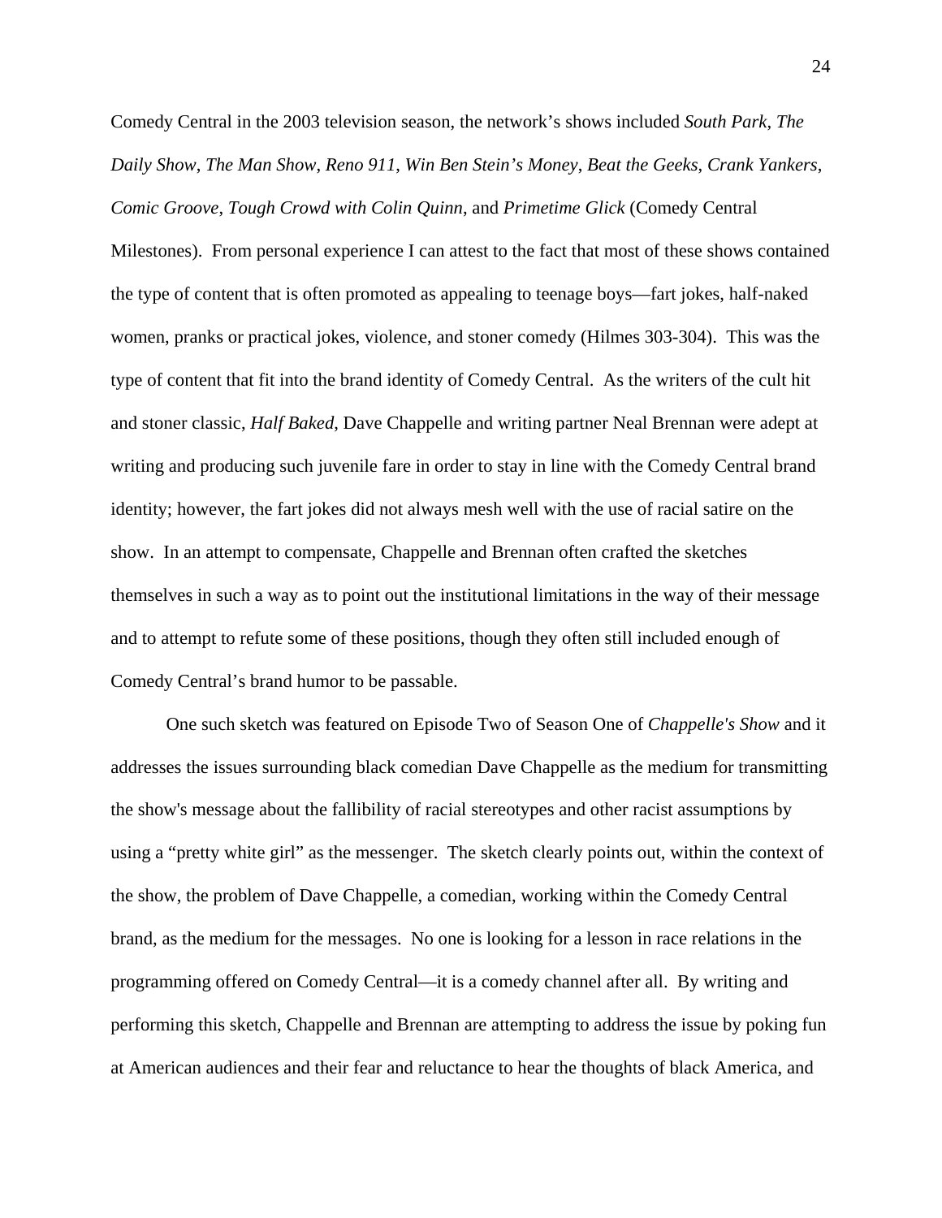Comedy Central in the 2003 television season, the network's shows included *South Park*, *The Daily Show*, *The Man Show*, *Reno 911*, *Win Ben Stein's Money*, *Beat the Geeks*, *Crank Yankers*, *Comic Groove*, *Tough Crowd with Colin Quinn*, and *Primetime Glick* (Comedy Central Milestones). From personal experience I can attest to the fact that most of these shows contained the type of content that is often promoted as appealing to teenage boys—fart jokes, half-naked women, pranks or practical jokes, violence, and stoner comedy (Hilmes 303-304). This was the type of content that fit into the brand identity of Comedy Central. As the writers of the cult hit and stoner classic, *Half Baked,* Dave Chappelle and writing partner Neal Brennan were adept at writing and producing such juvenile fare in order to stay in line with the Comedy Central brand identity; however, the fart jokes did not always mesh well with the use of racial satire on the show. In an attempt to compensate, Chappelle and Brennan often crafted the sketches themselves in such a way as to point out the institutional limitations in the way of their message and to attempt to refute some of these positions, though they often still included enough of Comedy Central's brand humor to be passable.

One such sketch was featured on Episode Two of Season One of *Chappelle's Show* and it addresses the issues surrounding black comedian Dave Chappelle as the medium for transmitting the show's message about the fallibility of racial stereotypes and other racist assumptions by using a "pretty white girl" as the messenger. The sketch clearly points out, within the context of the show, the problem of Dave Chappelle, a comedian, working within the Comedy Central brand, as the medium for the messages. No one is looking for a lesson in race relations in the programming offered on Comedy Central—it is a comedy channel after all. By writing and performing this sketch, Chappelle and Brennan are attempting to address the issue by poking fun at American audiences and their fear and reluctance to hear the thoughts of black America, and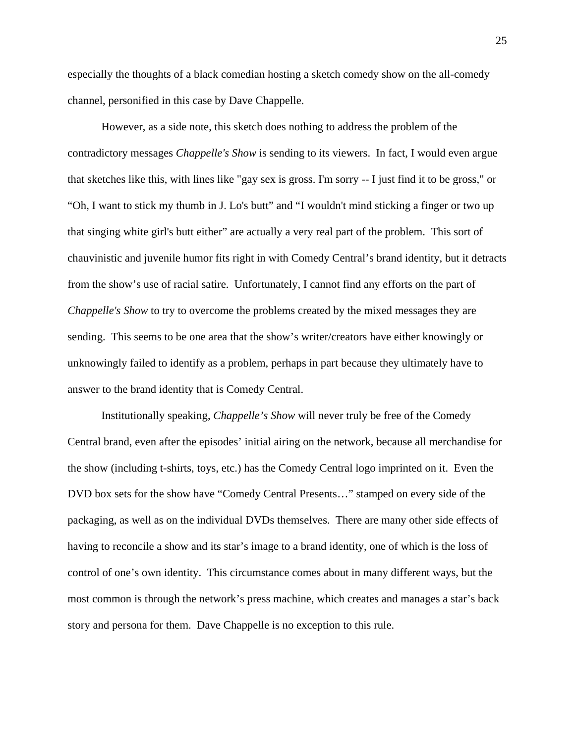especially the thoughts of a black comedian hosting a sketch comedy show on the all-comedy channel, personified in this case by Dave Chappelle.

However, as a side note, this sketch does nothing to address the problem of the contradictory messages *Chappelle's Show* is sending to its viewers. In fact, I would even argue that sketches like this, with lines like "gay sex is gross. I'm sorry -- I just find it to be gross," or "Oh, I want to stick my thumb in J. Lo's butt" and "I wouldn't mind sticking a finger or two up that singing white girl's butt either" are actually a very real part of the problem. This sort of chauvinistic and juvenile humor fits right in with Comedy Central's brand identity, but it detracts from the show's use of racial satire. Unfortunately, I cannot find any efforts on the part of *Chappelle's Show* to try to overcome the problems created by the mixed messages they are sending. This seems to be one area that the show's writer/creators have either knowingly or unknowingly failed to identify as a problem, perhaps in part because they ultimately have to answer to the brand identity that is Comedy Central.

Institutionally speaking, *Chappelle's Show* will never truly be free of the Comedy Central brand, even after the episodes' initial airing on the network, because all merchandise for the show (including t-shirts, toys, etc.) has the Comedy Central logo imprinted on it. Even the DVD box sets for the show have "Comedy Central Presents…" stamped on every side of the packaging, as well as on the individual DVDs themselves. There are many other side effects of having to reconcile a show and its star's image to a brand identity, one of which is the loss of control of one's own identity. This circumstance comes about in many different ways, but the most common is through the network's press machine, which creates and manages a star's back story and persona for them. Dave Chappelle is no exception to this rule.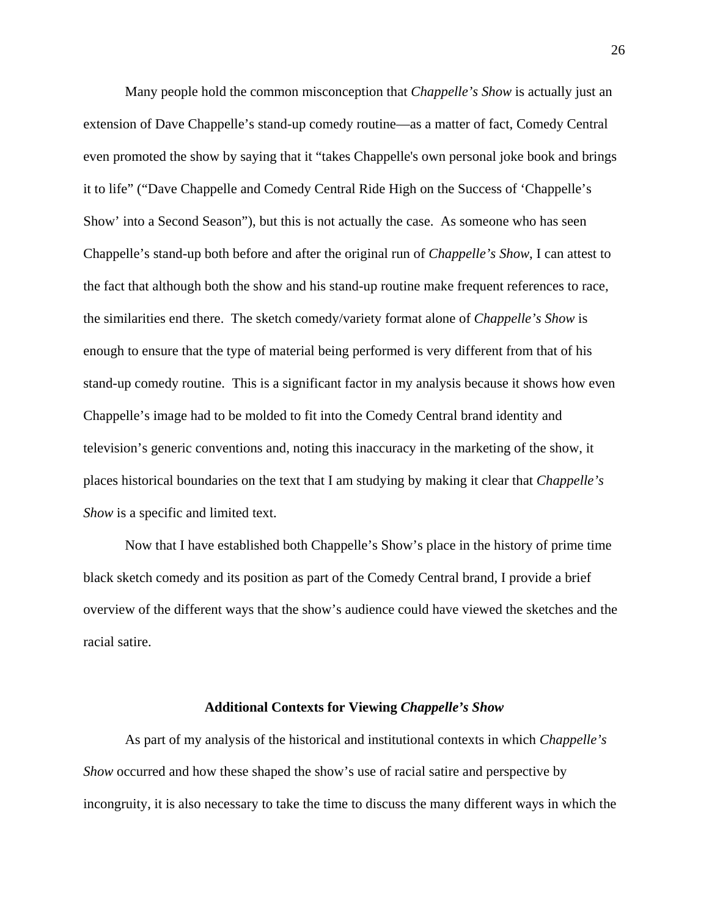Many people hold the common misconception that *Chappelle's Show* is actually just an extension of Dave Chappelle's stand-up comedy routine—as a matter of fact, Comedy Central even promoted the show by saying that it "takes Chappelle's own personal joke book and brings it to life" ("Dave Chappelle and Comedy Central Ride High on the Success of 'Chappelle's Show' into a Second Season"), but this is not actually the case. As someone who has seen Chappelle's stand-up both before and after the original run of *Chappelle's Show*, I can attest to the fact that although both the show and his stand-up routine make frequent references to race, the similarities end there. The sketch comedy/variety format alone of *Chappelle's Show* is enough to ensure that the type of material being performed is very different from that of his stand-up comedy routine. This is a significant factor in my analysis because it shows how even Chappelle's image had to be molded to fit into the Comedy Central brand identity and television's generic conventions and, noting this inaccuracy in the marketing of the show, it places historical boundaries on the text that I am studying by making it clear that *Chappelle's Show* is a specific and limited text.

Now that I have established both Chappelle's Show's place in the history of prime time black sketch comedy and its position as part of the Comedy Central brand, I provide a brief overview of the different ways that the show's audience could have viewed the sketches and the racial satire.

## Additional Contexts for Viewing *Chappelle's Show*

As part of my analysis of the historical and institutional contexts in which *Chappelle's Show* occurred and how these shaped the show's use of racial satire and perspective by incongruity, it is also necessary to take the time to discuss the many different ways in which the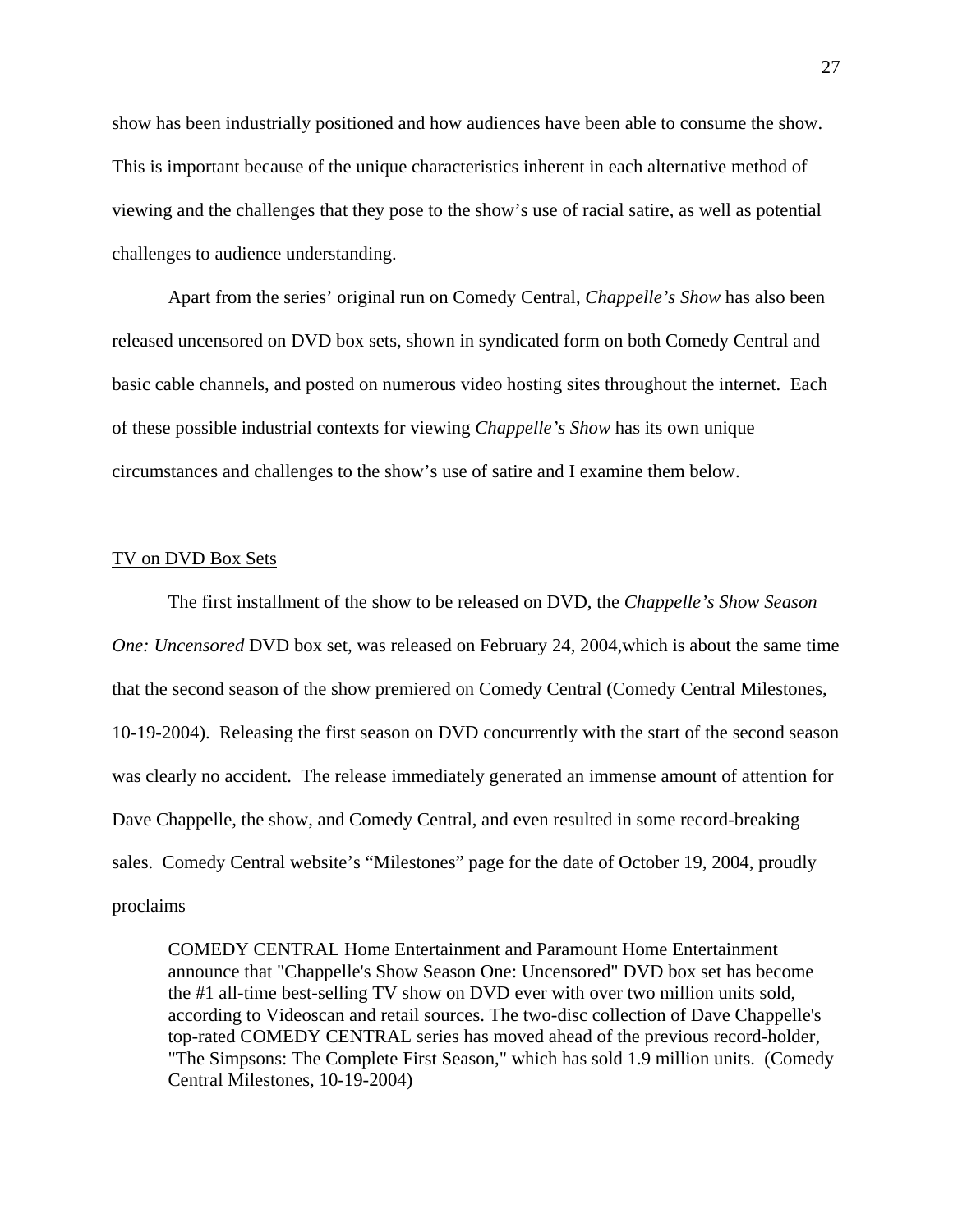show has been industrially positioned and how audiences have been able to consume the show. This is important because of the unique characteristics inherent in each alternative method of viewing and the challenges that they pose to the show's use of racial satire, as well as potential challenges to audience understanding.

Apart from the series' original run on Comedy Central, *Chappelle's Show* has also been released uncensored on DVD box sets, shown in syndicated form on both Comedy Central and basic cable channels, and posted on numerous video hosting sites throughout the internet. Each of these possible industrial contexts for viewing *Chappelle's Show* has its own unique circumstances and challenges to the show's use of satire and I examine them below.

<u>TV on DVD Box Sets</u>

The first installment of the show to be released on DVD, the *Chappelle's Show Season One: Uncensored* DVD box set, was released on February 24, 2004,which is about the same time that the second season of the show premiered on Comedy Central (Comedy Central Milestones, 10-19-2004). Releasing the first season on DVD concurrently with the start of the second season was clearly no accident. The release immediately generated an immense amount of attention for Dave Chappelle, the show, and Comedy Central, and even resulted in some record-breaking sales. Comedy Central website's "Milestones" page for the date of October 19, 2004, proudly proclaims

> COMEDY CENTRAL Home Entertainment and Paramount Home Entertainment announce that "Chappelle's Show Season One: Uncensored" DVD box set has become the #1 all-time best-selling TV show on DVD ever with over two million units sold, according to Videoscan and retail sources. The two-disc collection of Dave Chappelle's top-rated COMEDY CENTRAL series has moved ahead of the previous record-holder, "The Simpsons: The Complete First Season," which has sold 1.9 million units. (Comedy Central Milestones, 10-19-2004)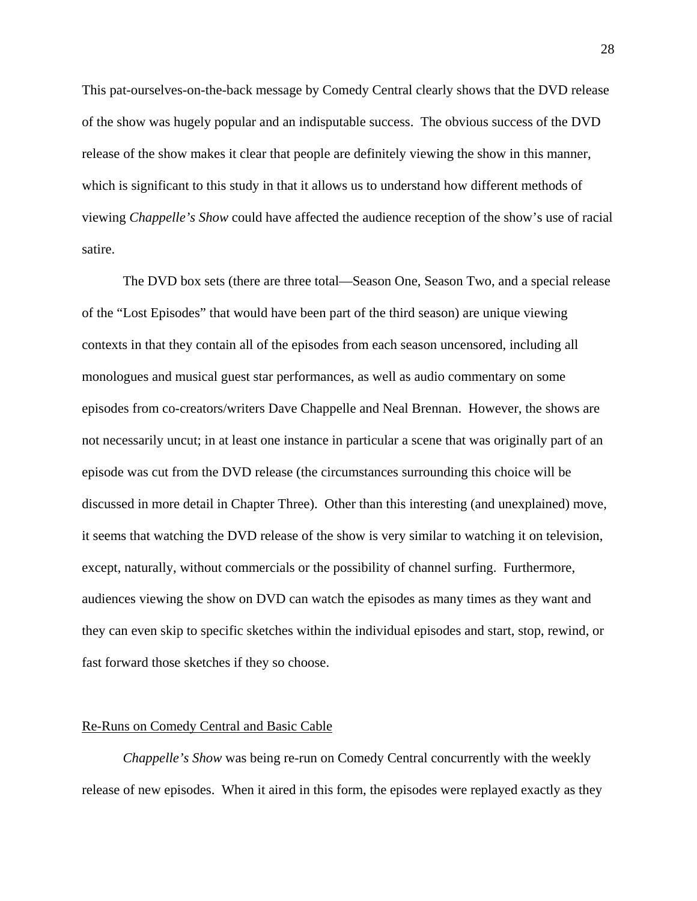This pat-ourselves-on-the-back message by Comedy Central clearly shows that the DVD release of the show was hugely popular and an indisputable success. The obvious success of the DVD release of the show makes it clear that people are definitely viewing the show in this manner, which is significant to this study in that it allows us to understand how different methods of viewing *Chappelle's Show* could have affected the audience reception of the show's use of racial satire.

The DVD box sets (there are three total—Season One, Season Two, and a special release of the "Lost Episodes" that would have been part of the third season) are unique viewing contexts in that they contain all of the episodes from each season uncensored, including all monologues and musical guest star performances, as well as audio commentary on some episodes from co-creators/writers Dave Chappelle and Neal Brennan. However, the shows are not necessarily uncut; in at least one instance in particular a scene that was originally part of an episode was cut from the DVD release (the circumstances surrounding this choice will be discussed in more detail in Chapter Three). Other than this interesting (and unexplained) move, it seems that watching the DVD release of the show is very similar to watching it on television, except, naturally, without commercials or the possibility of channel surfing. Furthermore, audiences viewing the show on DVD can watch the episodes as many times as they want and they can even skip to specific sketches within the individual episodes and start, stop, rewind, or fast forward those sketches if they so choose.

<u>Re-Runs on Comedy Central and Basic Cable</u>

*Chappelle's Show* was being re-run on Comedy Central concurrently with the weekly release of new episodes. When it aired in this form, the episodes were replayed exactly as they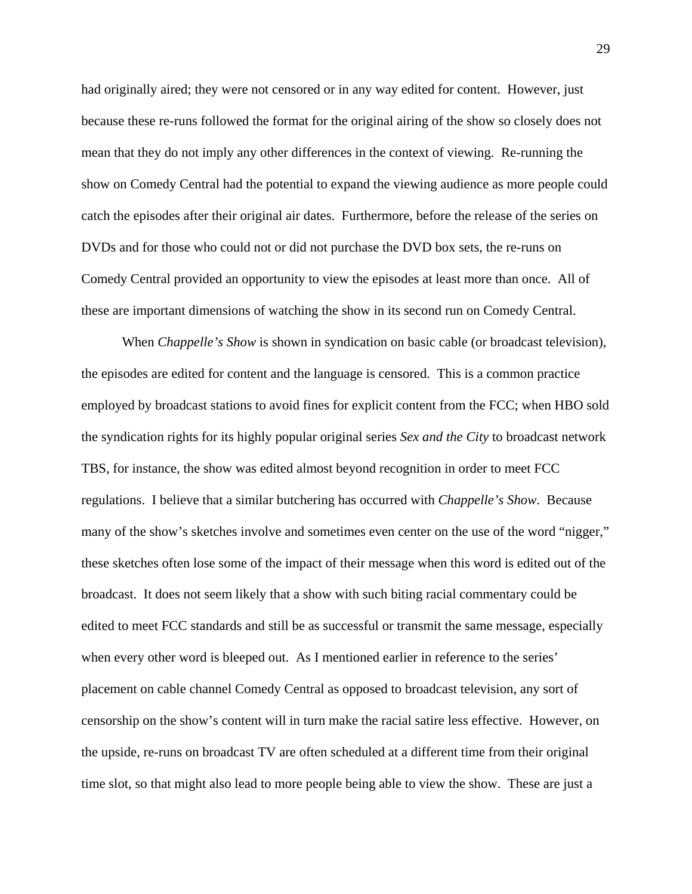had originally aired; they were not censored or in any way edited for content. However, just because these re-runs followed the format for the original airing of the show so closely does not mean that they do not imply any other differences in the context of viewing. Re-running the show on Comedy Central had the potential to expand the viewing audience as more people could catch the episodes after their original air dates. Furthermore, before the release of the series on DVDs and for those who could not or did not purchase the DVD box sets, the re-runs on Comedy Central provided an opportunity to view the episodes at least more than once. All of these are important dimensions of watching the show in its second run on Comedy Central.

When *Chappelle's Show* is shown in syndication on basic cable (or broadcast television), the episodes are edited for content and the language is censored. This is a common practice employed by broadcast stations to avoid fines for explicit content from the FCC; when HBO sold the syndication rights for its highly popular original series *Sex and the City* to broadcast network TBS, for instance, the show was edited almost beyond recognition in order to meet FCC regulations. I believe that a similar butchering has occurred with *Chappelle's Show*. Because many of the show's sketches involve and sometimes even center on the use of the word "nigger," these sketches often lose some of the impact of their message when this word is edited out of the broadcast. It does not seem likely that a show with such biting racial commentary could be edited to meet FCC standards and still be as successful or transmit the same message, especially when every other word is bleeped out. As I mentioned earlier in reference to the series' placement on cable channel Comedy Central as opposed to broadcast television, any sort of censorship on the show's content will in turn make the racial satire less effective. However, on the upside, re-runs on broadcast TV are often scheduled at a different time from their original time slot, so that might also lead to more people being able to view the show. These are just a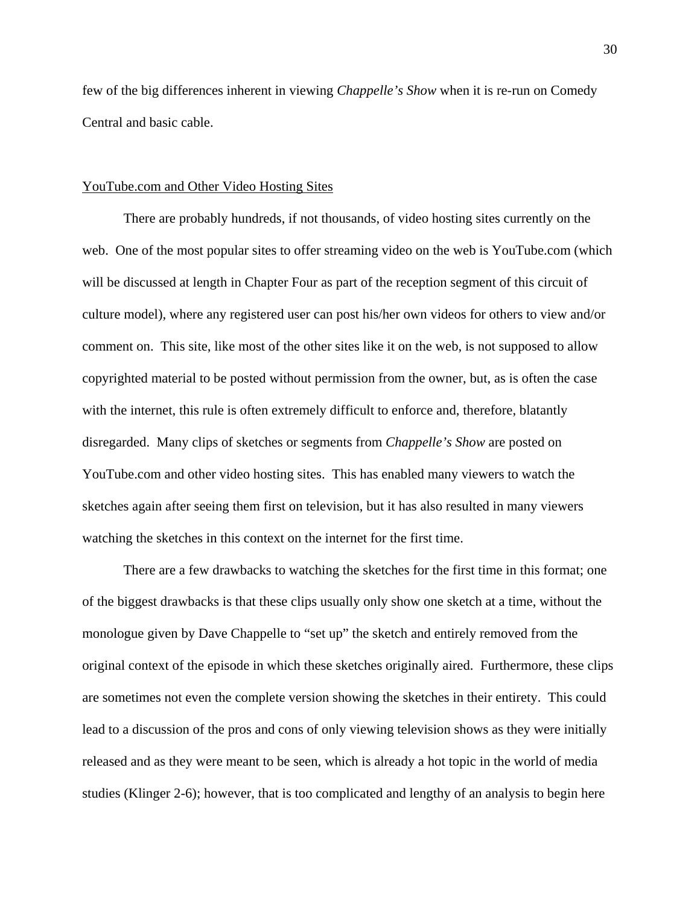few of the big differences inherent in viewing *Chappelle's Show* when it is re-run on Comedy Central and basic cable.

### YouTube.com and Other Video Hosting Sites

There are probably hundreds, if not thousands, of video hosting sites currently on the web. One of the most popular sites to offer streaming video on the web is YouTube.com (which will be discussed at length in Chapter Four as part of the reception segment of this circuit of culture model), where any registered user can post his/her own videos for others to view and/or comment on. This site, like most of the other sites like it on the web, is not supposed to allow copyrighted material to be posted without permission from the owner, but, as is often the case with the internet, this rule is often extremely difficult to enforce and, therefore, blatantly disregarded. Many clips of sketches or segments from *Chappelle's Show* are posted on YouTube.com and other video hosting sites. This has enabled many viewers to watch the sketches again after seeing them first on television, but it has also resulted in many viewers watching the sketches in this context on the internet for the first time.

There are a few drawbacks to watching the sketches for the first time in this format; one of the biggest drawbacks is that these clips usually only show one sketch at a time, without the monologue given by Dave Chappelle to "set up" the sketch and entirely removed from the original context of the episode in which these sketches originally aired. Furthermore, these clips are sometimes not even the complete version showing the sketches in their entirety. This could lead to a discussion of the pros and cons of only viewing television shows as they were initially released and as they were meant to be seen, which is already a hot topic in the world of media studies (Klinger 2-6); however, that is too complicated and lengthy of an analysis to begin here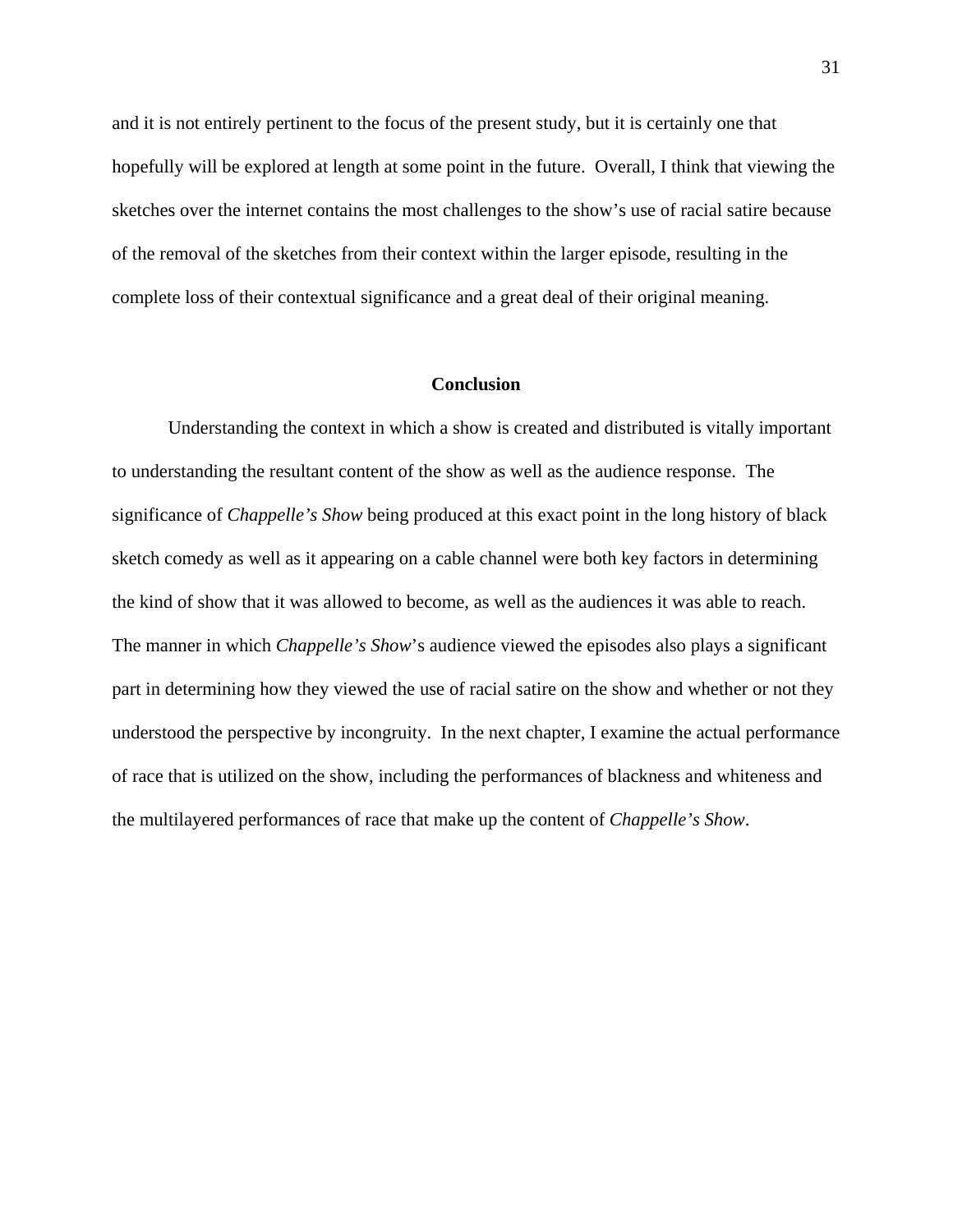and it is not entirely pertinent to the focus of the present study, but it is certainly one that hopefully will be explored at length at some point in the future. Overall, I think that viewing the sketches over the internet contains the most challenges to the show's use of racial satire because of the removal of the sketches from their context within the larger episode, resulting in the complete loss of their contextual significance and a great deal of their original meaning.

## Conclusion

Understanding the context in which a show is created and distributed is vitally important to understanding the resultant content of the show as well as the audience response. The significance of *Chappelle's Show* being produced at this exact point in the long history of black sketch comedy as well as it appearing on a cable channel were both key factors in determining the kind of show that it was allowed to become, as well as the audiences it was able to reach. The manner in which *Chappelle's Show*'s audience viewed the episodes also plays a significant part in determining how they viewed the use of racial satire on the show and whether or not they understood the perspective by incongruity. In the next chapter, I examine the actual performance of race that is utilized on the show, including the performances of blackness and whiteness and the multilayered performances of race that make up the content of *Chappelle's Show*.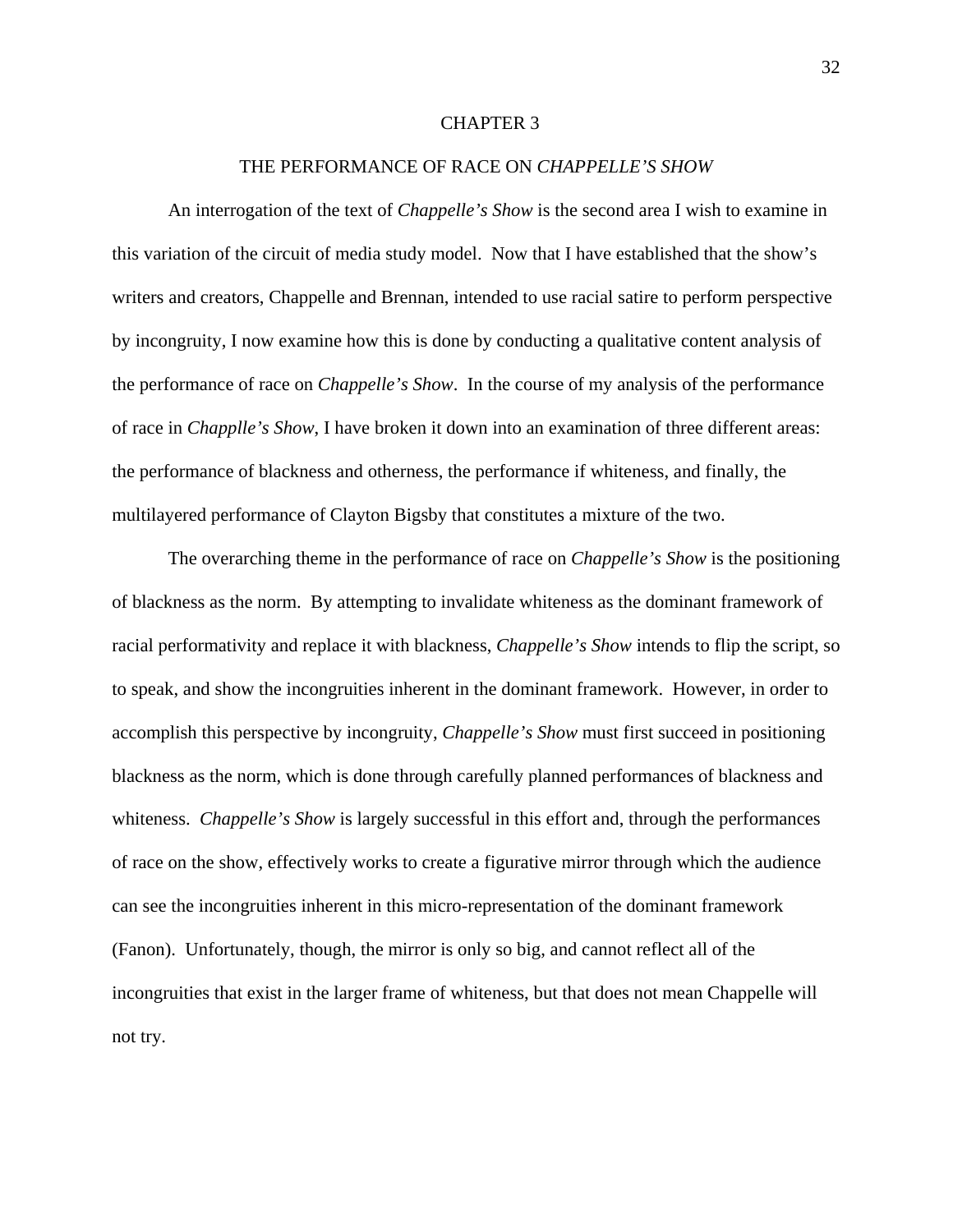# CHAPTER 3

## THE PERFORMANCE OF RACE ON *CHAPPELLE'S SHOW*

An interrogation of the text of *Chappelle's Show* is the second area I wish to examine in this variation of the circuit of media study model. Now that I have established that the show's writers and creators, Chappelle and Brennan, intended to use racial satire to perform perspective by incongruity, I now examine how this is done by conducting a qualitative content analysis of the performance of race on *Chappelle's Show*. In the course of my analysis of the performance of race in *Chapplle's Show*, I have broken it down into an examination of three different areas: the performance of blackness and otherness, the performance if whiteness, and finally, the multilayered performance of Clayton Bigsby that constitutes a mixture of the two.

The overarching theme in the performance of race on *Chappelle's Show* is the positioning of blackness as the norm. By attempting to invalidate whiteness as the dominant framework of racial performativity and replace it with blackness, *Chappelle's Show* intends to flip the script, so to speak, and show the incongruities inherent in the dominant framework. However, in order to accomplish this perspective by incongruity, *Chappelle's Show* must first succeed in positioning blackness as the norm, which is done through carefully planned performances of blackness and whiteness. *Chappelle's Show* is largely successful in this effort and, through the performances of race on the show, effectively works to create a figurative mirror through which the audience can see the incongruities inherent in this micro-representation of the dominant framework (Fanon). Unfortunately, though, the mirror is only so big, and cannot reflect all of the incongruities that exist in the larger frame of whiteness, but that does not mean Chappelle will not try.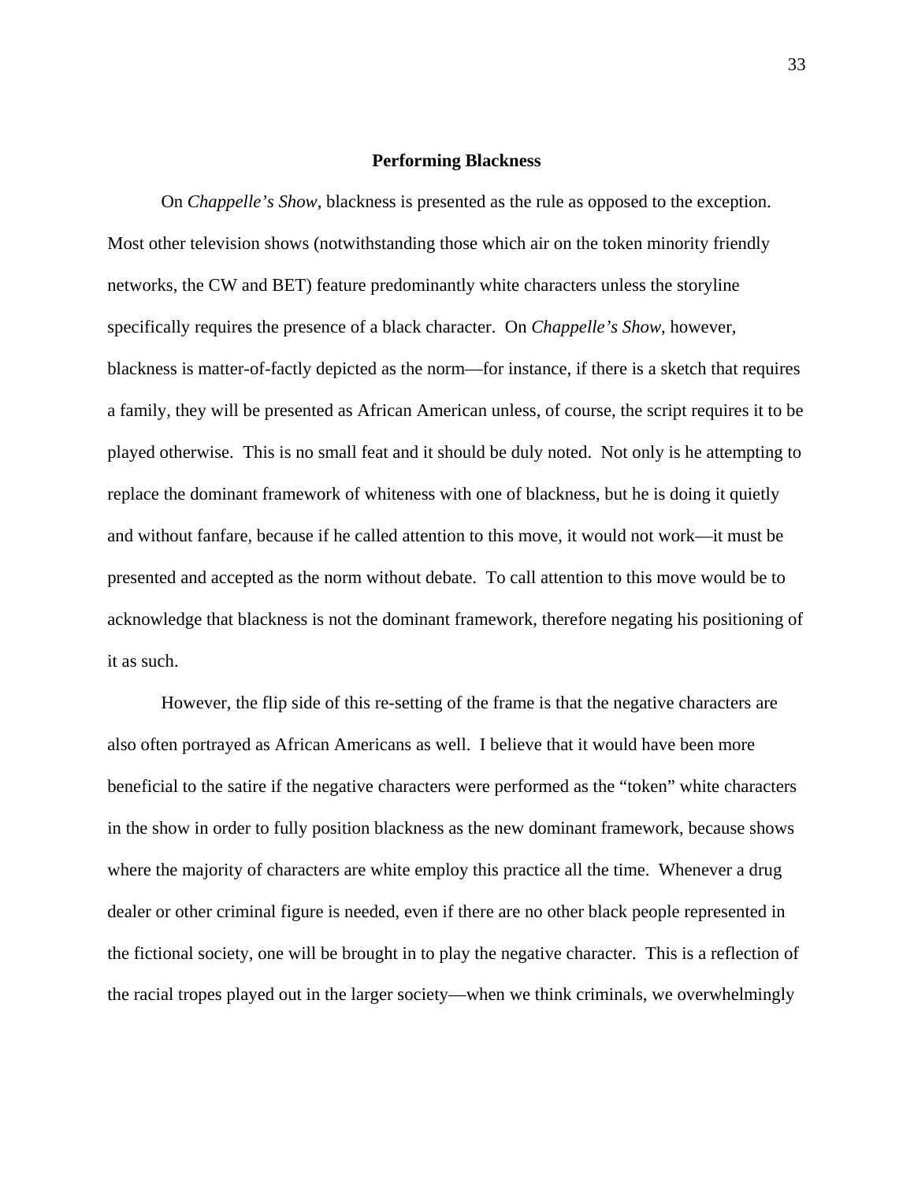## Performing Blackness

On *Chappelle's Show*, blackness is presented as the rule as opposed to the exception. Most other television shows (notwithstanding those which air on the token minority friendly networks, the CW and BET) feature predominantly white characters unless the storyline specifically requires the presence of a black character. On *Chappelle's Show*, however, blackness is matter-of-factly depicted as the norm—for instance, if there is a sketch that requires a family, they will be presented as African American unless, of course, the script requires it to be played otherwise. This is no small feat and it should be duly noted. Not only is he attempting to replace the dominant framework of whiteness with one of blackness, but he is doing it quietly and without fanfare, because if he called attention to this move, it would not work—it must be presented and accepted as the norm without debate. To call attention to this move would be to acknowledge that blackness is not the dominant framework, therefore negating his positioning of it as such.

However, the flip side of this re-setting of the frame is that the negative characters are also often portrayed as African Americans as well. I believe that it would have been more beneficial to the satire if the negative characters were performed as the "token" white characters in the show in order to fully position blackness as the new dominant framework, because shows where the majority of characters are white employ this practice all the time. Whenever a drug dealer or other criminal figure is needed, even if there are no other black people represented in the fictional society, one will be brought in to play the negative character. This is a reflection of the racial tropes played out in the larger society—when we think criminals, we overwhelmingly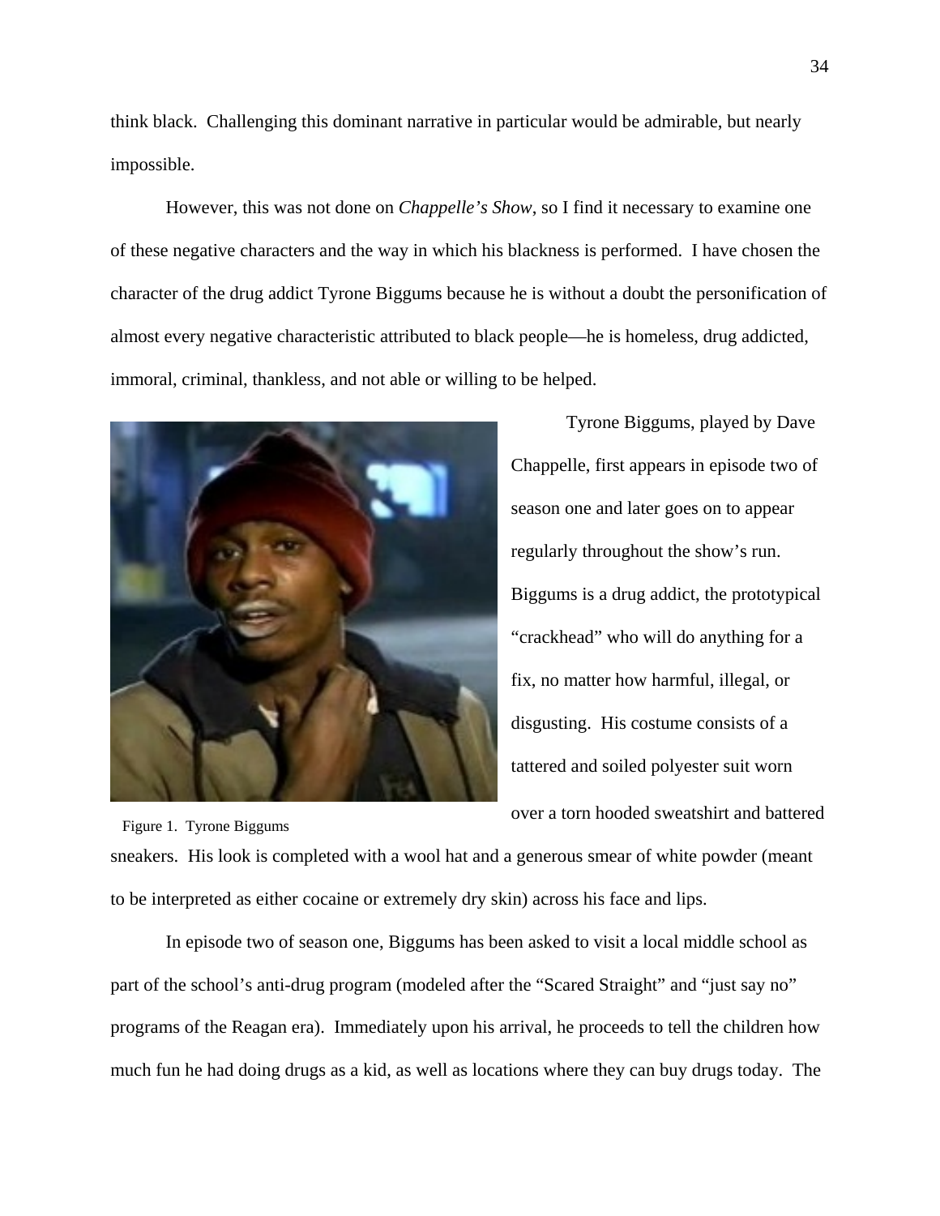think black. Challenging this dominant narrative in particular would be admirable, but nearly impossible.

However, this was not done on *Chappelle's Show*, so I find it necessary to examine one of these negative characters and the way in which his blackness is performed. I have chosen the character of the drug addict Tyrone Biggums because he is without a doubt the personification of almost every negative characteristic attributed to black people—he is homeless, drug addicted, immoral, criminal, thankless, and not able or willing to be helped.

Figure 1. Tyrone Biggums

Tyrone Biggums, played by Dave Chappelle, first appears in episode two of season one and later goes on to appear regularly throughout the show's run. Biggums is a drug addict, the prototypical "crackhead" who will do anything for a fix, no matter how harmful, illegal, or disgusting. His costume consists of a tattered and soiled polyester suit worn over a torn hooded sweatshirt and battered sneakers. His look is completed with a wool hat and a generous smear of white powder (meant to be interpreted as either cocaine or extremely dry skin) across his face and lips.

In episode two of season one, Biggums has been asked to visit a local middle school as part of the school's anti-drug program (modeled after the "Scared Straight" and "just say no" programs of the Reagan era). Immediately upon his arrival, he proceeds to tell the children how much fun he had doing drugs as a kid, as well as locations where they can buy drugs today. The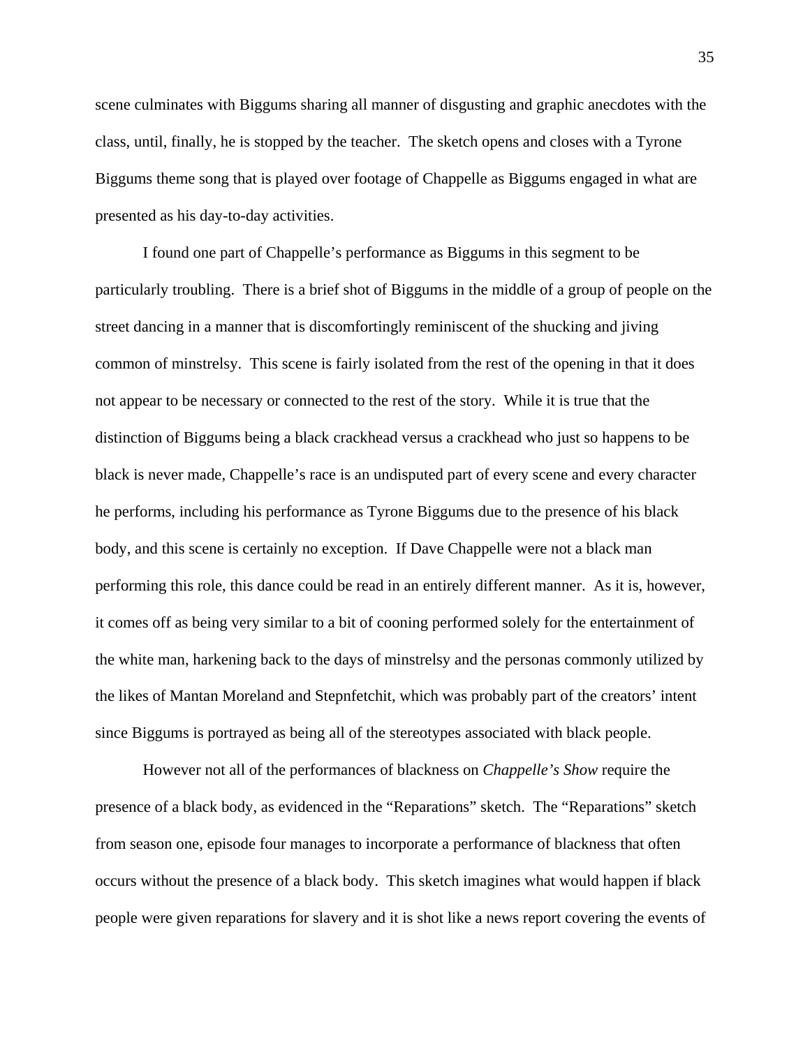scene culminates with Biggums sharing all manner of disgusting and graphic anecdotes with the class, until, finally, he is stopped by the teacher. The sketch opens and closes with a Tyrone Biggums theme song that is played over footage of Chappelle as Biggums engaged in what are presented as his day-to-day activities.

I found one part of Chappelle's performance as Biggums in this segment to be particularly troubling. There is a brief shot of Biggums in the middle of a group of people on the street dancing in a manner that is discomfortingly reminiscent of the shucking and jiving common of minstrelsy. This scene is fairly isolated from the rest of the opening in that it does not appear to be necessary or connected to the rest of the story. While it is true that the distinction of Biggums being a black crackhead versus a crackhead who just so happens to be black is never made, Chappelle's race is an undisputed part of every scene and every character he performs, including his performance as Tyrone Biggums due to the presence of his black body, and this scene is certainly no exception. If Dave Chappelle were not a black man performing this role, this dance could be read in an entirely different manner. As it is, however, it comes off as being very similar to a bit of cooning performed solely for the entertainment of the white man, harkening back to the days of minstrelsy and the personas commonly utilized by the likes of Mantan Moreland and Stepnfetchit, which was probably part of the creators' intent since Biggums is portrayed as being all of the stereotypes associated with black people.

However not all of the performances of blackness on *Chappelle's Show* require the presence of a black body, as evidenced in the "Reparations" sketch. The "Reparations" sketch from season one, episode four manages to incorporate a performance of blackness that often occurs without the presence of a black body. This sketch imagines what would happen if black people were given reparations for slavery and it is shot like a news report covering the events of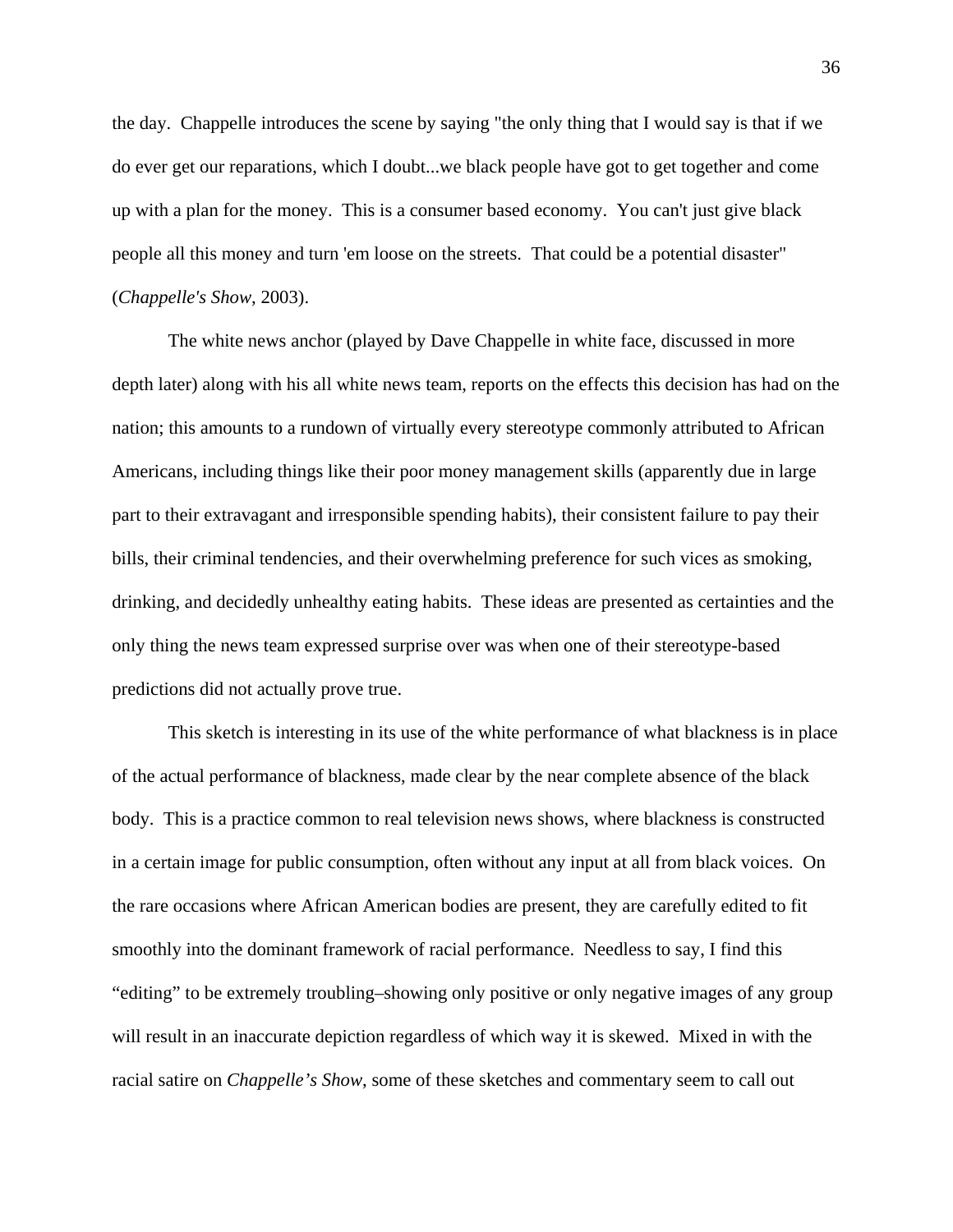the day. Chappelle introduces the scene by saying "the only thing that I would say is that if we do ever get our reparations, which I doubt...we black people have got to get together and come up with a plan for the money. This is a consumer based economy. You can't just give black people all this money and turn 'em loose on the streets. That could be a potential disaster" (*Chappelle's Show*, 2003).

The white news anchor (played by Dave Chappelle in white face, discussed in more depth later) along with his all white news team, reports on the effects this decision has had on the nation; this amounts to a rundown of virtually every stereotype commonly attributed to African Americans, including things like their poor money management skills (apparently due in large part to their extravagant and irresponsible spending habits), their consistent failure to pay their bills, their criminal tendencies, and their overwhelming preference for such vices as smoking, drinking, and decidedly unhealthy eating habits. These ideas are presented as certainties and the only thing the news team expressed surprise over was when one of their stereotype-based predictions did not actually prove true.

This sketch is interesting in its use of the white performance of what blackness is in place of the actual performance of blackness, made clear by the near complete absence of the black body. This is a practice common to real television news shows, where blackness is constructed in a certain image for public consumption, often without any input at all from black voices. On the rare occasions where African American bodies are present, they are carefully edited to fit smoothly into the dominant framework of racial performance. Needless to say, I find this "editing" to be extremely troubling–showing only positive or only negative images of any group will result in an inaccurate depiction regardless of which way it is skewed. Mixed in with the racial satire on *Chappelle's Show*, some of these sketches and commentary seem to call out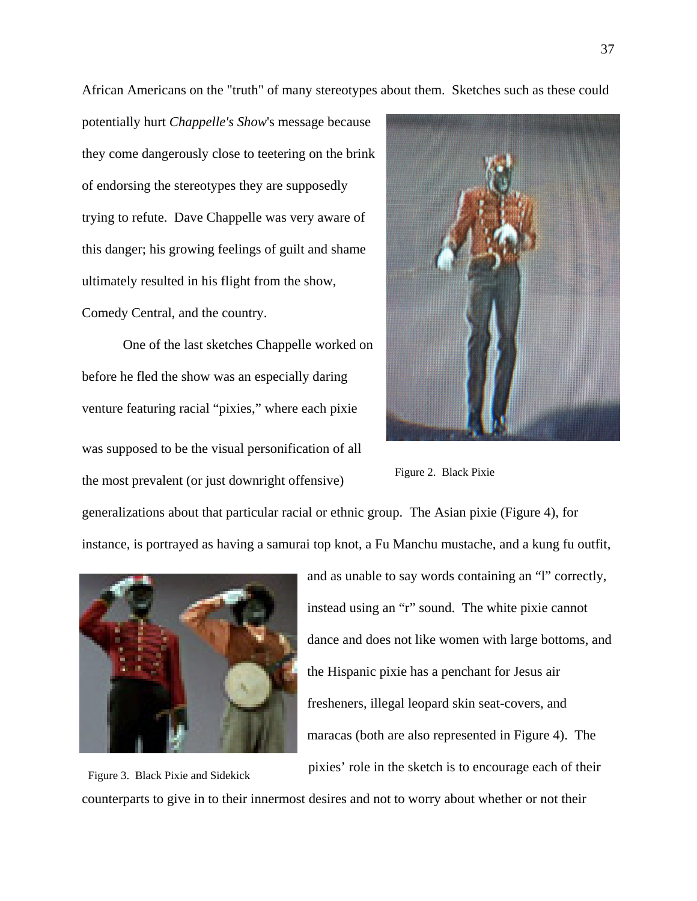African Americans on the "truth" of many stereotypes about them. Sketches such as these could potentially hurt *Chappelle's Show*'s message because they come dangerously close to teetering on the brink of endorsing the stereotypes they are supposedly trying to refute. Dave Chappelle was very aware of this danger; his growing feelings of guilt and shame ultimately resulted in his flight from the show, Comedy Central, and the country.

One of the last sketches Chappelle worked on before he fled the show was an especially daring venture featuring racial "pixies," where each pixie was supposed to be the visual personification of all the most prevalent (or just downright offensive) generalizations about that particular racial or ethnic group. The Asian pixie (Figure 4), for instance, is portrayed as having a samurai top knot, a Fu Manchu mustache, and a kung fu outfit, and as unable to say words containing an "l" correctly, instead using an "r" sound. The white pixie cannot dance and does not like women with large bottoms, and the Hispanic pixie has a penchant for Jesus air fresheners, illegal leopard skin seat-covers, and maracas (both are also represented in Figure 4). The pixies' role in the sketch is to encourage each of their counterparts to give in to their innermost desires and not to worry about whether or not their

Figure 2. Black Pixie

Figure 3. Black Pixie and Sidekick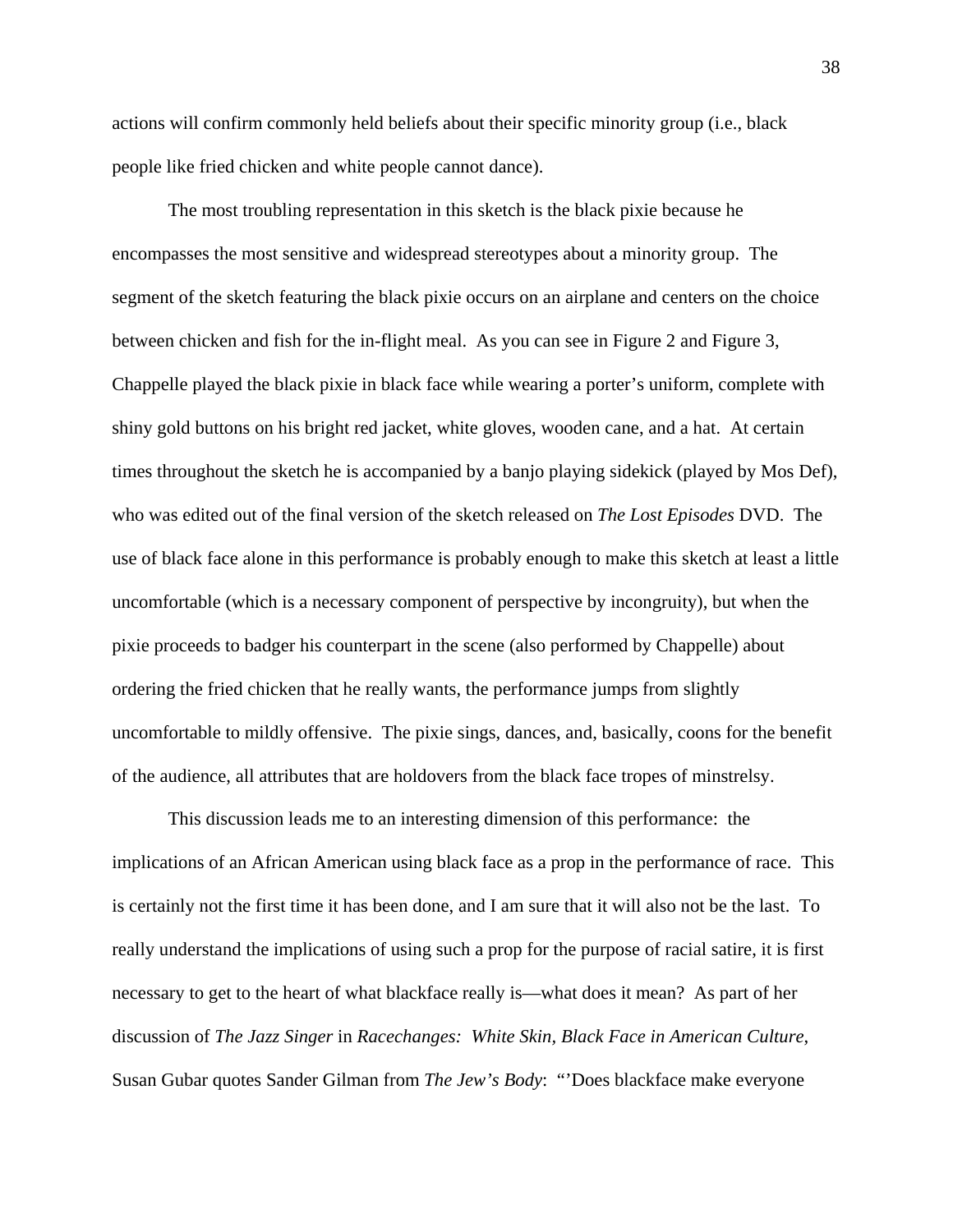actions will confirm commonly held beliefs about their specific minority group (i.e., black people like fried chicken and white people cannot dance).

The most troubling representation in this sketch is the black pixie because he encompasses the most sensitive and widespread stereotypes about a minority group. The segment of the sketch featuring the black pixie occurs on an airplane and centers on the choice between chicken and fish for the in-flight meal. As you can see in Figure 2 and Figure 3, Chappelle played the black pixie in black face while wearing a porter's uniform, complete with shiny gold buttons on his bright red jacket, white gloves, wooden cane, and a hat. At certain times throughout the sketch he is accompanied by a banjo playing sidekick (played by Mos Def), who was edited out of the final version of the sketch released on *The Lost Episodes* DVD. The use of black face alone in this performance is probably enough to make this sketch at least a little uncomfortable (which is a necessary component of perspective by incongruity), but when the pixie proceeds to badger his counterpart in the scene (also performed by Chappelle) about ordering the fried chicken that he really wants, the performance jumps from slightly uncomfortable to mildly offensive. The pixie sings, dances, and, basically, coons for the benefit of the audience, all attributes that are holdovers from the black face tropes of minstrelsy.

This discussion leads me to an interesting dimension of this performance: the implications of an African American using black face as a prop in the performance of race. This is certainly not the first time it has been done, and I am sure that it will also not be the last. To really understand the implications of using such a prop for the purpose of racial satire, it is first necessary to get to the heart of what blackface really is—what does it mean? As part of her discussion of *The Jazz Singer* in *Racechanges: White Skin, Black Face in American Culture*, Susan Gubar quotes Sander Gilman from *The Jew's Body*: "'Does blackface make everyone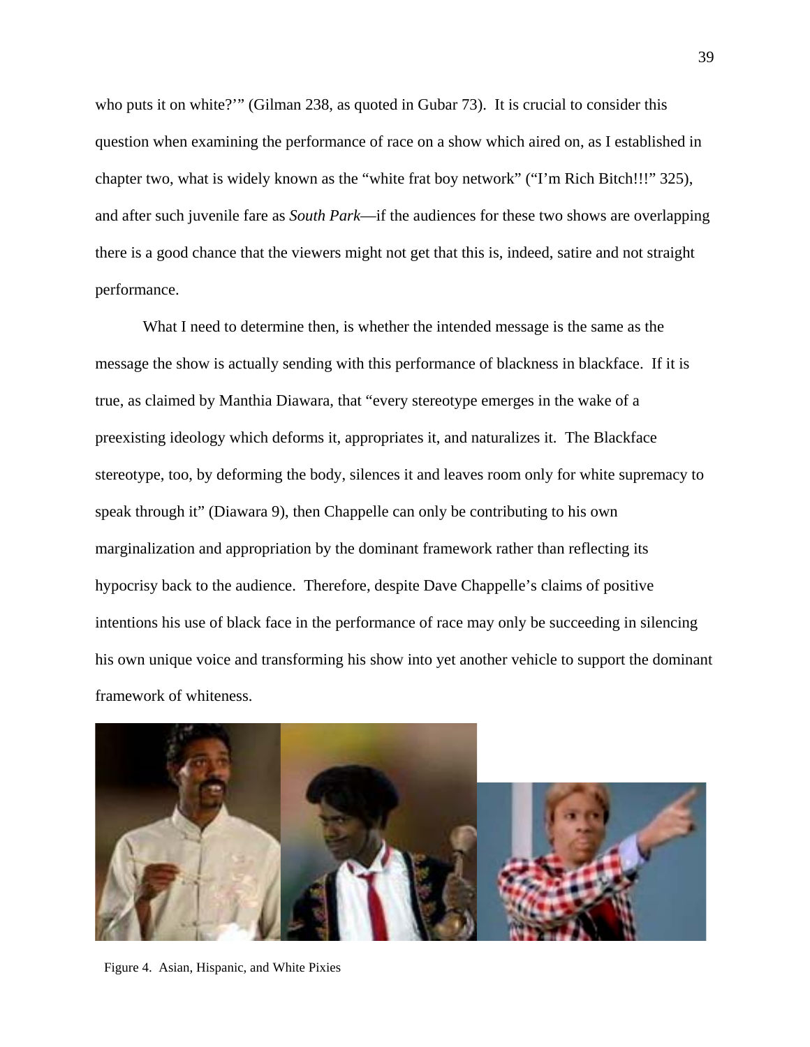who puts it on white?'" (Gilman 238, as quoted in Gubar 73). It is crucial to consider this question when examining the performance of race on a show which aired on, as I established in chapter two, what is widely known as the "white frat boy network" ("I'm Rich Bitch!!!" 325), and after such juvenile fare as *South Park*—if the audiences for these two shows are overlapping there is a good chance that the viewers might not get that this is, indeed, satire and not straight performance.

What I need to determine then, is whether the intended message is the same as the message the show is actually sending with this performance of blackness in blackface. If it is true, as claimed by Manthia Diawara, that "every stereotype emerges in the wake of a preexisting ideology which deforms it, appropriates it, and naturalizes it. The Blackface stereotype, too, by deforming the body, silences it and leaves room only for white supremacy to speak through it" (Diawara 9), then Chappelle can only be contributing to his own marginalization and appropriation by the dominant framework rather than reflecting its hypocrisy back to the audience. Therefore, despite Dave Chappelle's claims of positive intentions his use of black face in the performance of race may only be succeeding in silencing his own unique voice and transforming his show into yet another vehicle to support the dominant framework of whiteness.

Figure 4. Asian, Hispanic, and White Pixies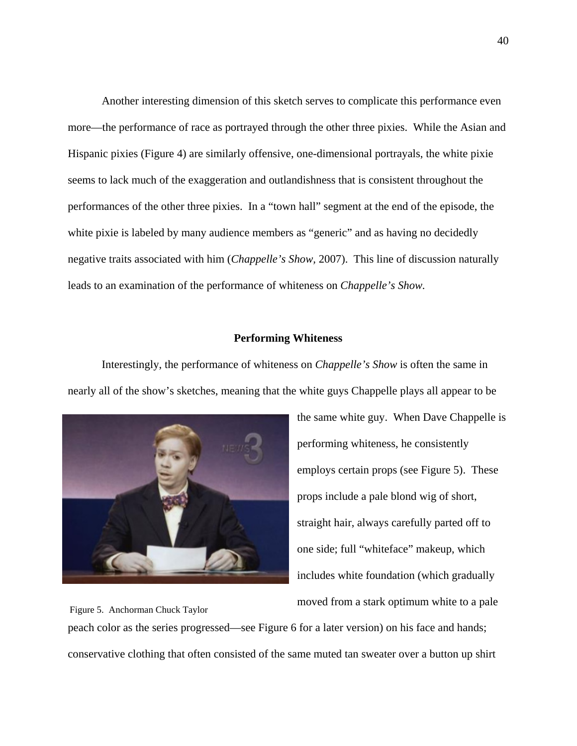Another interesting dimension of this sketch serves to complicate this performance even more—the performance of race as portrayed through the other three pixies. While the Asian and Hispanic pixies (Figure 4) are similarly offensive, one-dimensional portrayals, the white pixie seems to lack much of the exaggeration and outlandishness that is consistent throughout the performances of the other three pixies. In a "town hall" segment at the end of the episode, the white pixie is labeled by many audience members as "generic" and as having no decidedly negative traits associated with him (*Chappelle's Show*, 2007). This line of discussion naturally leads to an examination of the performance of whiteness on *Chappelle's Show*.

**Performing Whiteness**

Interestingly, the performance of whiteness on *Chappelle's Show* is often the same in nearly all of the show's sketches, meaning that the white guys Chappelle plays all appear to be the same white guy. When Dave Chappelle is performing whiteness, he consistently employs certain props (see Figure 5). These props include a pale blond wig of short, straight hair, always carefully parted off to one side; full "whiteface" makeup, which includes white foundation (which gradually moved from a stark optimum white to a pale peach color as the series progressed—see Figure 6 for a later version) on his face and hands; conservative clothing that often consisted of the same muted tan sweater over a button up shirt

Figure 5. Anchorman Chuck Taylor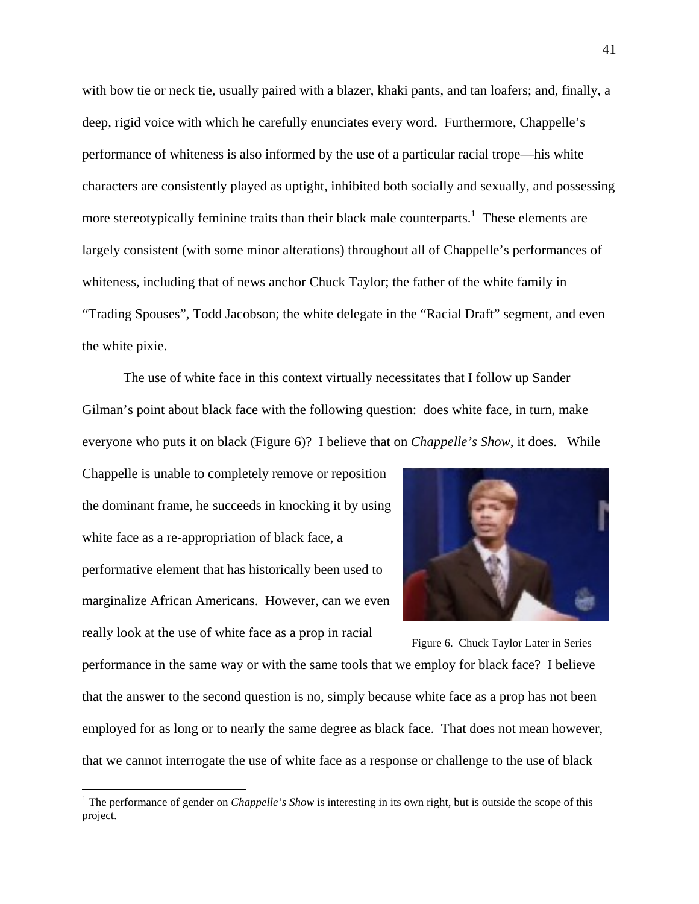with bow tie or neck tie, usually paired with a blazer, khaki pants, and tan loafers; and, finally, a deep, rigid voice with which he carefully enunciates every word. Furthermore, Chappelle's performance of whiteness is also informed by the use of a particular racial trope—his white characters are consistently played as uptight, inhibited both socially and sexually, and possessing more stereotypically feminine traits than their black male counterparts.[1] These elements are largely consistent (with some minor alterations) throughout all of Chappelle's performances of whiteness, including that of news anchor Chuck Taylor; the father of the white family in "Trading Spouses", Todd Jacobson; the white delegate in the "Racial Draft" segment, and even the white pixie.

The use of white face in this context virtually necessitates that I follow up Sander Gilman's point about black face with the following question: does white face, in turn, make everyone who puts it on black (Figure 6)? I believe that on *Chappelle's Show*, it does. While Chappelle is unable to completely remove or reposition the dominant frame, he succeeds in knocking it by using white face as a re-appropriation of black face, a performative element that has historically been used to marginalize African Americans. However, can we even really look at the use of white face as a prop in racial performance in the same way or with the same tools that we employ for black face? I believe that the answer to the second question is no, simply because white face as a prop has not been employed for as long or to nearly the same degree as black face. That does not mean however, that we cannot interrogate the use of white face as a response or challenge to the use of black

Figure 6. Chuck Taylor Later in Series

[1] The performance of gender on *Chappelle's Show* is interesting in its own right, but is outside the scope of this project.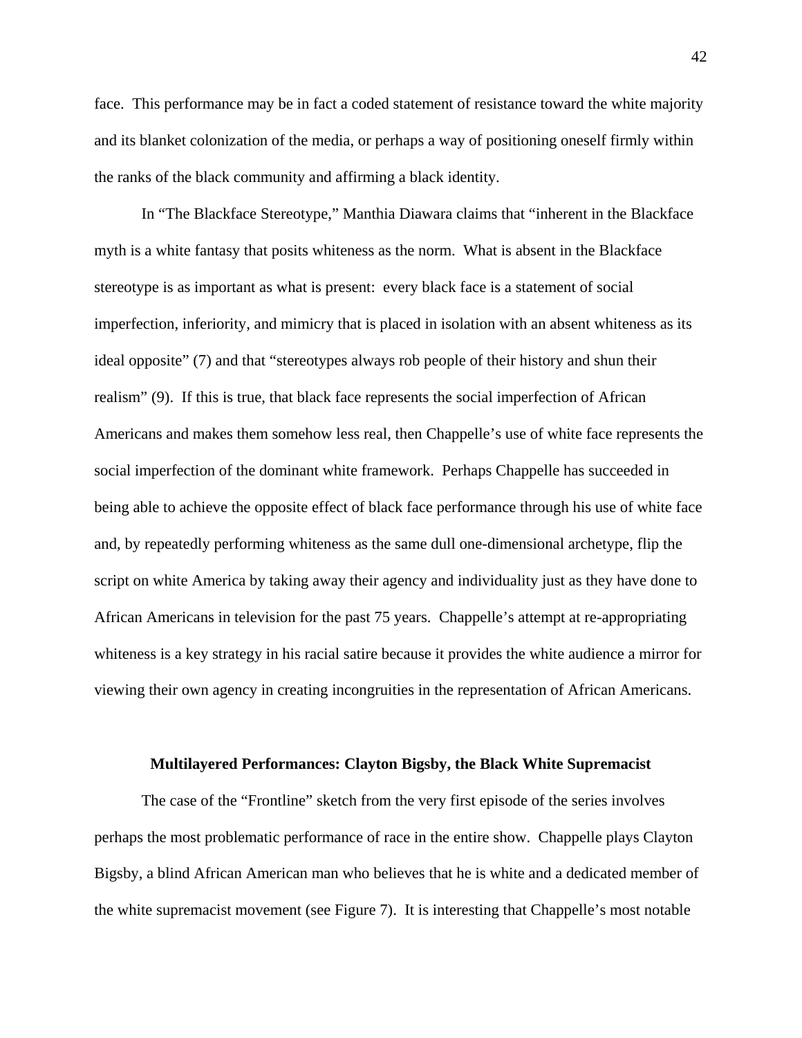face. This performance may be in fact a coded statement of resistance toward the white majority and its blanket colonization of the media, or perhaps a way of positioning oneself firmly within the ranks of the black community and affirming a black identity.

In "The Blackface Stereotype," Manthia Diawara claims that "inherent in the Blackface myth is a white fantasy that posits whiteness as the norm. What is absent in the Blackface stereotype is as important as what is present: every black face is a statement of social imperfection, inferiority, and mimicry that is placed in isolation with an absent whiteness as its ideal opposite" (7) and that "stereotypes always rob people of their history and shun their realism" (9). If this is true, that black face represents the social imperfection of African Americans and makes them somehow less real, then Chappelle's use of white face represents the social imperfection of the dominant white framework. Perhaps Chappelle has succeeded in being able to achieve the opposite effect of black face performance through his use of white face and, by repeatedly performing whiteness as the same dull one-dimensional archetype, flip the script on white America by taking away their agency and individuality just as they have done to African Americans in television for the past 75 years. Chappelle's attempt at re-appropriating whiteness is a key strategy in his racial satire because it provides the white audience a mirror for viewing their own agency in creating incongruities in the representation of African Americans.

### Multilayered Performances: Clayton Bigsby, the Black White Supremacist

The case of the "Frontline" sketch from the very first episode of the series involves perhaps the most problematic performance of race in the entire show. Chappelle plays Clayton Bigsby, a blind African American man who believes that he is white and a dedicated member of the white supremacist movement (see Figure 7). It is interesting that Chappelle's most notable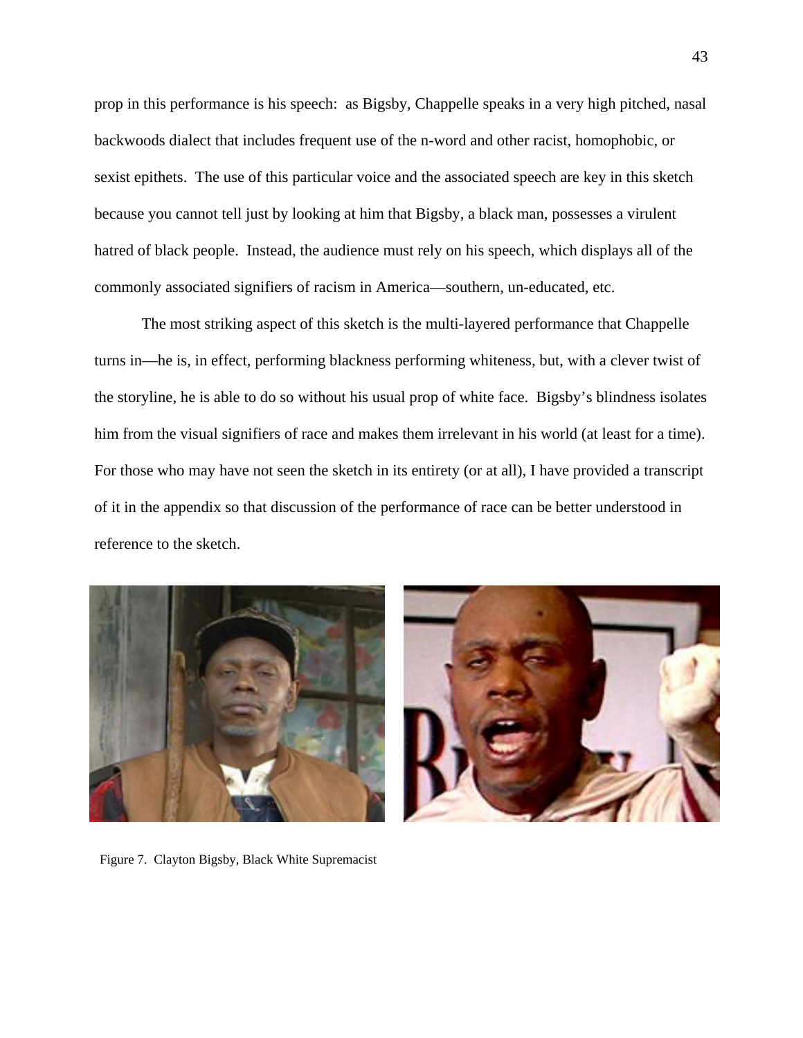prop in this performance is his speech: as Bigsby, Chappelle speaks in a very high pitched, nasal backwoods dialect that includes frequent use of the n-word and other racist, homophobic, or sexist epithets. The use of this particular voice and the associated speech are key in this sketch because you cannot tell just by looking at him that Bigsby, a black man, possesses a virulent hatred of black people. Instead, the audience must rely on his speech, which displays all of the commonly associated signifiers of racism in America—southern, un-educated, etc.

The most striking aspect of this sketch is the multi-layered performance that Chappelle turns in—he is, in effect, performing blackness performing whiteness, but, with a clever twist of the storyline, he is able to do so without his usual prop of white face. Bigsby's blindness isolates him from the visual signifiers of race and makes them irrelevant in his world (at least for a time). For those who may have not seen the sketch in its entirety (or at all), I have provided a transcript of it in the appendix so that discussion of the performance of race can be better understood in reference to the sketch.

Figure 7. Clayton Bigsby, Black White Supremacist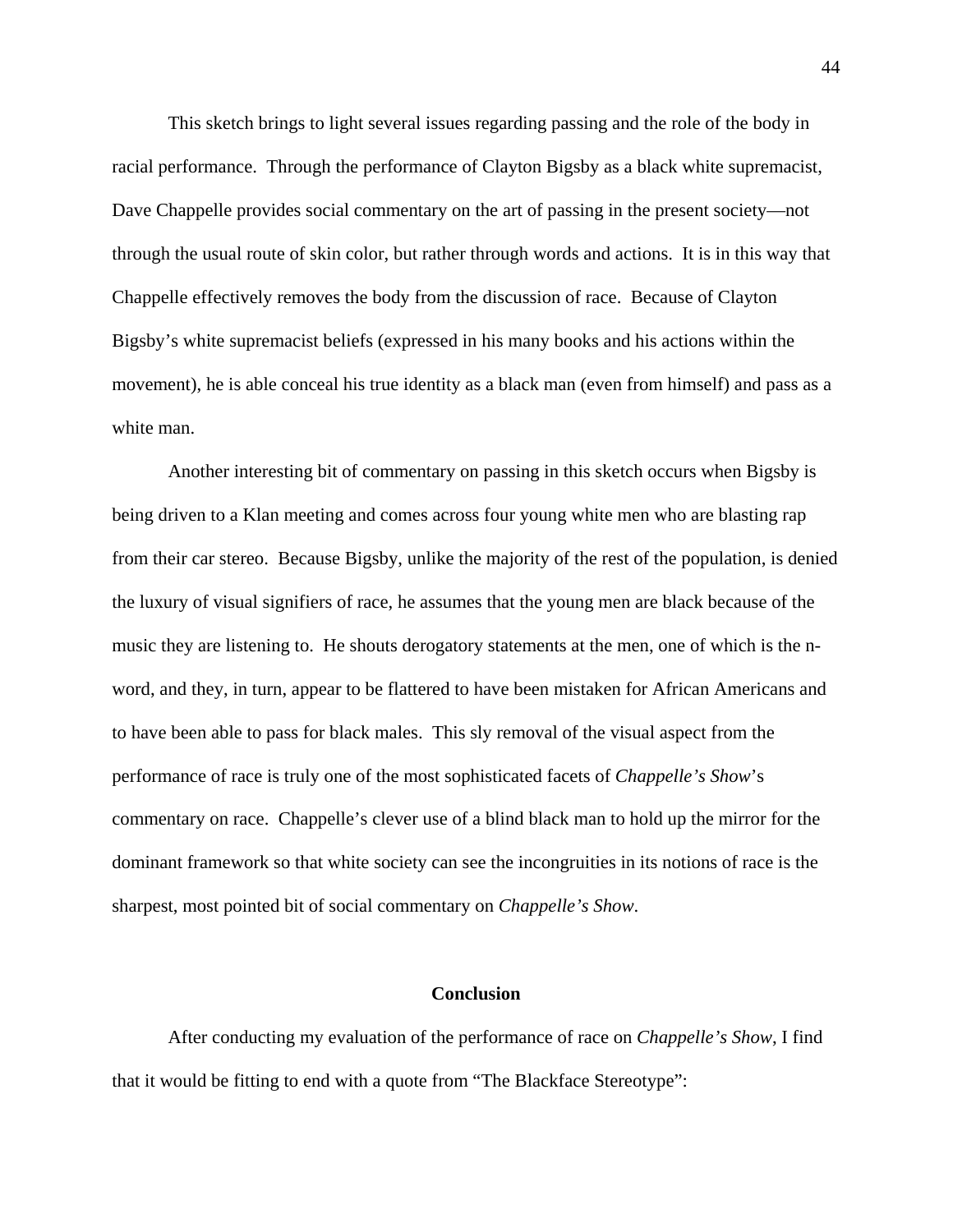This sketch brings to light several issues regarding passing and the role of the body in racial performance. Through the performance of Clayton Bigsby as a black white supremacist, Dave Chappelle provides social commentary on the art of passing in the present society—not through the usual route of skin color, but rather through words and actions. It is in this way that Chappelle effectively removes the body from the discussion of race. Because of Clayton Bigsby's white supremacist beliefs (expressed in his many books and his actions within the movement), he is able conceal his true identity as a black man (even from himself) and pass as a white man.

Another interesting bit of commentary on passing in this sketch occurs when Bigsby is being driven to a Klan meeting and comes across four young white men who are blasting rap from their car stereo. Because Bigsby, unlike the majority of the rest of the population, is denied the luxury of visual signifiers of race, he assumes that the young men are black because of the music they are listening to. He shouts derogatory statements at the men, one of which is the n-word, and they, in turn, appear to be flattered to have been mistaken for African Americans and to have been able to pass for black males. This sly removal of the visual aspect from the performance of race is truly one of the most sophisticated facets of *Chappelle's Show*'s commentary on race. Chappelle's clever use of a blind black man to hold up the mirror for the dominant framework so that white society can see the incongruities in its notions of race is the sharpest, most pointed bit of social commentary on *Chappelle's Show*.

## Conclusion

After conducting my evaluation of the performance of race on *Chappelle's Show*, I find that it would be fitting to end with a quote from "The Blackface Stereotype":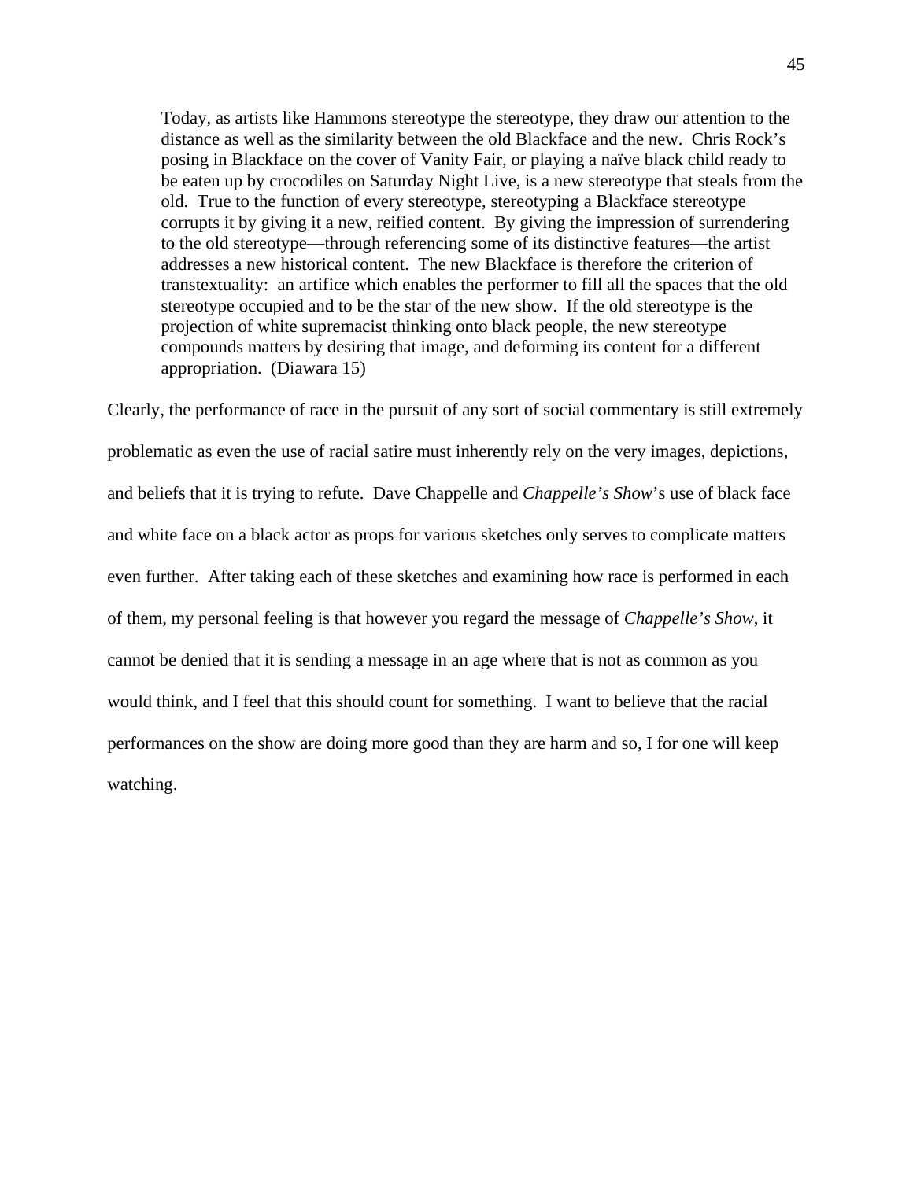> Today, as artists like Hammons stereotype the stereotype, they draw our attention to the distance as well as the similarity between the old Blackface and the new. Chris Rock's posing in Blackface on the cover of Vanity Fair, or playing a naïve black child ready to be eaten up by crocodiles on Saturday Night Live, is a new stereotype that steals from the old. True to the function of every stereotype, stereotyping a Blackface stereotype corrupts it by giving it a new, reified content. By giving the impression of surrendering to the old stereotype—through referencing some of its distinctive features—the artist addresses a new historical content. The new Blackface is therefore the criterion of transtextuality: an artifice which enables the performer to fill all the spaces that the old stereotype occupied and to be the star of the new show. If the old stereotype is the projection of white supremacist thinking onto black people, the new stereotype compounds matters by desiring that image, and deforming its content for a different appropriation. (Diawara 15)

Clearly, the performance of race in the pursuit of any sort of social commentary is still extremely problematic as even the use of racial satire must inherently rely on the very images, depictions, and beliefs that it is trying to refute. Dave Chappelle and *Chappelle's Show*'s use of black face and white face on a black actor as props for various sketches only serves to complicate matters even further. After taking each of these sketches and examining how race is performed in each of them, my personal feeling is that however you regard the message of *Chappelle's Show*, it cannot be denied that it is sending a message in an age where that is not as common as you would think, and I feel that this should count for something. I want to believe that the racial performances on the show are doing more good than they are harm and so, I for one will keep watching.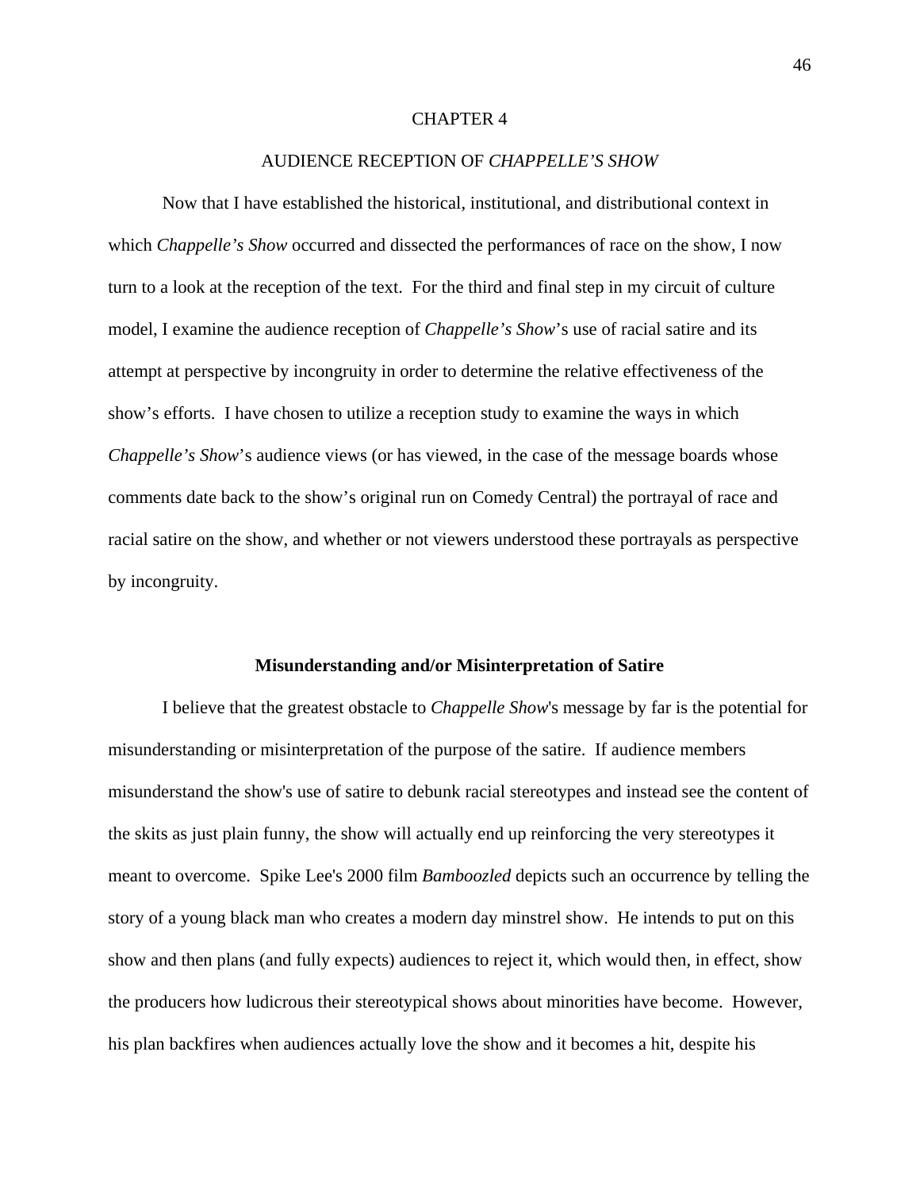# CHAPTER 4

# AUDIENCE RECEPTION OF *CHAPPELLE'S SHOW*

Now that I have established the historical, institutional, and distributional context in which *Chappelle's Show* occurred and dissected the performances of race on the show, I now turn to a look at the reception of the text. For the third and final step in my circuit of culture model, I examine the audience reception of *Chappelle's Show*'s use of racial satire and its attempt at perspective by incongruity in order to determine the relative effectiveness of the show's efforts. I have chosen to utilize a reception study to examine the ways in which *Chappelle's Show*'s audience views (or has viewed, in the case of the message boards whose comments date back to the show's original run on Comedy Central) the portrayal of race and racial satire on the show, and whether or not viewers understood these portrayals as perspective by incongruity.

## Misunderstanding and/or Misinterpretation of Satire

I believe that the greatest obstacle to *Chappelle Show*'s message by far is the potential for misunderstanding or misinterpretation of the purpose of the satire. If audience members misunderstand the show's use of satire to debunk racial stereotypes and instead see the content of the skits as just plain funny, the show will actually end up reinforcing the very stereotypes it meant to overcome. Spike Lee's 2000 film *Bamboozled* depicts such an occurrence by telling the story of a young black man who creates a modern day minstrel show. He intends to put on this show and then plans (and fully expects) audiences to reject it, which would then, in effect, show the producers how ludicrous their stereotypical shows about minorities have become. However, his plan backfires when audiences actually love the show and it becomes a hit, despite his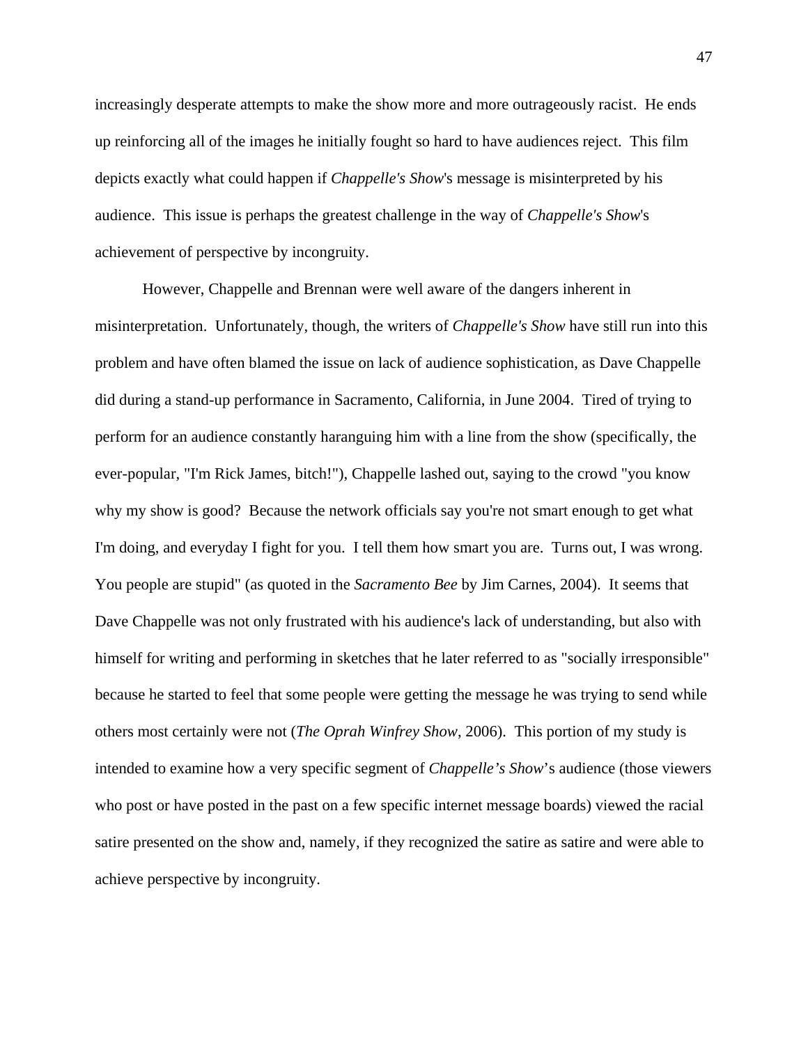increasingly desperate attempts to make the show more and more outrageously racist. He ends up reinforcing all of the images he initially fought so hard to have audiences reject. This film depicts exactly what could happen if *Chappelle's Show*'s message is misinterpreted by his audience. This issue is perhaps the greatest challenge in the way of *Chappelle's Show*'s achievement of perspective by incongruity.

However, Chappelle and Brennan were well aware of the dangers inherent in misinterpretation. Unfortunately, though, the writers of *Chappelle's Show* have still run into this problem and have often blamed the issue on lack of audience sophistication, as Dave Chappelle did during a stand-up performance in Sacramento, California, in June 2004. Tired of trying to perform for an audience constantly haranguing him with a line from the show (specifically, the ever-popular, "I'm Rick James, bitch!"), Chappelle lashed out, saying to the crowd "you know why my show is good? Because the network officials say you're not smart enough to get what I'm doing, and everyday I fight for you. I tell them how smart you are. Turns out, I was wrong. You people are stupid" (as quoted in the *Sacramento Bee* by Jim Carnes, 2004). It seems that Dave Chappelle was not only frustrated with his audience's lack of understanding, but also with himself for writing and performing in sketches that he later referred to as "socially irresponsible" because he started to feel that some people were getting the message he was trying to send while others most certainly were not (*The Oprah Winfrey Show*, 2006). This portion of my study is intended to examine how a very specific segment of *Chappelle's Show*'s audience (those viewers who post or have posted in the past on a few specific internet message boards) viewed the racial satire presented on the show and, namely, if they recognized the satire as satire and were able to achieve perspective by incongruity.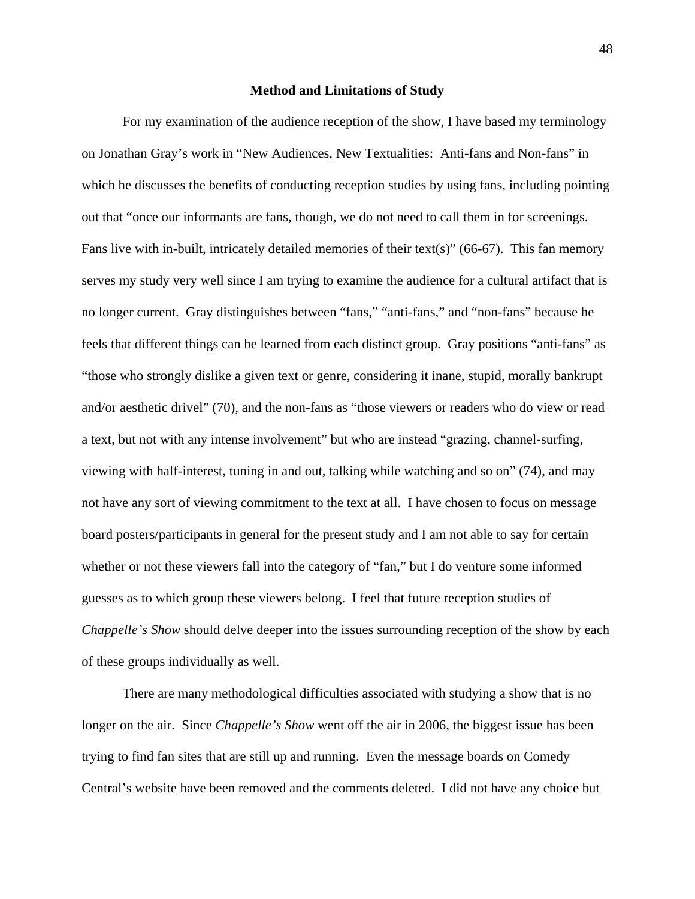## Method and Limitations of Study

For my examination of the audience reception of the show, I have based my terminology on Jonathan Gray's work in "New Audiences, New Textualities: Anti-fans and Non-fans" in which he discusses the benefits of conducting reception studies by using fans, including pointing out that "once our informants are fans, though, we do not need to call them in for screenings. Fans live with in-built, intricately detailed memories of their text(s)" (66-67). This fan memory serves my study very well since I am trying to examine the audience for a cultural artifact that is no longer current. Gray distinguishes between "fans," "anti-fans," and "non-fans" because he feels that different things can be learned from each distinct group. Gray positions "anti-fans" as "those who strongly dislike a given text or genre, considering it inane, stupid, morally bankrupt and/or aesthetic drivel" (70), and the non-fans as "those viewers or readers who do view or read a text, but not with any intense involvement" but who are instead "grazing, channel-surfing, viewing with half-interest, tuning in and out, talking while watching and so on" (74), and may not have any sort of viewing commitment to the text at all. I have chosen to focus on message board posters/participants in general for the present study and I am not able to say for certain whether or not these viewers fall into the category of "fan," but I do venture some informed guesses as to which group these viewers belong. I feel that future reception studies of *Chappelle's Show* should delve deeper into the issues surrounding reception of the show by each of these groups individually as well.

There are many methodological difficulties associated with studying a show that is no longer on the air. Since *Chappelle's Show* went off the air in 2006, the biggest issue has been trying to find fan sites that are still up and running. Even the message boards on Comedy Central's website have been removed and the comments deleted. I did not have any choice but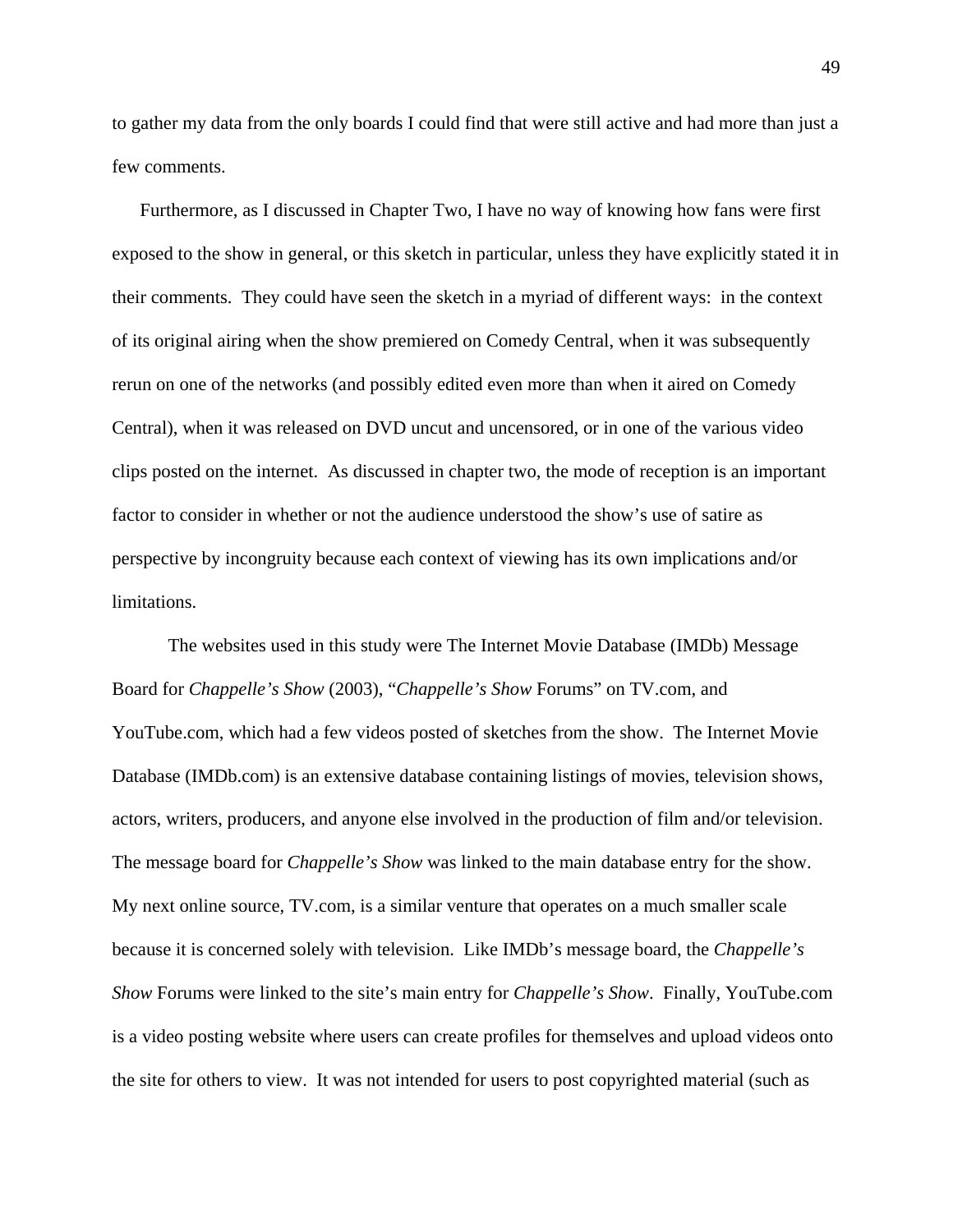to gather my data from the only boards I could find that were still active and had more than just a few comments.

Furthermore, as I discussed in Chapter Two, I have no way of knowing how fans were first exposed to the show in general, or this sketch in particular, unless they have explicitly stated it in their comments. They could have seen the sketch in a myriad of different ways: in the context of its original airing when the show premiered on Comedy Central, when it was subsequently rerun on one of the networks (and possibly edited even more than when it aired on Comedy Central), when it was released on DVD uncut and uncensored, or in one of the various video clips posted on the internet. As discussed in chapter two, the mode of reception is an important factor to consider in whether or not the audience understood the show's use of satire as perspective by incongruity because each context of viewing has its own implications and/or limitations.

The websites used in this study were The Internet Movie Database (IMDb) Message Board for *Chappelle's Show* (2003), "*Chappelle's Show* Forums" on TV.com, and YouTube.com, which had a few videos posted of sketches from the show. The Internet Movie Database (IMDb.com) is an extensive database containing listings of movies, television shows, actors, writers, producers, and anyone else involved in the production of film and/or television. The message board for *Chappelle's Show* was linked to the main database entry for the show. My next online source, TV.com, is a similar venture that operates on a much smaller scale because it is concerned solely with television. Like IMDb's message board, the *Chappelle's Show* Forums were linked to the site's main entry for *Chappelle's Show*. Finally, YouTube.com is a video posting website where users can create profiles for themselves and upload videos onto the site for others to view. It was not intended for users to post copyrighted material (such as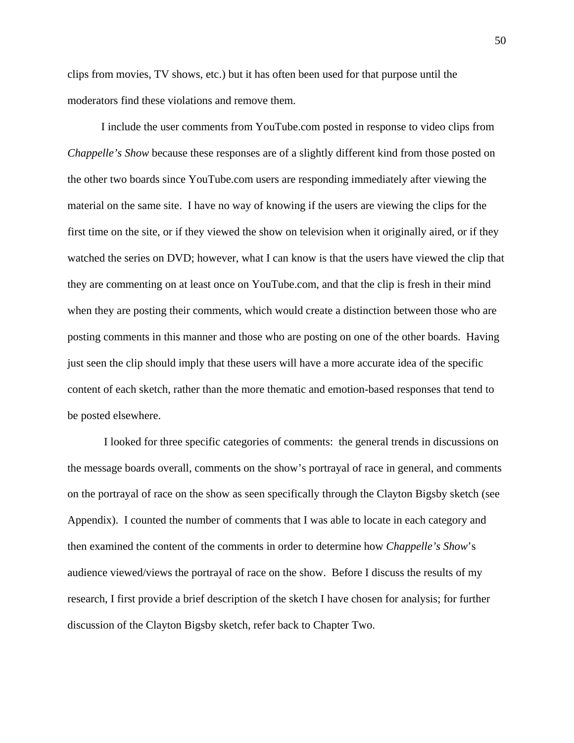clips from movies, TV shows, etc.) but it has often been used for that purpose until the moderators find these violations and remove them.

I include the user comments from YouTube.com posted in response to video clips from *Chappelle's Show* because these responses are of a slightly different kind from those posted on the other two boards since YouTube.com users are responding immediately after viewing the material on the same site. I have no way of knowing if the users are viewing the clips for the first time on the site, or if they viewed the show on television when it originally aired, or if they watched the series on DVD; however, what I can know is that the users have viewed the clip that they are commenting on at least once on YouTube.com, and that the clip is fresh in their mind when they are posting their comments, which would create a distinction between those who are posting comments in this manner and those who are posting on one of the other boards. Having just seen the clip should imply that these users will have a more accurate idea of the specific content of each sketch, rather than the more thematic and emotion-based responses that tend to be posted elsewhere.

I looked for three specific categories of comments: the general trends in discussions on the message boards overall, comments on the show's portrayal of race in general, and comments on the portrayal of race on the show as seen specifically through the Clayton Bigsby sketch (see Appendix). I counted the number of comments that I was able to locate in each category and then examined the content of the comments in order to determine how *Chappelle's Show*'s audience viewed/views the portrayal of race on the show. Before I discuss the results of my research, I first provide a brief description of the sketch I have chosen for analysis; for further discussion of the Clayton Bigsby sketch, refer back to Chapter Two.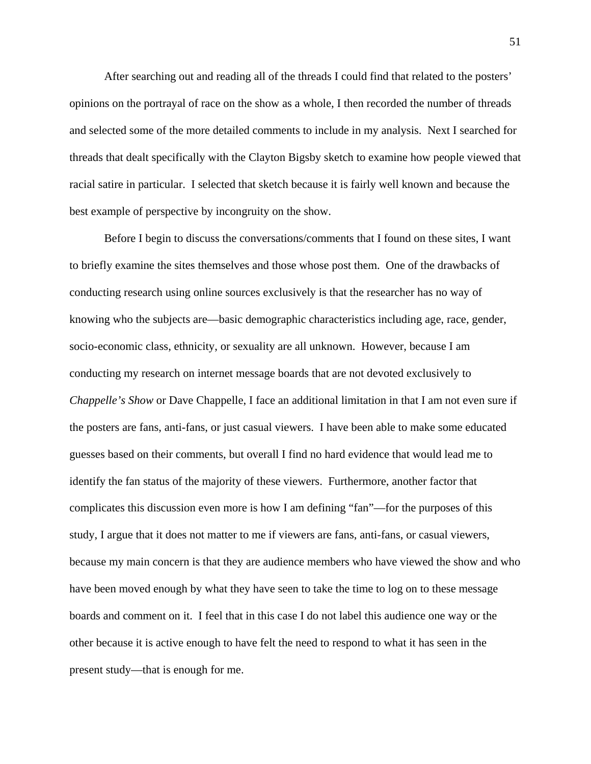After searching out and reading all of the threads I could find that related to the posters' opinions on the portrayal of race on the show as a whole, I then recorded the number of threads and selected some of the more detailed comments to include in my analysis. Next I searched for threads that dealt specifically with the Clayton Bigsby sketch to examine how people viewed that racial satire in particular. I selected that sketch because it is fairly well known and because the best example of perspective by incongruity on the show.

Before I begin to discuss the conversations/comments that I found on these sites, I want to briefly examine the sites themselves and those whose post them. One of the drawbacks of conducting research using online sources exclusively is that the researcher has no way of knowing who the subjects are—basic demographic characteristics including age, race, gender, socio-economic class, ethnicity, or sexuality are all unknown. However, because I am conducting my research on internet message boards that are not devoted exclusively to *Chappelle's Show* or Dave Chappelle, I face an additional limitation in that I am not even sure if the posters are fans, anti-fans, or just casual viewers. I have been able to make some educated guesses based on their comments, but overall I find no hard evidence that would lead me to identify the fan status of the majority of these viewers. Furthermore, another factor that complicates this discussion even more is how I am defining "fan"—for the purposes of this study, I argue that it does not matter to me if viewers are fans, anti-fans, or casual viewers, because my main concern is that they are audience members who have viewed the show and who have been moved enough by what they have seen to take the time to log on to these message boards and comment on it. I feel that in this case I do not label this audience one way or the other because it is active enough to have felt the need to respond to what it has seen in the present study—that is enough for me.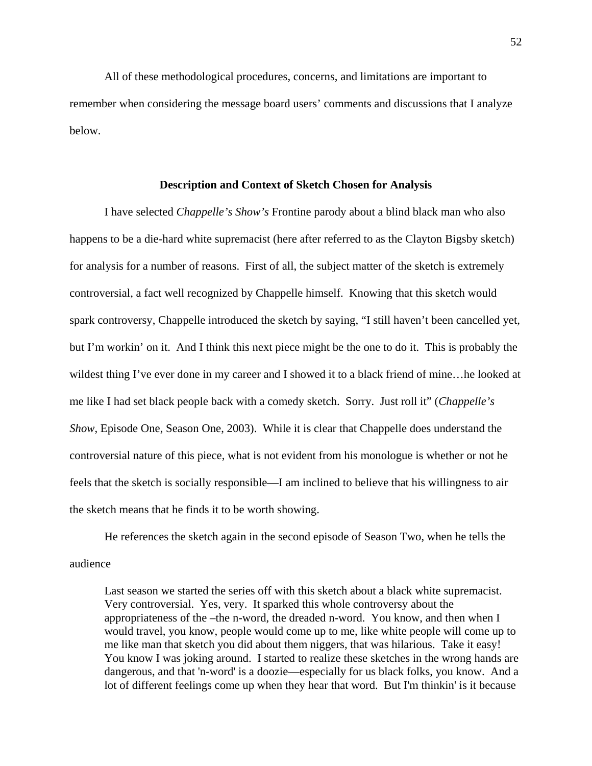All of these methodological procedures, concerns, and limitations are important to remember when considering the message board users' comments and discussions that I analyze below.

### Description and Context of Sketch Chosen for Analysis

I have selected *Chappelle's Show's* Frontine parody about a blind black man who also happens to be a die-hard white supremacist (here after referred to as the Clayton Bigsby sketch) for analysis for a number of reasons. First of all, the subject matter of the sketch is extremely controversial, a fact well recognized by Chappelle himself. Knowing that this sketch would spark controversy, Chappelle introduced the sketch by saying, "I still haven't been cancelled yet, but I'm workin' on it. And I think this next piece might be the one to do it. This is probably the wildest thing I've ever done in my career and I showed it to a black friend of mine…he looked at me like I had set black people back with a comedy sketch. Sorry. Just roll it" (*Chappelle's Show*, Episode One, Season One, 2003). While it is clear that Chappelle does understand the controversial nature of this piece, what is not evident from his monologue is whether or not he feels that the sketch is socially responsible—I am inclined to believe that his willingness to air the sketch means that he finds it to be worth showing.

He references the sketch again in the second episode of Season Two, when he tells the audience

> Last season we started the series off with this sketch about a black white supremacist. Very controversial. Yes, very. It sparked this whole controversy about the appropriateness of the –the n-word, the dreaded n-word. You know, and then when I would travel, you know, people would come up to me, like white people will come up to me like man that sketch you did about them niggers, that was hilarious. Take it easy! You know I was joking around. I started to realize these sketches in the wrong hands are dangerous, and that 'n-word' is a doozie—especially for us black folks, you know. And a lot of different feelings come up when they hear that word. But I'm thinkin' is it because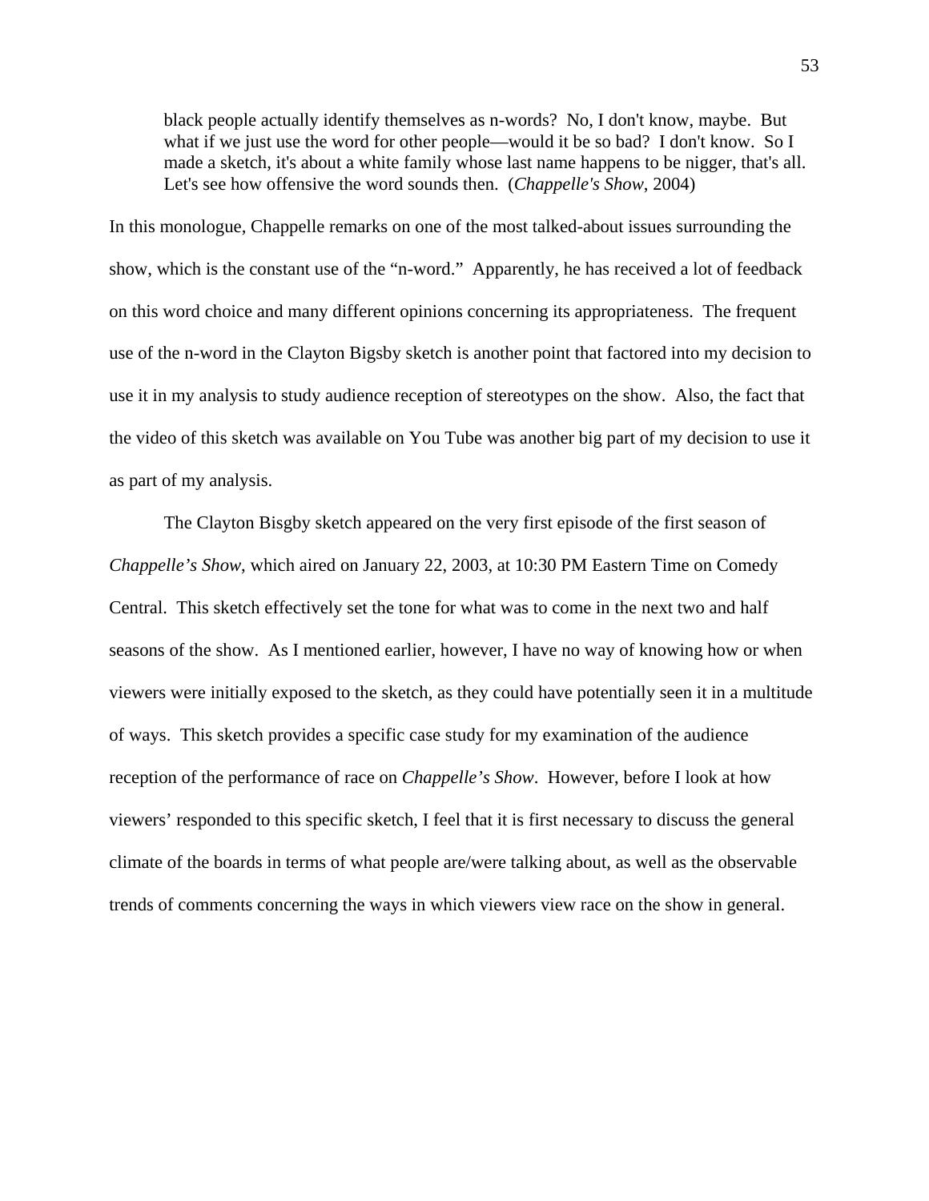> black people actually identify themselves as n-words? No, I don't know, maybe. But what if we just use the word for other people—would it be so bad? I don't know. So I made a sketch, it's about a white family whose last name happens to be nigger, that's all. Let's see how offensive the word sounds then. (*Chappelle's Show*, 2004)

In this monologue, Chappelle remarks on one of the most talked-about issues surrounding the show, which is the constant use of the "n-word." Apparently, he has received a lot of feedback on this word choice and many different opinions concerning its appropriateness. The frequent use of the n-word in the Clayton Bigsby sketch is another point that factored into my decision to use it in my analysis to study audience reception of stereotypes on the show. Also, the fact that the video of this sketch was available on You Tube was another big part of my decision to use it as part of my analysis.

The Clayton Bisgby sketch appeared on the very first episode of the first season of *Chappelle's Show*, which aired on January 22, 2003, at 10:30 PM Eastern Time on Comedy Central. This sketch effectively set the tone for what was to come in the next two and half seasons of the show. As I mentioned earlier, however, I have no way of knowing how or when viewers were initially exposed to the sketch, as they could have potentially seen it in a multitude of ways. This sketch provides a specific case study for my examination of the audience reception of the performance of race on *Chappelle's Show*. However, before I look at how viewers' responded to this specific sketch, I feel that it is first necessary to discuss the general climate of the boards in terms of what people are/were talking about, as well as the observable trends of comments concerning the ways in which viewers view race on the show in general.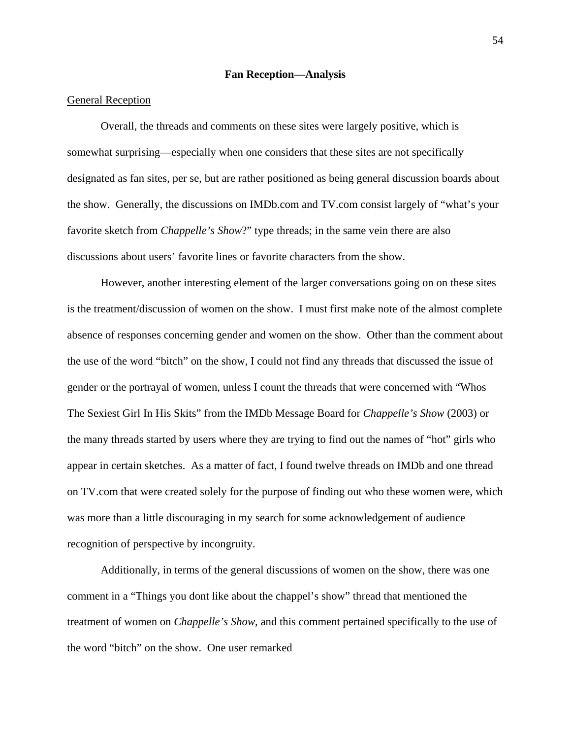## Fan Reception—Analysis

General Reception

Overall, the threads and comments on these sites were largely positive, which is somewhat surprising—especially when one considers that these sites are not specifically designated as fan sites, per se, but are rather positioned as being general discussion boards about the show. Generally, the discussions on IMDb.com and TV.com consist largely of "what's your favorite sketch from *Chappelle's Show*?" type threads; in the same vein there are also discussions about users' favorite lines or favorite characters from the show.

However, another interesting element of the larger conversations going on on these sites is the treatment/discussion of women on the show. I must first make note of the almost complete absence of responses concerning gender and women on the show. Other than the comment about the use of the word "bitch" on the show, I could not find any threads that discussed the issue of gender or the portrayal of women, unless I count the threads that were concerned with "Whos The Sexiest Girl In His Skits" from the IMDb Message Board for *Chappelle's Show* (2003) or the many threads started by users where they are trying to find out the names of "hot" girls who appear in certain sketches. As a matter of fact, I found twelve threads on IMDb and one thread on TV.com that were created solely for the purpose of finding out who these women were, which was more than a little discouraging in my search for some acknowledgement of audience recognition of perspective by incongruity.

Additionally, in terms of the general discussions of women on the show, there was one comment in a "Things you dont like about the chappel's show" thread that mentioned the treatment of women on *Chappelle's Show*, and this comment pertained specifically to the use of the word "bitch" on the show. One user remarked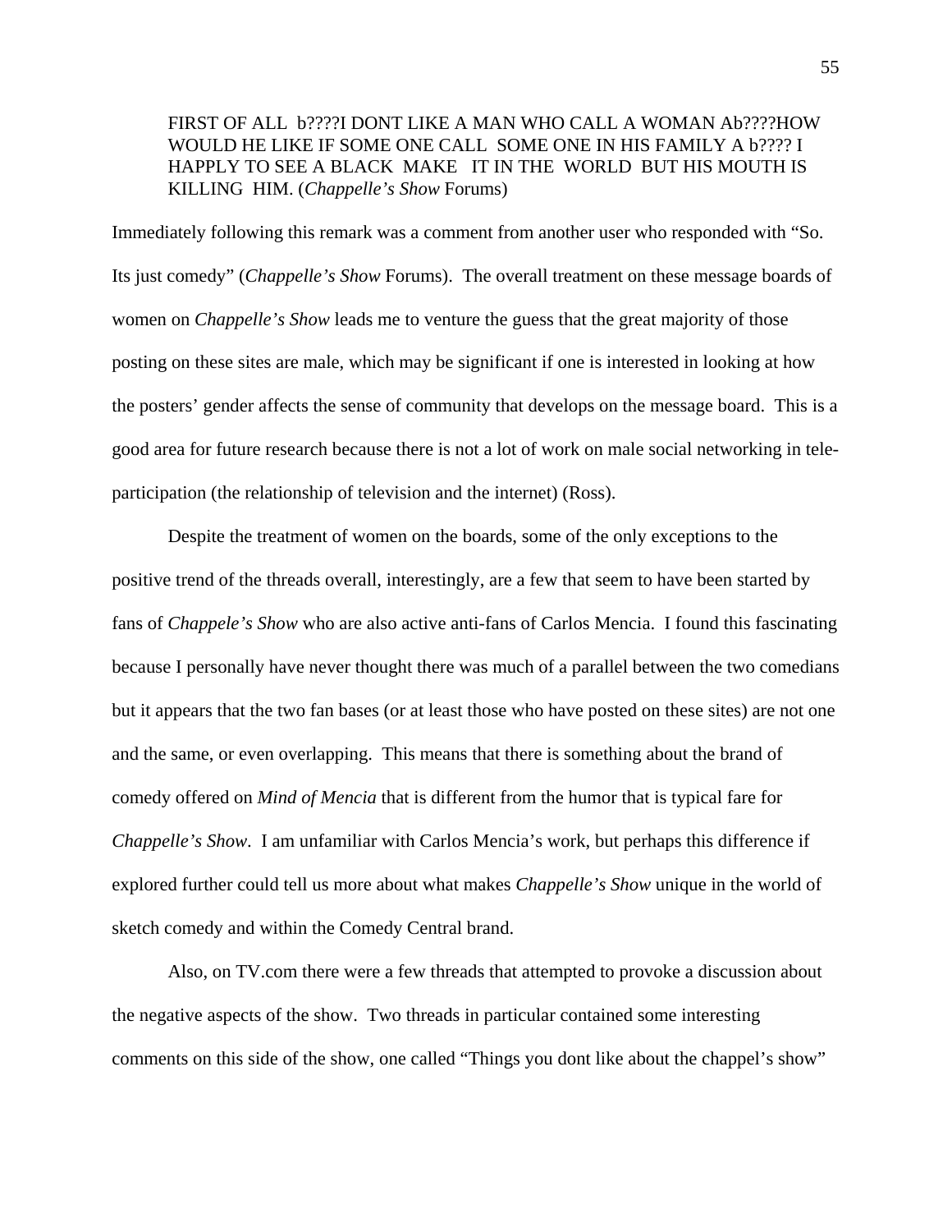> FIRST OF ALL b????I DONT LIKE A MAN WHO CALL A WOMAN Ab????HOW WOULD HE LIKE IF SOME ONE CALL SOME ONE IN HIS FAMILY A b???? I HAPPLY TO SEE A BLACK MAKE IT IN THE WORLD BUT HIS MOUTH IS KILLING HIM. (*Chappelle's Show* Forums)

Immediately following this remark was a comment from another user who responded with "So. Its just comedy" (*Chappelle's Show* Forums). The overall treatment on these message boards of women on *Chappelle's Show* leads me to venture the guess that the great majority of those posting on these sites are male, which may be significant if one is interested in looking at how the posters' gender affects the sense of community that develops on the message board. This is a good area for future research because there is not a lot of work on male social networking in tele-participation (the relationship of television and the internet) (Ross).

Despite the treatment of women on the boards, some of the only exceptions to the positive trend of the threads overall, interestingly, are a few that seem to have been started by fans of *Chappele's Show* who are also active anti-fans of Carlos Mencia. I found this fascinating because I personally have never thought there was much of a parallel between the two comedians but it appears that the two fan bases (or at least those who have posted on these sites) are not one and the same, or even overlapping. This means that there is something about the brand of comedy offered on *Mind of Mencia* that is different from the humor that is typical fare for *Chappelle's Show*. I am unfamiliar with Carlos Mencia's work, but perhaps this difference if explored further could tell us more about what makes *Chappelle's Show* unique in the world of sketch comedy and within the Comedy Central brand.

Also, on TV.com there were a few threads that attempted to provoke a discussion about the negative aspects of the show. Two threads in particular contained some interesting comments on this side of the show, one called "Things you dont like about the chappel's show"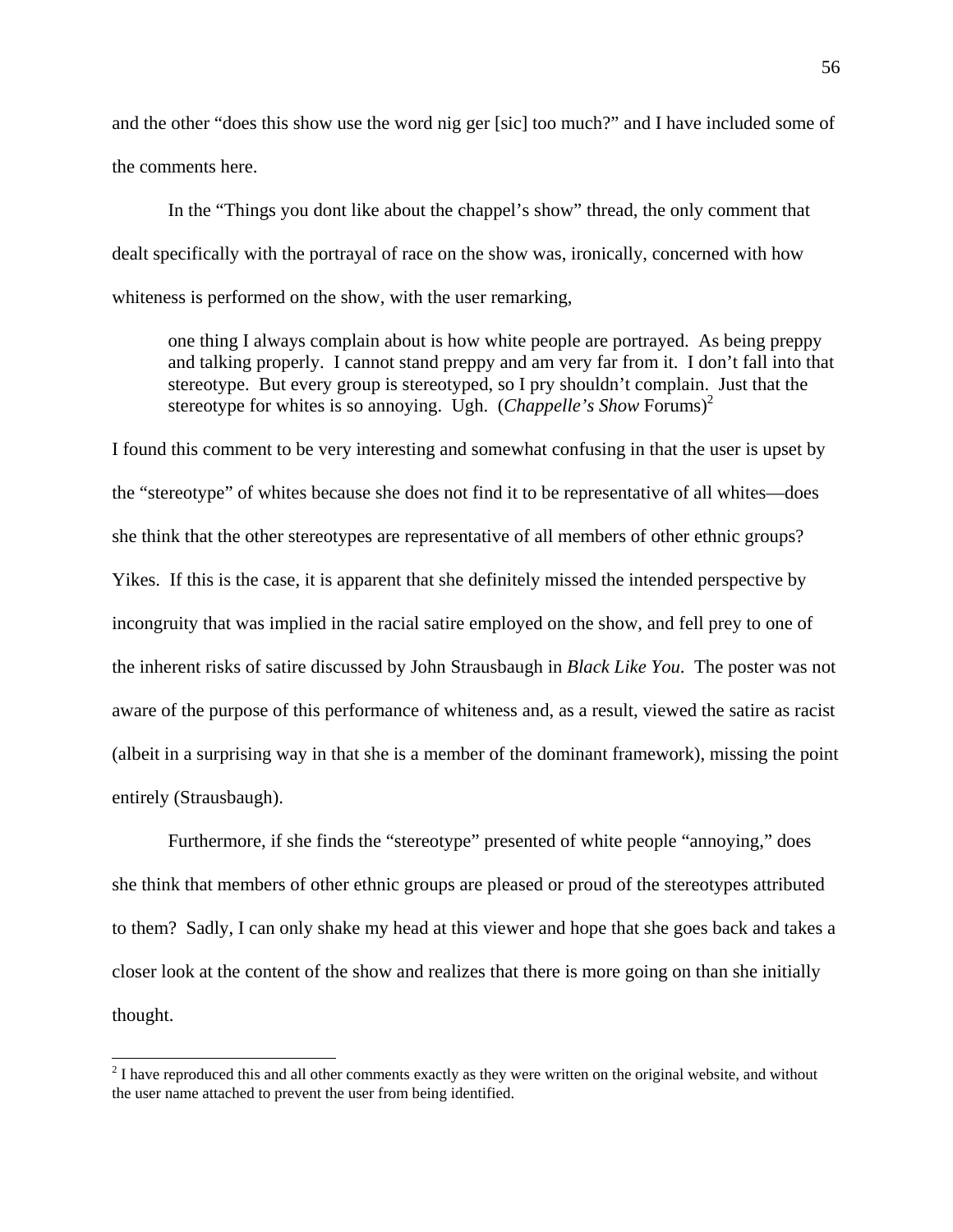and the other "does this show use the word nig ger [sic] too much?" and I have included some of the comments here.

In the "Things you dont like about the chappel's show" thread, the only comment that dealt specifically with the portrayal of race on the show was, ironically, concerned with how whiteness is performed on the show, with the user remarking,

> one thing I always complain about is how white people are portrayed. As being preppy and talking properly. I cannot stand preppy and am very far from it. I don't fall into that stereotype. But every group is stereotyped, so I pry shouldn't complain. Just that the stereotype for whites is so annoying. Ugh. (*Chappelle's Show* Forums)[2]

I found this comment to be very interesting and somewhat confusing in that the user is upset by the "stereotype" of whites because she does not find it to be representative of all whites—does she think that the other stereotypes are representative of all members of other ethnic groups? Yikes. If this is the case, it is apparent that she definitely missed the intended perspective by incongruity that was implied in the racial satire employed on the show, and fell prey to one of the inherent risks of satire discussed by John Strausbaugh in *Black Like You*. The poster was not aware of the purpose of this performance of whiteness and, as a result, viewed the satire as racist (albeit in a surprising way in that she is a member of the dominant framework), missing the point entirely (Strausbaugh).

Furthermore, if she finds the "stereotype" presented of white people "annoying," does she think that members of other ethnic groups are pleased or proud of the stereotypes attributed to them? Sadly, I can only shake my head at this viewer and hope that she goes back and takes a closer look at the content of the show and realizes that there is more going on than she initially thought.

---

[2] I have reproduced this and all other comments exactly as they were written on the original website, and without the user name attached to prevent the user from being identified.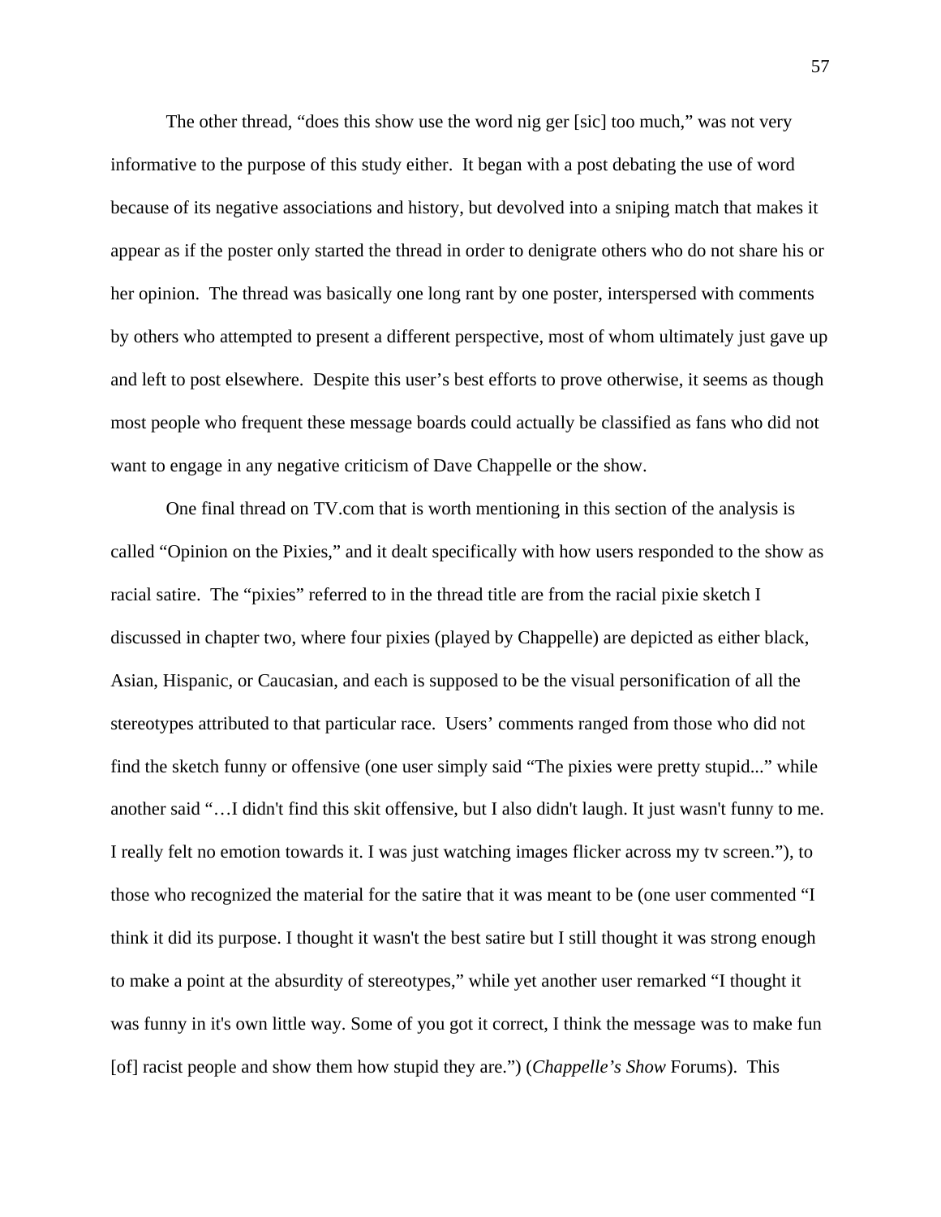The other thread, "does this show use the word nig ger [sic] too much," was not very informative to the purpose of this study either. It began with a post debating the use of word because of its negative associations and history, but devolved into a sniping match that makes it appear as if the poster only started the thread in order to denigrate others who do not share his or her opinion. The thread was basically one long rant by one poster, interspersed with comments by others who attempted to present a different perspective, most of whom ultimately just gave up and left to post elsewhere. Despite this user's best efforts to prove otherwise, it seems as though most people who frequent these message boards could actually be classified as fans who did not want to engage in any negative criticism of Dave Chappelle or the show.

One final thread on TV.com that is worth mentioning in this section of the analysis is called "Opinion on the Pixies," and it dealt specifically with how users responded to the show as racial satire. The "pixies" referred to in the thread title are from the racial pixie sketch I discussed in chapter two, where four pixies (played by Chappelle) are depicted as either black, Asian, Hispanic, or Caucasian, and each is supposed to be the visual personification of all the stereotypes attributed to that particular race. Users' comments ranged from those who did not find the sketch funny or offensive (one user simply said "The pixies were pretty stupid..." while another said "…I didn't find this skit offensive, but I also didn't laugh. It just wasn't funny to me. I really felt no emotion towards it. I was just watching images flicker across my tv screen."), to those who recognized the material for the satire that it was meant to be (one user commented "I think it did its purpose. I thought it wasn't the best satire but I still thought it was strong enough to make a point at the absurdity of stereotypes," while yet another user remarked "I thought it was funny in it's own little way. Some of you got it correct, I think the message was to make fun [of] racist people and show them how stupid they are.") (*Chappelle's Show* Forums). This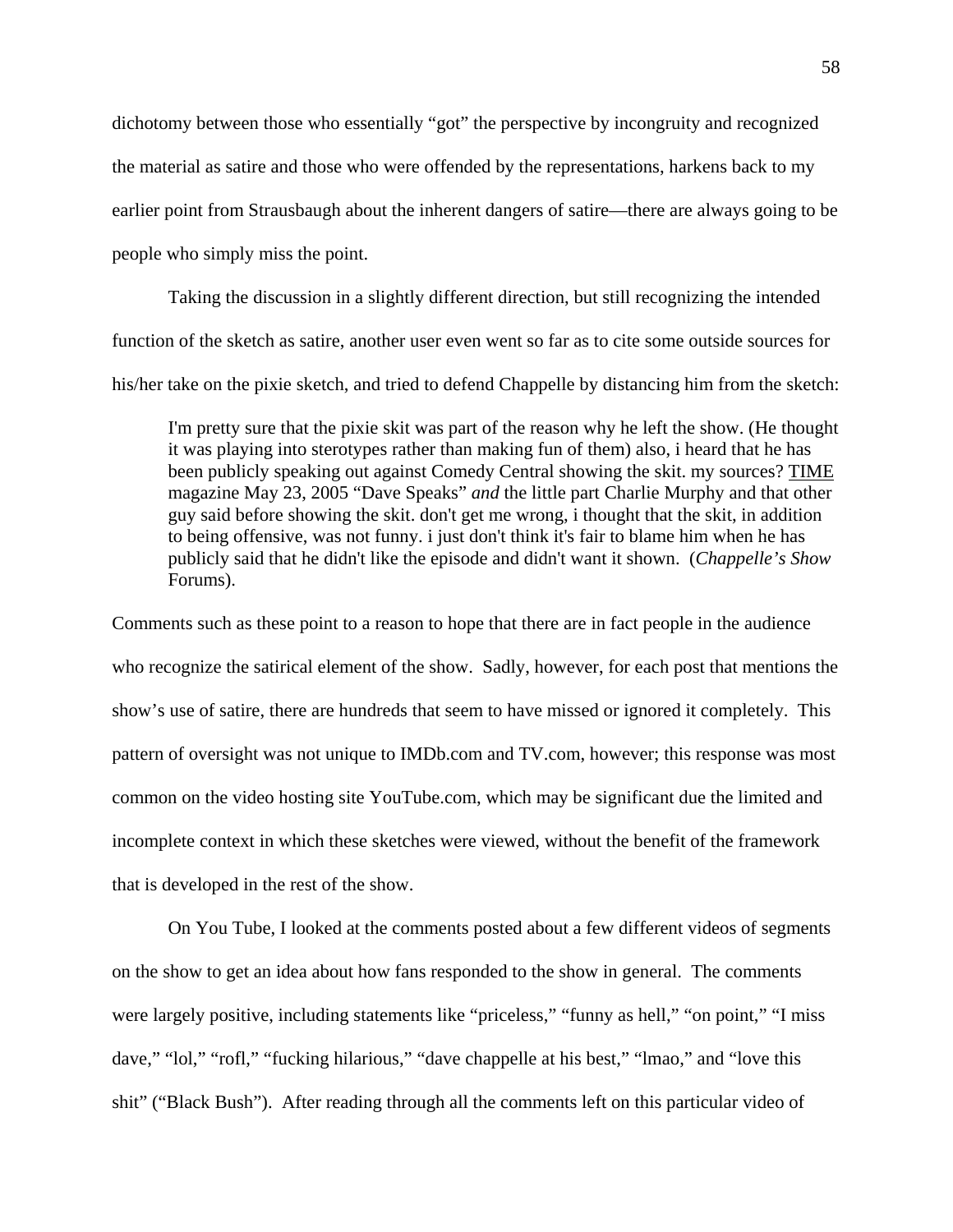dichotomy between those who essentially "got" the perspective by incongruity and recognized the material as satire and those who were offended by the representations, harkens back to my earlier point from Strausbaugh about the inherent dangers of satire—there are always going to be people who simply miss the point.

Taking the discussion in a slightly different direction, but still recognizing the intended function of the sketch as satire, another user even went so far as to cite some outside sources for his/her take on the pixie sketch, and tried to defend Chappelle by distancing him from the sketch:

> I'm pretty sure that the pixie skit was part of the reason why he left the show. (He thought it was playing into sterotypes rather than making fun of them) also, i heard that he has been publicly speaking out against Comedy Central showing the skit. my sources? <u>TIME</u> magazine May 23, 2005 "Dave Speaks" *and* the little part Charlie Murphy and that other guy said before showing the skit. don't get me wrong, i thought that the skit, in addition to being offensive, was not funny. i just don't think it's fair to blame him when he has publicly said that he didn't like the episode and didn't want it shown. (*Chappelle's Show* Forums).

Comments such as these point to a reason to hope that there are in fact people in the audience who recognize the satirical element of the show. Sadly, however, for each post that mentions the show's use of satire, there are hundreds that seem to have missed or ignored it completely. This pattern of oversight was not unique to IMDb.com and TV.com, however; this response was most common on the video hosting site YouTube.com, which may be significant due the limited and incomplete context in which these sketches were viewed, without the benefit of the framework that is developed in the rest of the show.

On You Tube, I looked at the comments posted about a few different videos of segments on the show to get an idea about how fans responded to the show in general. The comments were largely positive, including statements like "priceless," "funny as hell," "on point," "I miss dave," "lol," "rofl," "fucking hilarious," "dave chappelle at his best," "lmao," and "love this shit" ("Black Bush"). After reading through all the comments left on this particular video of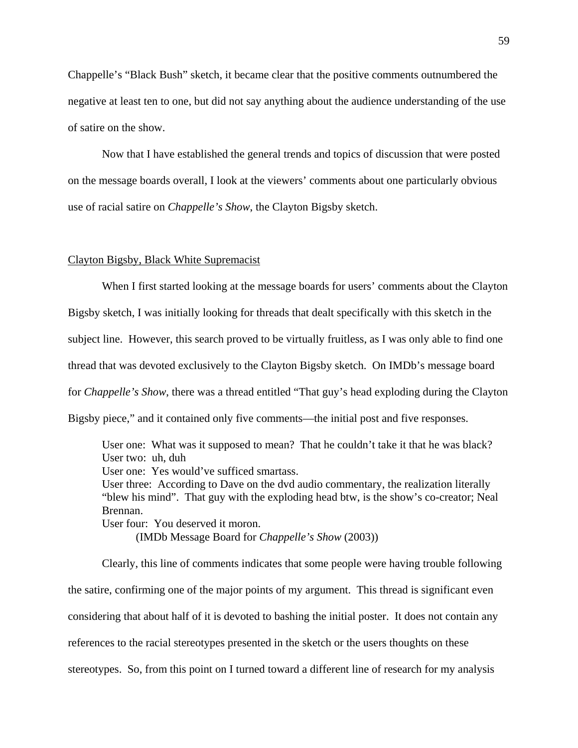Chappelle's "Black Bush" sketch, it became clear that the positive comments outnumbered the negative at least ten to one, but did not say anything about the audience understanding of the use of satire on the show.

Now that I have established the general trends and topics of discussion that were posted on the message boards overall, I look at the viewers' comments about one particularly obvious use of racial satire on *Chappelle's Show*, the Clayton Bigsby sketch.

<u>Clayton Bigsby, Black White Supremacist</u>

When I first started looking at the message boards for users' comments about the Clayton Bigsby sketch, I was initially looking for threads that dealt specifically with this sketch in the subject line. However, this search proved to be virtually fruitless, as I was only able to find one thread that was devoted exclusively to the Clayton Bigsby sketch. On IMDb's message board for *Chappelle's Show*, there was a thread entitled "That guy's head exploding during the Clayton Bigsby piece," and it contained only five comments—the initial post and five responses.

> User one: What was it supposed to mean? That he couldn't take it that he was black?
> User two: uh, duh
> User one: Yes would've sufficed smartass.
> User three: According to Dave on the dvd audio commentary, the realization literally "blew his mind". That guy with the exploding head btw, is the show's co-creator; Neal Brennan.
> User four: You deserved it moron.
> (IMDb Message Board for *Chappelle's Show* (2003))

Clearly, this line of comments indicates that some people were having trouble following the satire, confirming one of the major points of my argument. This thread is significant even considering that about half of it is devoted to bashing the initial poster. It does not contain any references to the racial stereotypes presented in the sketch or the users thoughts on these stereotypes. So, from this point on I turned toward a different line of research for my analysis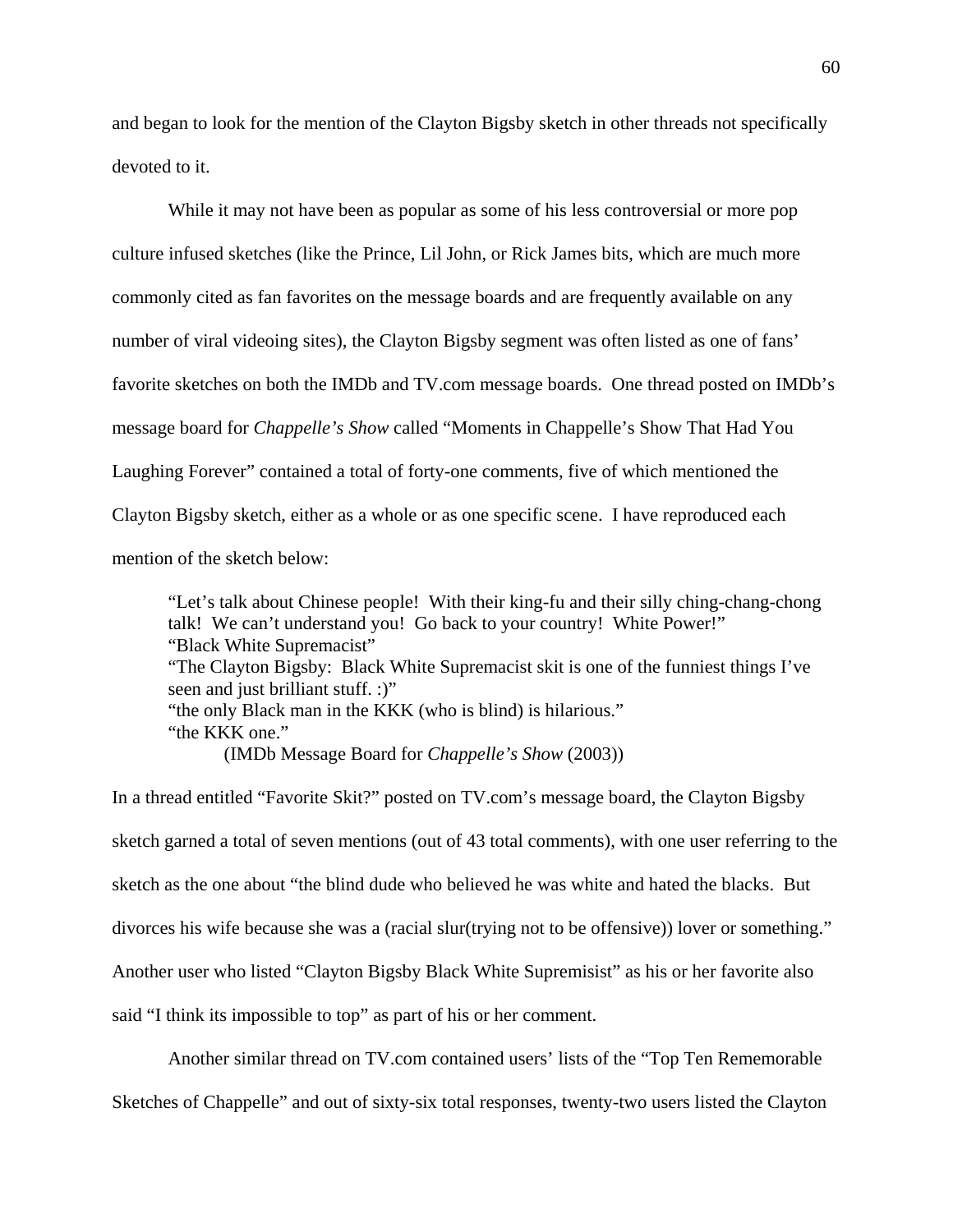and began to look for the mention of the Clayton Bigsby sketch in other threads not specifically devoted to it.

While it may not have been as popular as some of his less controversial or more pop culture infused sketches (like the Prince, Lil John, or Rick James bits, which are much more commonly cited as fan favorites on the message boards and are frequently available on any number of viral videoing sites), the Clayton Bigsby segment was often listed as one of fans' favorite sketches on both the IMDb and TV.com message boards. One thread posted on IMDb's message board for *Chappelle's Show* called "Moments in Chappelle's Show That Had You Laughing Forever" contained a total of forty-one comments, five of which mentioned the Clayton Bigsby sketch, either as a whole or as one specific scene. I have reproduced each mention of the sketch below:

> "Let's talk about Chinese people! With their king-fu and their silly ching-chang-chong talk! We can't understand you! Go back to your country! White Power!"
> "Black White Supremacist"
> "The Clayton Bigsby: Black White Supremacist skit is one of the funniest things I've seen and just brilliant stuff. :)"
> "the only Black man in the KKK (who is blind) is hilarious."
> "the KKK one."
> (IMDb Message Board for *Chappelle's Show* (2003))

In a thread entitled "Favorite Skit?" posted on TV.com's message board, the Clayton Bigsby sketch garned a total of seven mentions (out of 43 total comments), with one user referring to the sketch as the one about "the blind dude who believed he was white and hated the blacks. But divorces his wife because she was a (racial slur(trying not to be offensive)) lover or something." Another user who listed "Clayton Bigsby Black White Supremisist" as his or her favorite also said "I think its impossible to top" as part of his or her comment.

Another similar thread on TV.com contained users' lists of the "Top Ten Rememorable Sketches of Chappelle" and out of sixty-six total responses, twenty-two users listed the Clayton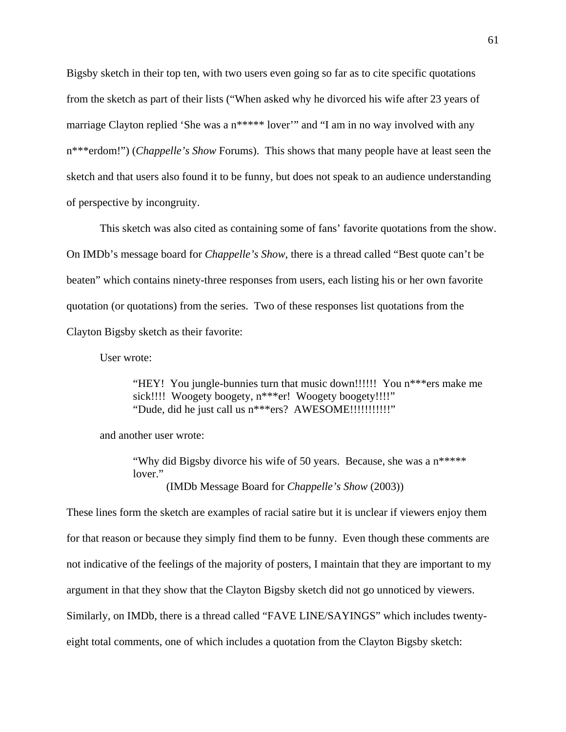Bigsby sketch in their top ten, with two users even going so far as to cite specific quotations from the sketch as part of their lists ("When asked why he divorced his wife after 23 years of marriage Clayton replied 'She was a n***** lover'" and "I am in no way involved with any n***erdom!") (*Chappelle's Show* Forums). This shows that many people have at least seen the sketch and that users also found it to be funny, but does not speak to an audience understanding of perspective by incongruity.

This sketch was also cited as containing some of fans' favorite quotations from the show. On IMDb's message board for *Chappelle's Show*, there is a thread called "Best quote can't be beaten" which contains ninety-three responses from users, each listing his or her own favorite quotation (or quotations) from the series. Two of these responses list quotations from the Clayton Bigsby sketch as their favorite:

User wrote:

> "HEY! You jungle-bunnies turn that music down!!!!!! You n***ers make me sick!!!! Woogety boogety, n***er! Woogety boogety!!!!"
> "Dude, did he just call us n***ers? AWESOME!!!!!!!!!!!"

and another user wrote:

> "Why did Bigsby divorce his wife of 50 years. Because, she was a n***** lover."
> (IMDb Message Board for *Chappelle's Show* (2003))

These lines form the sketch are examples of racial satire but it is unclear if viewers enjoy them for that reason or because they simply find them to be funny. Even though these comments are not indicative of the feelings of the majority of posters, I maintain that they are important to my argument in that they show that the Clayton Bigsby sketch did not go unnoticed by viewers. Similarly, on IMDb, there is a thread called "FAVE LINE/SAYINGS" which includes twenty-eight total comments, one of which includes a quotation from the Clayton Bigsby sketch: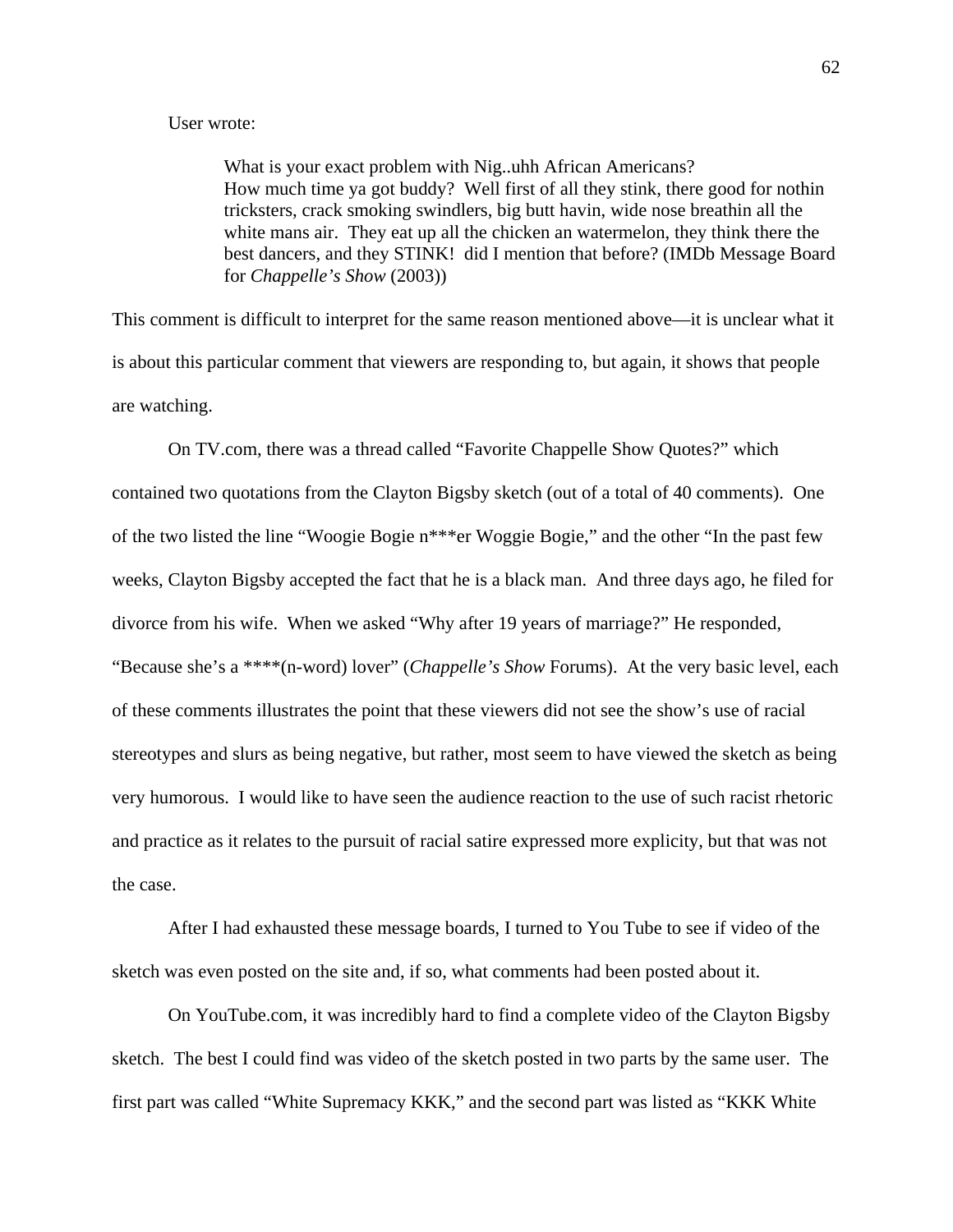User wrote:

> What is your exact problem with Nig..uhh African Americans?
> How much time ya got buddy? Well first of all they stink, there good for nothin tricksters, crack smoking swindlers, big butt havin, wide nose breathin all the white mans air. They eat up all the chicken an watermelon, they think there the best dancers, and they STINK! did I mention that before? (IMDb Message Board for *Chappelle's Show* (2003))

This comment is difficult to interpret for the same reason mentioned above—it is unclear what it is about this particular comment that viewers are responding to, but again, it shows that people are watching.

On TV.com, there was a thread called "Favorite Chappelle Show Quotes?" which contained two quotations from the Clayton Bigsby sketch (out of a total of 40 comments). One of the two listed the line "Woogie Bogie n***er Woggie Bogie," and the other "In the past few weeks, Clayton Bigsby accepted the fact that he is a black man. And three days ago, he filed for divorce from his wife. When we asked "Why after 19 years of marriage?" He responded, "Because she's a ****(n-word) lover" (*Chappelle's Show* Forums). At the very basic level, each of these comments illustrates the point that these viewers did not see the show's use of racial stereotypes and slurs as being negative, but rather, most seem to have viewed the sketch as being very humorous. I would like to have seen the audience reaction to the use of such racist rhetoric and practice as it relates to the pursuit of racial satire expressed more explicity, but that was not the case.

After I had exhausted these message boards, I turned to You Tube to see if video of the sketch was even posted on the site and, if so, what comments had been posted about it.

On YouTube.com, it was incredibly hard to find a complete video of the Clayton Bigsby sketch. The best I could find was video of the sketch posted in two parts by the same user. The first part was called "White Supremacy KKK," and the second part was listed as "KKK White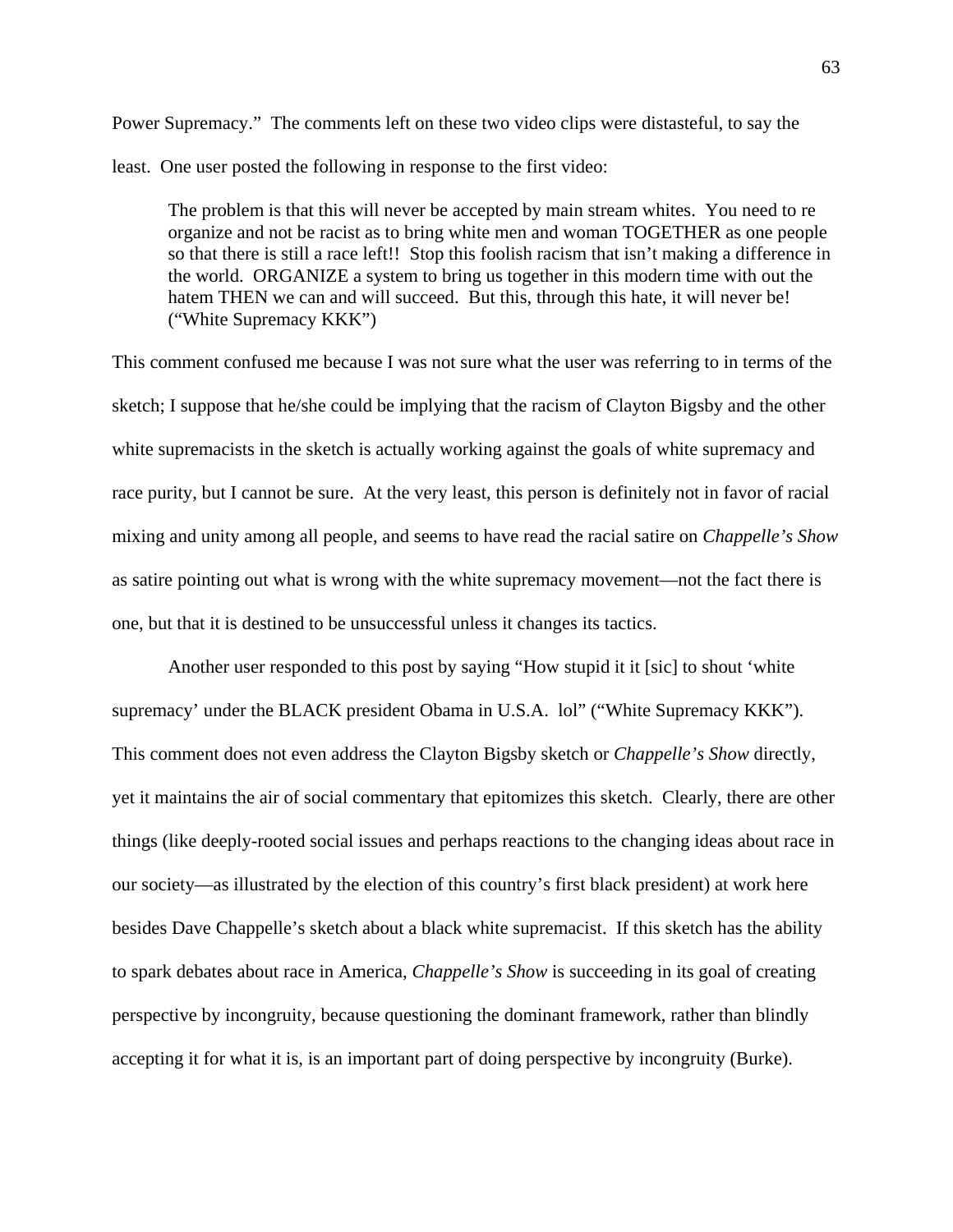Power Supremacy." The comments left on these two video clips were distasteful, to say the least. One user posted the following in response to the first video:

> The problem is that this will never be accepted by main stream whites. You need to re organize and not be racist as to bring white men and woman TOGETHER as one people so that there is still a race left!! Stop this foolish racism that isn't making a difference in the world. ORGANIZE a system to bring us together in this modern time with out the hatem THEN we can and will succeed. But this, through this hate, it will never be! ("White Supremacy KKK")

This comment confused me because I was not sure what the user was referring to in terms of the sketch; I suppose that he/she could be implying that the racism of Clayton Bigsby and the other white supremacists in the sketch is actually working against the goals of white supremacy and race purity, but I cannot be sure. At the very least, this person is definitely not in favor of racial mixing and unity among all people, and seems to have read the racial satire on *Chappelle's Show* as satire pointing out what is wrong with the white supremacy movement—not the fact there is one, but that it is destined to be unsuccessful unless it changes its tactics.

Another user responded to this post by saying "How stupid it it [sic] to shout 'white supremacy' under the BLACK president Obama in U.S.A. lol" ("White Supremacy KKK"). This comment does not even address the Clayton Bigsby sketch or *Chappelle's Show* directly, yet it maintains the air of social commentary that epitomizes this sketch. Clearly, there are other things (like deeply-rooted social issues and perhaps reactions to the changing ideas about race in our society—as illustrated by the election of this country's first black president) at work here besides Dave Chappelle's sketch about a black white supremacist. If this sketch has the ability to spark debates about race in America, *Chappelle's Show* is succeeding in its goal of creating perspective by incongruity, because questioning the dominant framework, rather than blindly accepting it for what it is, is an important part of doing perspective by incongruity (Burke).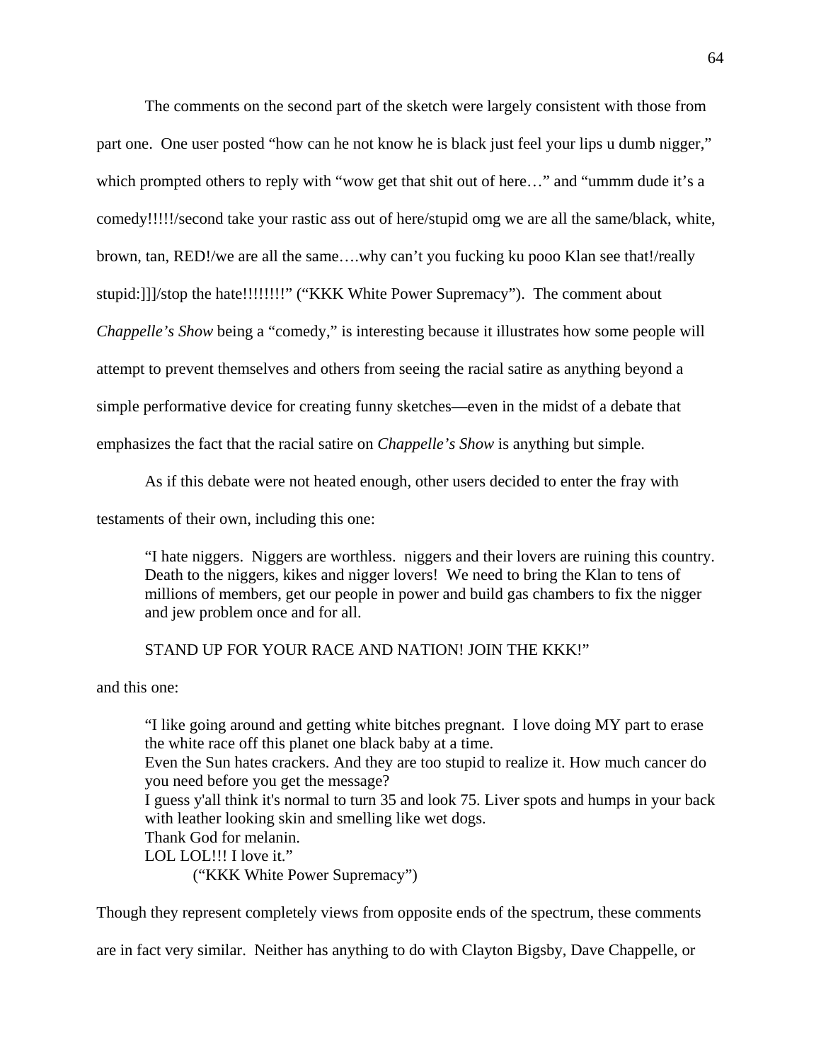The comments on the second part of the sketch were largely consistent with those from part one. One user posted "how can he not know he is black just feel your lips u dumb nigger," which prompted others to reply with "wow get that shit out of here…" and "ummm dude it's a comedy!!!!!/second take your rastic ass out of here/stupid omg we are all the same/black, white, brown, tan, RED!/we are all the same….why can't you fucking ku pooo Klan see that!/really stupid:]]]/stop the hate!!!!!!!!" ("KKK White Power Supremacy"). The comment about *Chappelle's Show* being a "comedy," is interesting because it illustrates how some people will attempt to prevent themselves and others from seeing the racial satire as anything beyond a simple performative device for creating funny sketches—even in the midst of a debate that emphasizes the fact that the racial satire on *Chappelle's Show* is anything but simple.

As if this debate were not heated enough, other users decided to enter the fray with testaments of their own, including this one:

> "I hate niggers. Niggers are worthless. niggers and their lovers are ruining this country. Death to the niggers, kikes and nigger lovers! We need to bring the Klan to tens of millions of members, get our people in power and build gas chambers to fix the nigger and jew problem once and for all.
>
> STAND UP FOR YOUR RACE AND NATION! JOIN THE KKK!"

and this one:

> "I like going around and getting white bitches pregnant. I love doing MY part to erase the white race off this planet one black baby at a time.
> Even the Sun hates crackers. And they are too stupid to realize it. How much cancer do you need before you get the message?
> I guess y'all think it's normal to turn 35 and look 75. Liver spots and humps in your back with leather looking skin and smelling like wet dogs.
> Thank God for melanin.
> LOL LOL!!! I love it."
> ("KKK White Power Supremacy")

Though they represent completely views from opposite ends of the spectrum, these comments are in fact very similar. Neither has anything to do with Clayton Bigsby, Dave Chappelle, or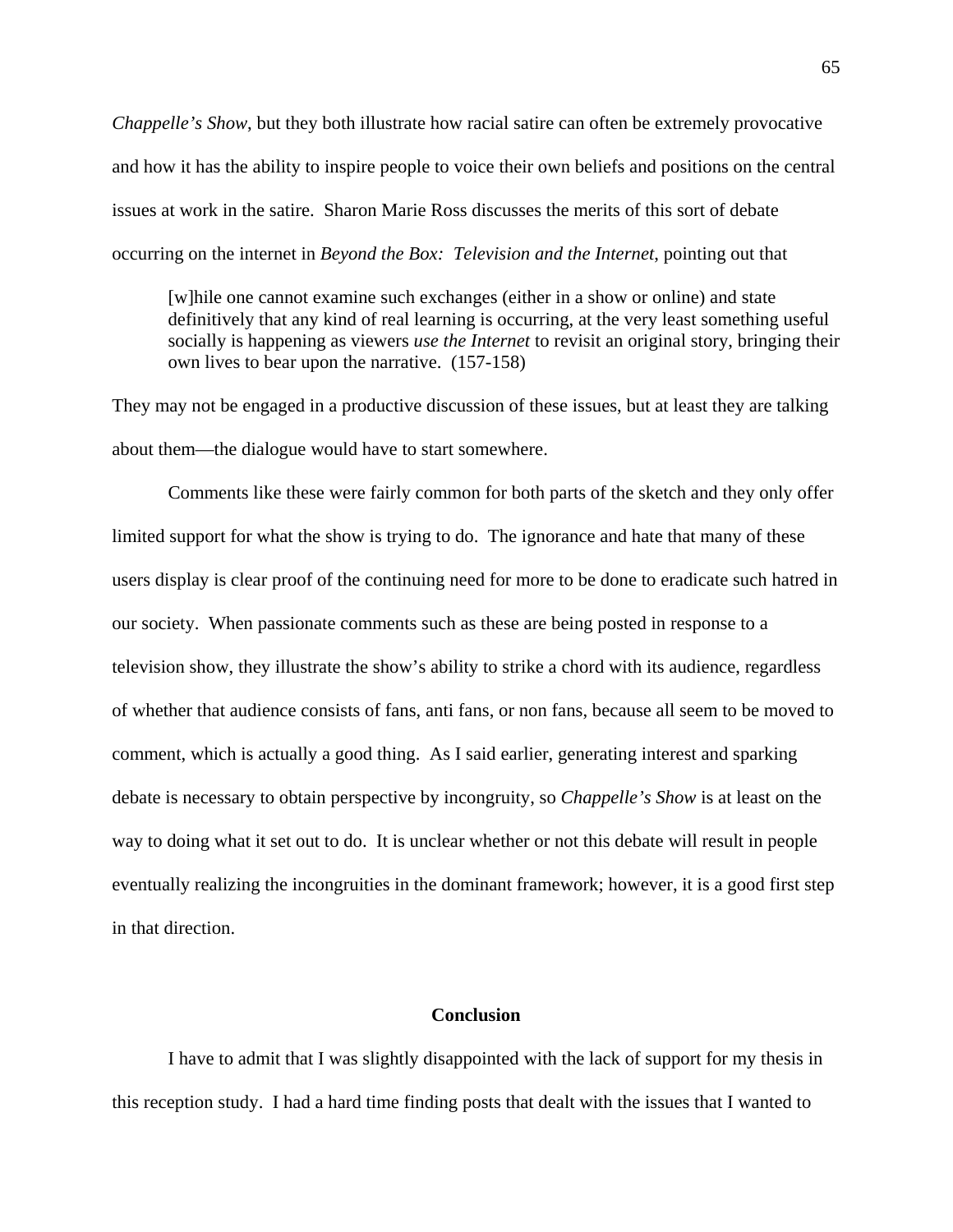*Chappelle's Show*, but they both illustrate how racial satire can often be extremely provocative and how it has the ability to inspire people to voice their own beliefs and positions on the central issues at work in the satire. Sharon Marie Ross discusses the merits of this sort of debate occurring on the internet in *Beyond the Box: Television and the Internet*, pointing out that

> [w]hile one cannot examine such exchanges (either in a show or online) and state definitively that any kind of real learning is occurring, at the very least something useful socially is happening as viewers *use the Internet* to revisit an original story, bringing their own lives to bear upon the narrative. (157-158)

They may not be engaged in a productive discussion of these issues, but at least they are talking about them—the dialogue would have to start somewhere.

Comments like these were fairly common for both parts of the sketch and they only offer limited support for what the show is trying to do. The ignorance and hate that many of these users display is clear proof of the continuing need for more to be done to eradicate such hatred in our society. When passionate comments such as these are being posted in response to a television show, they illustrate the show's ability to strike a chord with its audience, regardless of whether that audience consists of fans, anti fans, or non fans, because all seem to be moved to comment, which is actually a good thing. As I said earlier, generating interest and sparking debate is necessary to obtain perspective by incongruity, so *Chappelle's Show* is at least on the way to doing what it set out to do. It is unclear whether or not this debate will result in people eventually realizing the incongruities in the dominant framework; however, it is a good first step in that direction.

## Conclusion

I have to admit that I was slightly disappointed with the lack of support for my thesis in this reception study. I had a hard time finding posts that dealt with the issues that I wanted to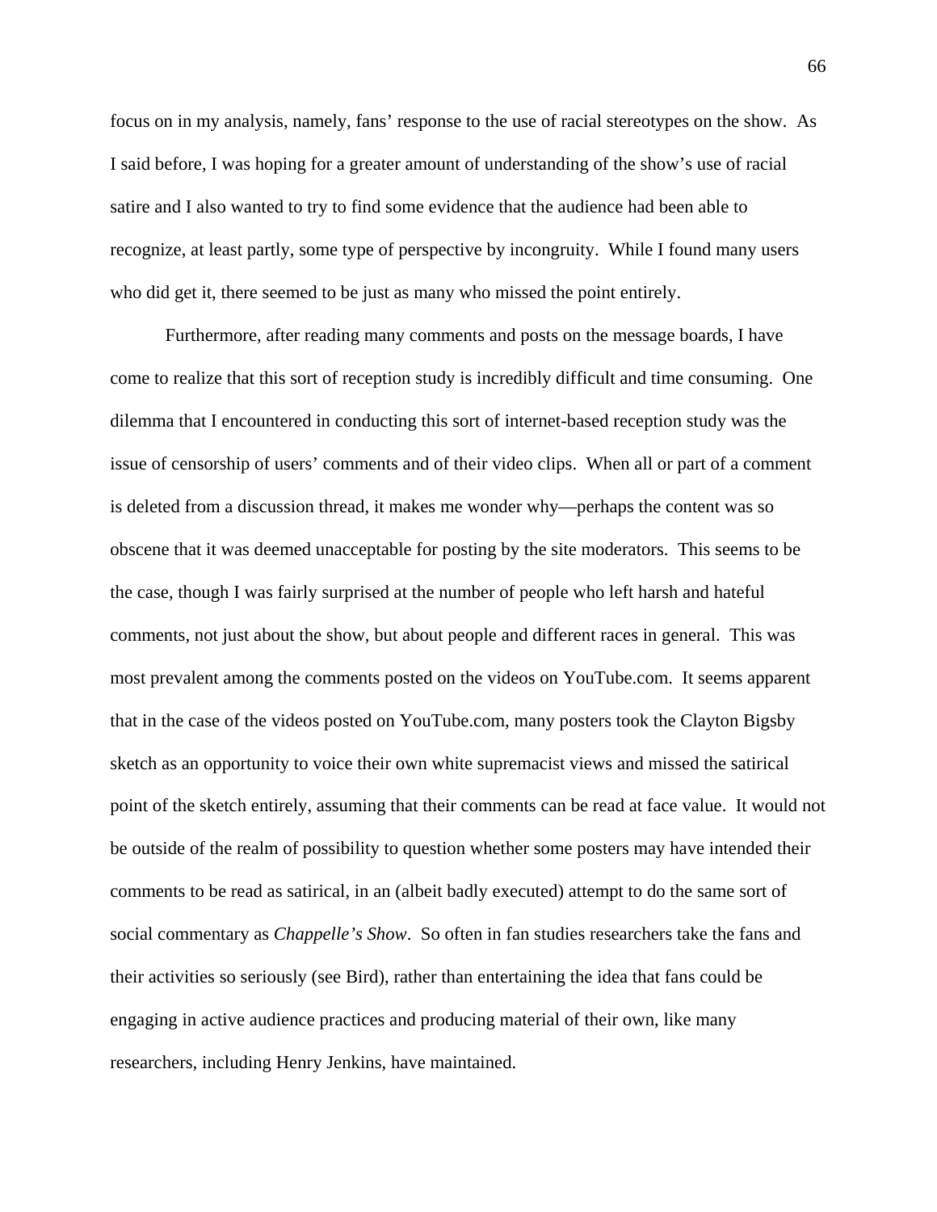focus on in my analysis, namely, fans' response to the use of racial stereotypes on the show. As I said before, I was hoping for a greater amount of understanding of the show's use of racial satire and I also wanted to try to find some evidence that the audience had been able to recognize, at least partly, some type of perspective by incongruity. While I found many users who did get it, there seemed to be just as many who missed the point entirely.

Furthermore, after reading many comments and posts on the message boards, I have come to realize that this sort of reception study is incredibly difficult and time consuming. One dilemma that I encountered in conducting this sort of internet-based reception study was the issue of censorship of users' comments and of their video clips. When all or part of a comment is deleted from a discussion thread, it makes me wonder why—perhaps the content was so obscene that it was deemed unacceptable for posting by the site moderators. This seems to be the case, though I was fairly surprised at the number of people who left harsh and hateful comments, not just about the show, but about people and different races in general. This was most prevalent among the comments posted on the videos on YouTube.com. It seems apparent that in the case of the videos posted on YouTube.com, many posters took the Clayton Bigsby sketch as an opportunity to voice their own white supremacist views and missed the satirical point of the sketch entirely, assuming that their comments can be read at face value. It would not be outside of the realm of possibility to question whether some posters may have intended their comments to be read as satirical, in an (albeit badly executed) attempt to do the same sort of social commentary as *Chappelle's Show*. So often in fan studies researchers take the fans and their activities so seriously (see Bird), rather than entertaining the idea that fans could be engaging in active audience practices and producing material of their own, like many researchers, including Henry Jenkins, have maintained.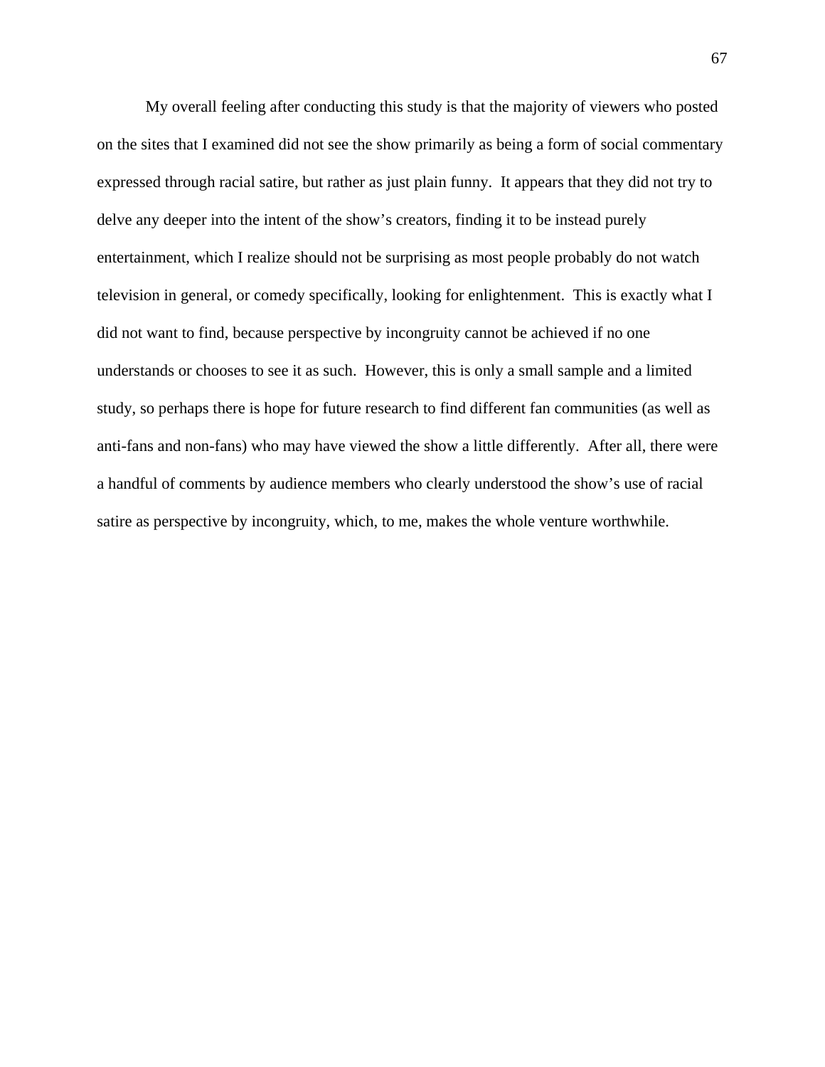My overall feeling after conducting this study is that the majority of viewers who posted on the sites that I examined did not see the show primarily as being a form of social commentary expressed through racial satire, but rather as just plain funny. It appears that they did not try to delve any deeper into the intent of the show's creators, finding it to be instead purely entertainment, which I realize should not be surprising as most people probably do not watch television in general, or comedy specifically, looking for enlightenment. This is exactly what I did not want to find, because perspective by incongruity cannot be achieved if no one understands or chooses to see it as such. However, this is only a small sample and a limited study, so perhaps there is hope for future research to find different fan communities (as well as anti-fans and non-fans) who may have viewed the show a little differently. After all, there were a handful of comments by audience members who clearly understood the show's use of racial satire as perspective by incongruity, which, to me, makes the whole venture worthwhile.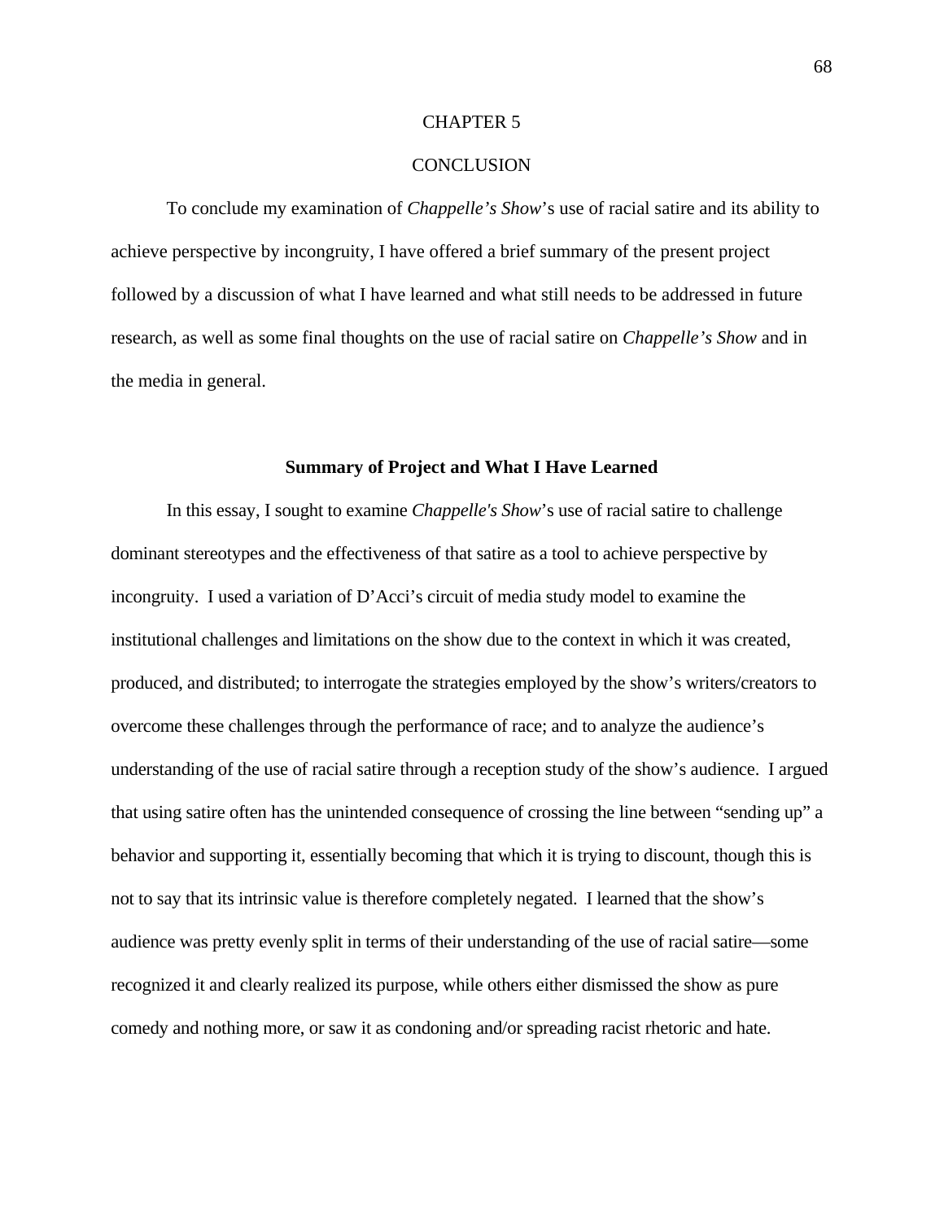# CHAPTER 5

# CONCLUSION

To conclude my examination of *Chappelle's Show*'s use of racial satire and its ability to achieve perspective by incongruity, I have offered a brief summary of the present project followed by a discussion of what I have learned and what still needs to be addressed in future research, as well as some final thoughts on the use of racial satire on *Chappelle's Show* and in the media in general.

## Summary of Project and What I Have Learned

In this essay, I sought to examine *Chappelle's Show*'s use of racial satire to challenge dominant stereotypes and the effectiveness of that satire as a tool to achieve perspective by incongruity. I used a variation of D'Acci's circuit of media study model to examine the institutional challenges and limitations on the show due to the context in which it was created, produced, and distributed; to interrogate the strategies employed by the show's writers/creators to overcome these challenges through the performance of race; and to analyze the audience's understanding of the use of racial satire through a reception study of the show's audience. I argued that using satire often has the unintended consequence of crossing the line between "sending up" a behavior and supporting it, essentially becoming that which it is trying to discount, though this is not to say that its intrinsic value is therefore completely negated. I learned that the show's audience was pretty evenly split in terms of their understanding of the use of racial satire—some recognized it and clearly realized its purpose, while others either dismissed the show as pure comedy and nothing more, or saw it as condoning and/or spreading racist rhetoric and hate.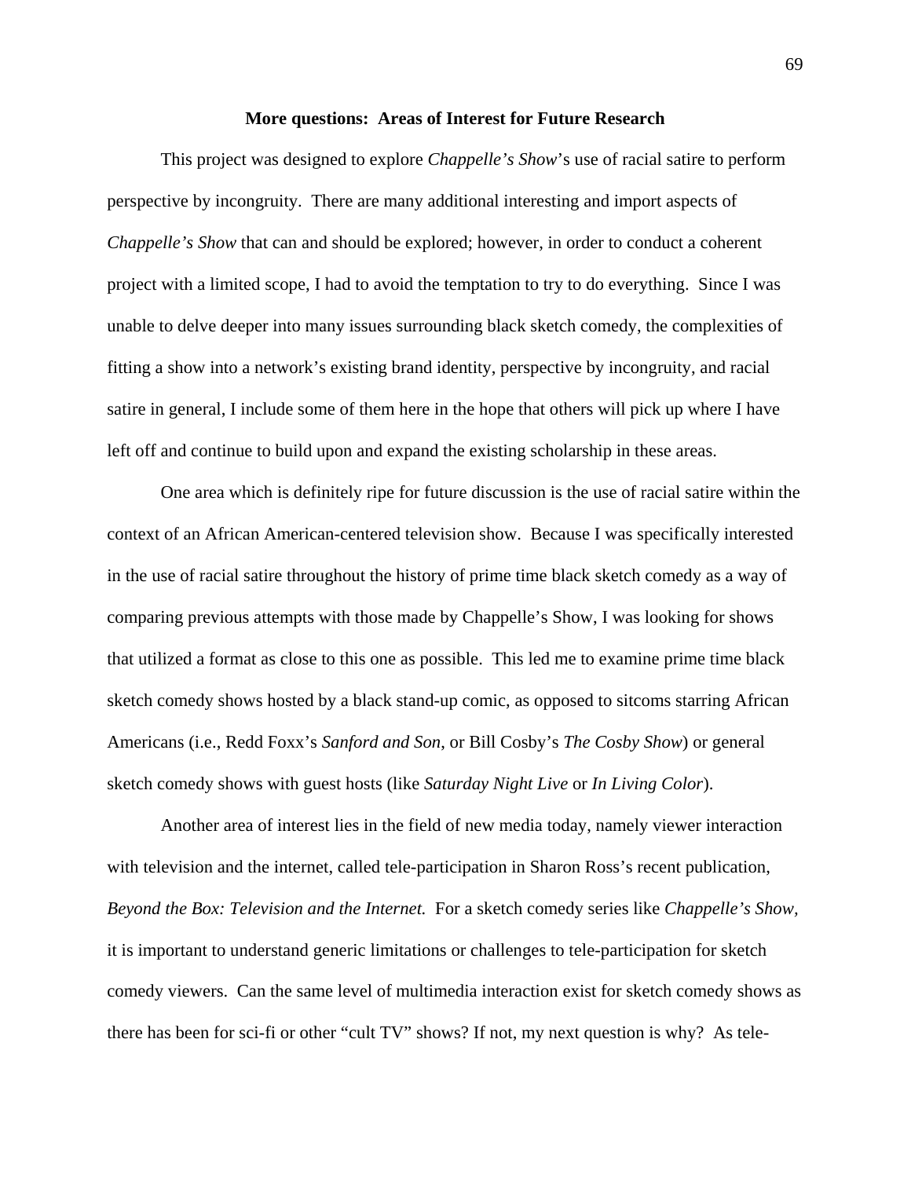## More questions: Areas of Interest for Future Research

This project was designed to explore *Chappelle's Show*'s use of racial satire to perform perspective by incongruity. There are many additional interesting and import aspects of *Chappelle's Show* that can and should be explored; however, in order to conduct a coherent project with a limited scope, I had to avoid the temptation to try to do everything. Since I was unable to delve deeper into many issues surrounding black sketch comedy, the complexities of fitting a show into a network's existing brand identity, perspective by incongruity, and racial satire in general, I include some of them here in the hope that others will pick up where I have left off and continue to build upon and expand the existing scholarship in these areas.

One area which is definitely ripe for future discussion is the use of racial satire within the context of an African American-centered television show. Because I was specifically interested in the use of racial satire throughout the history of prime time black sketch comedy as a way of comparing previous attempts with those made by Chappelle's Show, I was looking for shows that utilized a format as close to this one as possible. This led me to examine prime time black sketch comedy shows hosted by a black stand-up comic, as opposed to sitcoms starring African Americans (i.e., Redd Foxx's *Sanford and Son*, or Bill Cosby's *The Cosby Show*) or general sketch comedy shows with guest hosts (like *Saturday Night Live* or *In Living Color*).

Another area of interest lies in the field of new media today, namely viewer interaction with television and the internet, called tele-participation in Sharon Ross's recent publication, *Beyond the Box: Television and the Internet.* For a sketch comedy series like *Chappelle's Show*, it is important to understand generic limitations or challenges to tele-participation for sketch comedy viewers. Can the same level of multimedia interaction exist for sketch comedy shows as there has been for sci-fi or other "cult TV" shows? If not, my next question is why? As tele-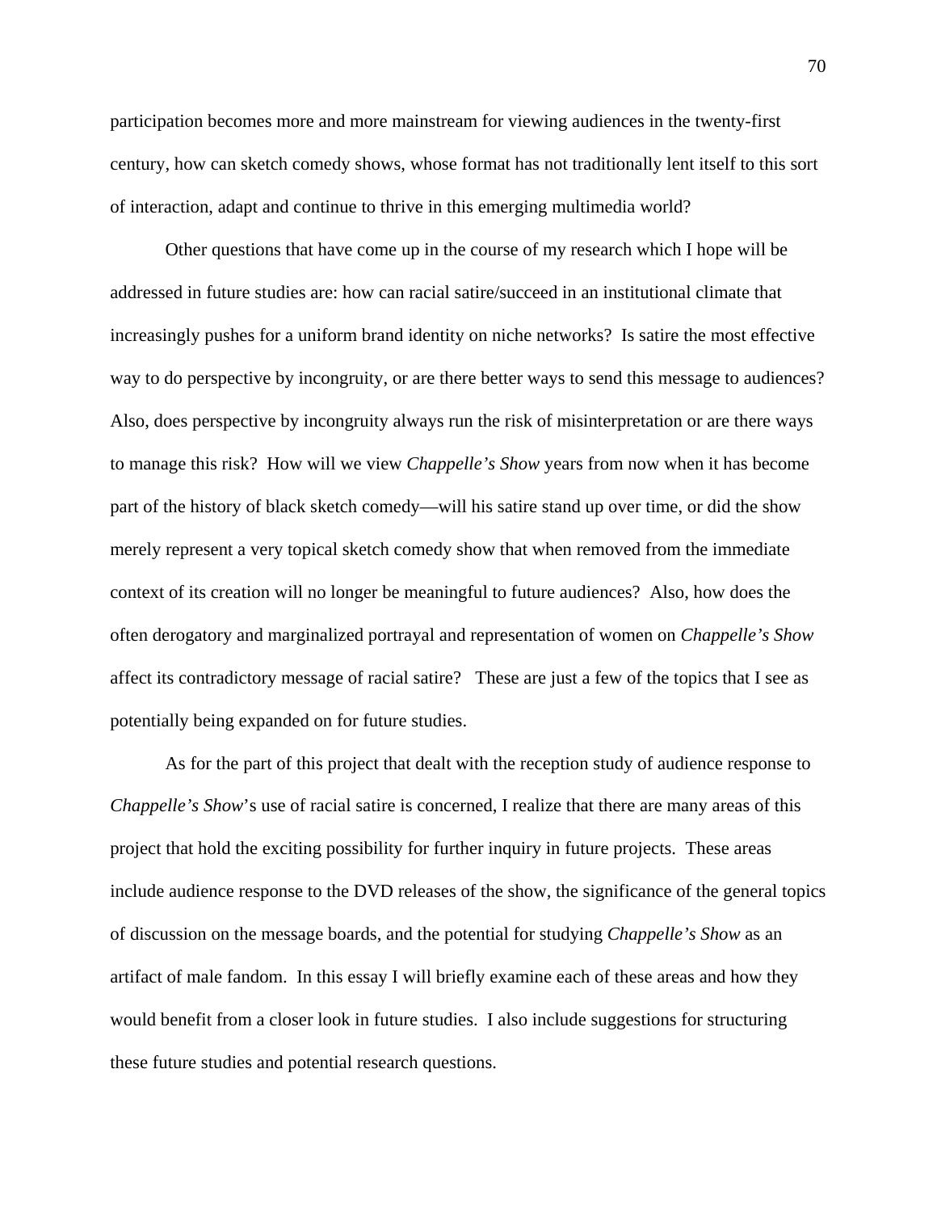participation becomes more and more mainstream for viewing audiences in the twenty-first century, how can sketch comedy shows, whose format has not traditionally lent itself to this sort of interaction, adapt and continue to thrive in this emerging multimedia world?

Other questions that have come up in the course of my research which I hope will be addressed in future studies are: how can racial satire/succeed in an institutional climate that increasingly pushes for a uniform brand identity on niche networks? Is satire the most effective way to do perspective by incongruity, or are there better ways to send this message to audiences? Also, does perspective by incongruity always run the risk of misinterpretation or are there ways to manage this risk? How will we view *Chappelle's Show* years from now when it has become part of the history of black sketch comedy—will his satire stand up over time, or did the show merely represent a very topical sketch comedy show that when removed from the immediate context of its creation will no longer be meaningful to future audiences? Also, how does the often derogatory and marginalized portrayal and representation of women on *Chappelle's Show* affect its contradictory message of racial satire? These are just a few of the topics that I see as potentially being expanded on for future studies.

As for the part of this project that dealt with the reception study of audience response to *Chappelle's Show*'s use of racial satire is concerned, I realize that there are many areas of this project that hold the exciting possibility for further inquiry in future projects. These areas include audience response to the DVD releases of the show, the significance of the general topics of discussion on the message boards, and the potential for studying *Chappelle's Show* as an artifact of male fandom. In this essay I will briefly examine each of these areas and how they would benefit from a closer look in future studies. I also include suggestions for structuring these future studies and potential research questions.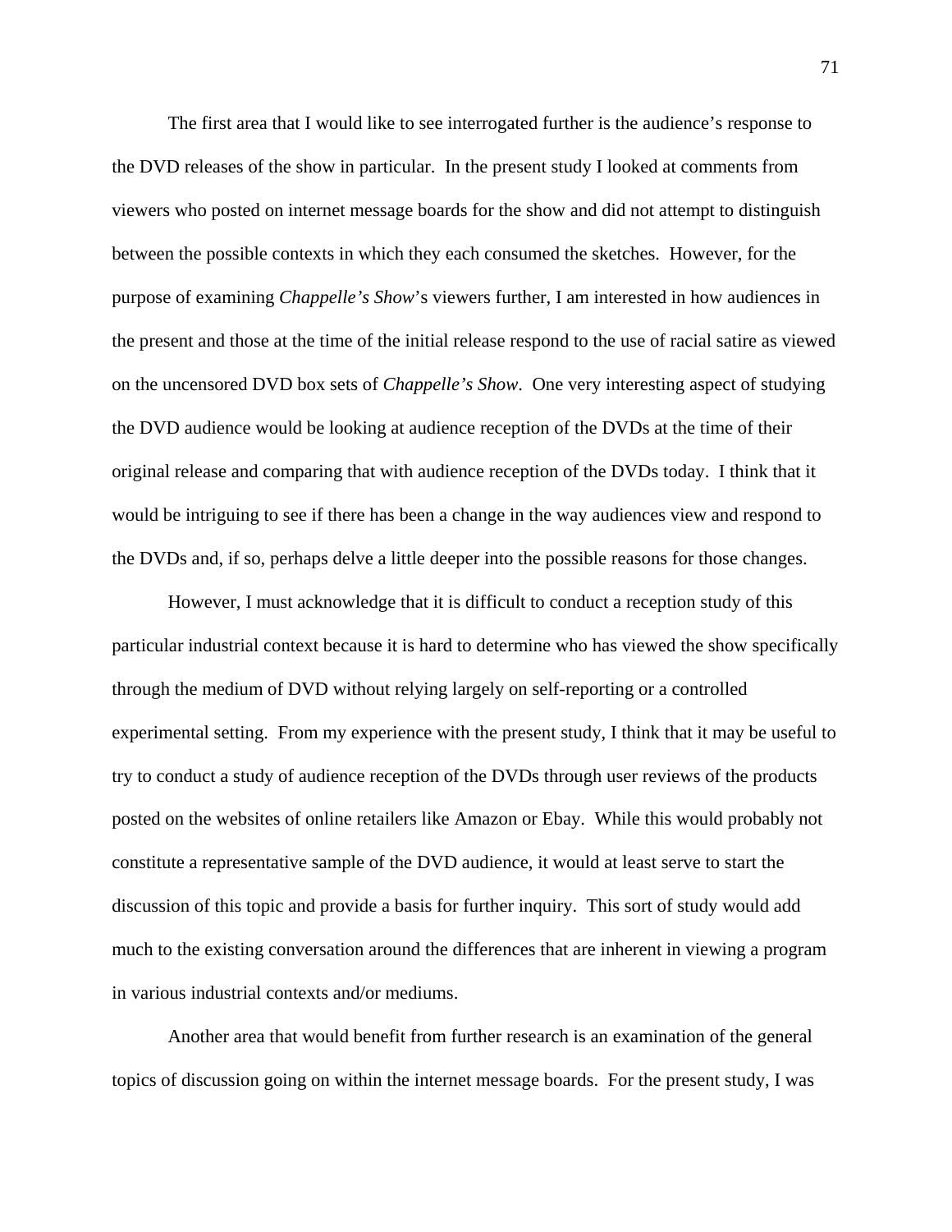The first area that I would like to see interrogated further is the audience's response to the DVD releases of the show in particular. In the present study I looked at comments from viewers who posted on internet message boards for the show and did not attempt to distinguish between the possible contexts in which they each consumed the sketches. However, for the purpose of examining *Chappelle's Show*'s viewers further, I am interested in how audiences in the present and those at the time of the initial release respond to the use of racial satire as viewed on the uncensored DVD box sets of *Chappelle's Show*. One very interesting aspect of studying the DVD audience would be looking at audience reception of the DVDs at the time of their original release and comparing that with audience reception of the DVDs today. I think that it would be intriguing to see if there has been a change in the way audiences view and respond to the DVDs and, if so, perhaps delve a little deeper into the possible reasons for those changes.

However, I must acknowledge that it is difficult to conduct a reception study of this particular industrial context because it is hard to determine who has viewed the show specifically through the medium of DVD without relying largely on self-reporting or a controlled experimental setting. From my experience with the present study, I think that it may be useful to try to conduct a study of audience reception of the DVDs through user reviews of the products posted on the websites of online retailers like Amazon or Ebay. While this would probably not constitute a representative sample of the DVD audience, it would at least serve to start the discussion of this topic and provide a basis for further inquiry. This sort of study would add much to the existing conversation around the differences that are inherent in viewing a program in various industrial contexts and/or mediums.

Another area that would benefit from further research is an examination of the general topics of discussion going on within the internet message boards. For the present study, I was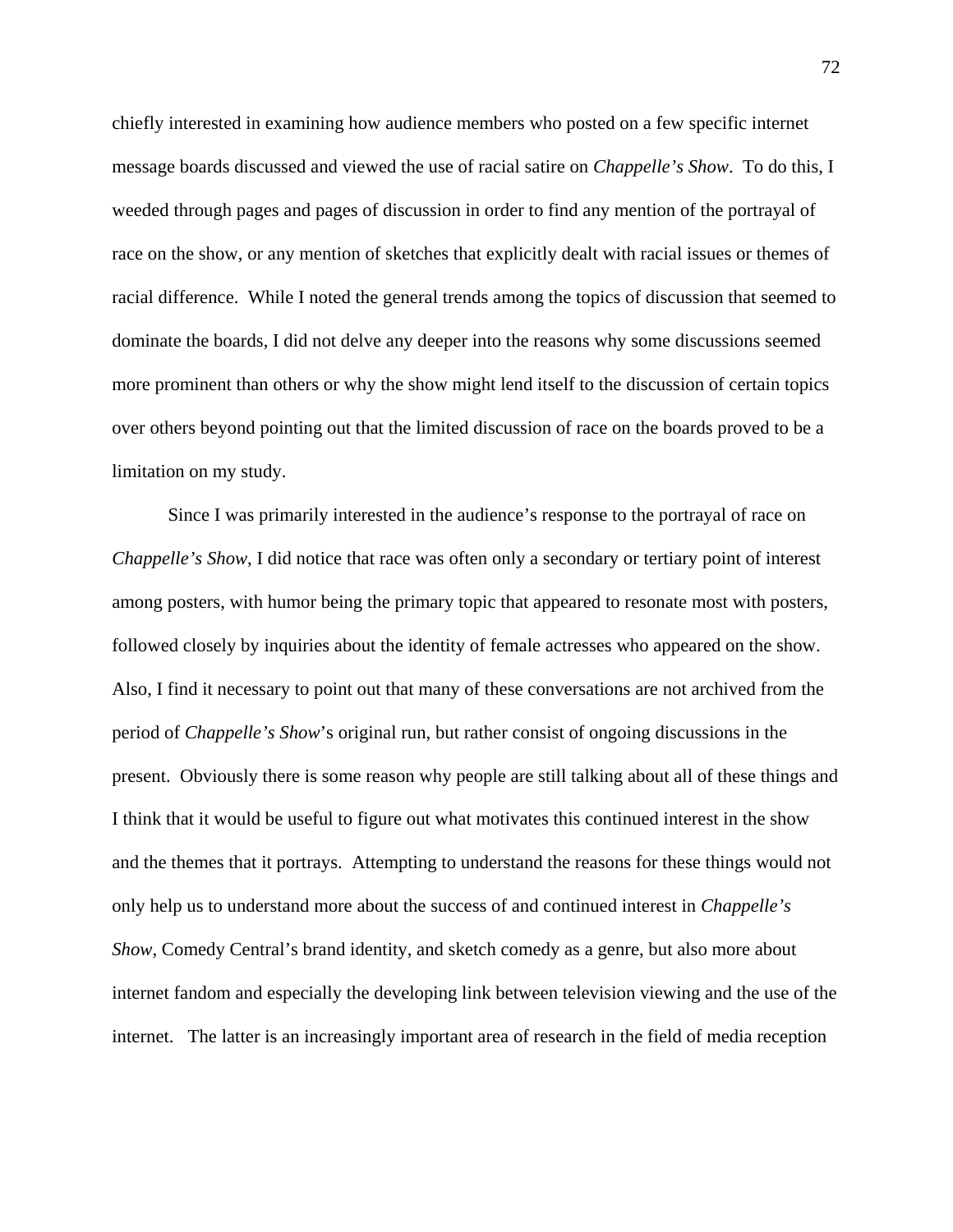chiefly interested in examining how audience members who posted on a few specific internet message boards discussed and viewed the use of racial satire on *Chappelle's Show*. To do this, I weeded through pages and pages of discussion in order to find any mention of the portrayal of race on the show, or any mention of sketches that explicitly dealt with racial issues or themes of racial difference. While I noted the general trends among the topics of discussion that seemed to dominate the boards, I did not delve any deeper into the reasons why some discussions seemed more prominent than others or why the show might lend itself to the discussion of certain topics over others beyond pointing out that the limited discussion of race on the boards proved to be a limitation on my study.

Since I was primarily interested in the audience's response to the portrayal of race on *Chappelle's Show*, I did notice that race was often only a secondary or tertiary point of interest among posters, with humor being the primary topic that appeared to resonate most with posters, followed closely by inquiries about the identity of female actresses who appeared on the show. Also, I find it necessary to point out that many of these conversations are not archived from the period of *Chappelle's Show*'s original run, but rather consist of ongoing discussions in the present. Obviously there is some reason why people are still talking about all of these things and I think that it would be useful to figure out what motivates this continued interest in the show and the themes that it portrays. Attempting to understand the reasons for these things would not only help us to understand more about the success of and continued interest in *Chappelle's Show*, Comedy Central's brand identity, and sketch comedy as a genre, but also more about internet fandom and especially the developing link between television viewing and the use of the internet. The latter is an increasingly important area of research in the field of media reception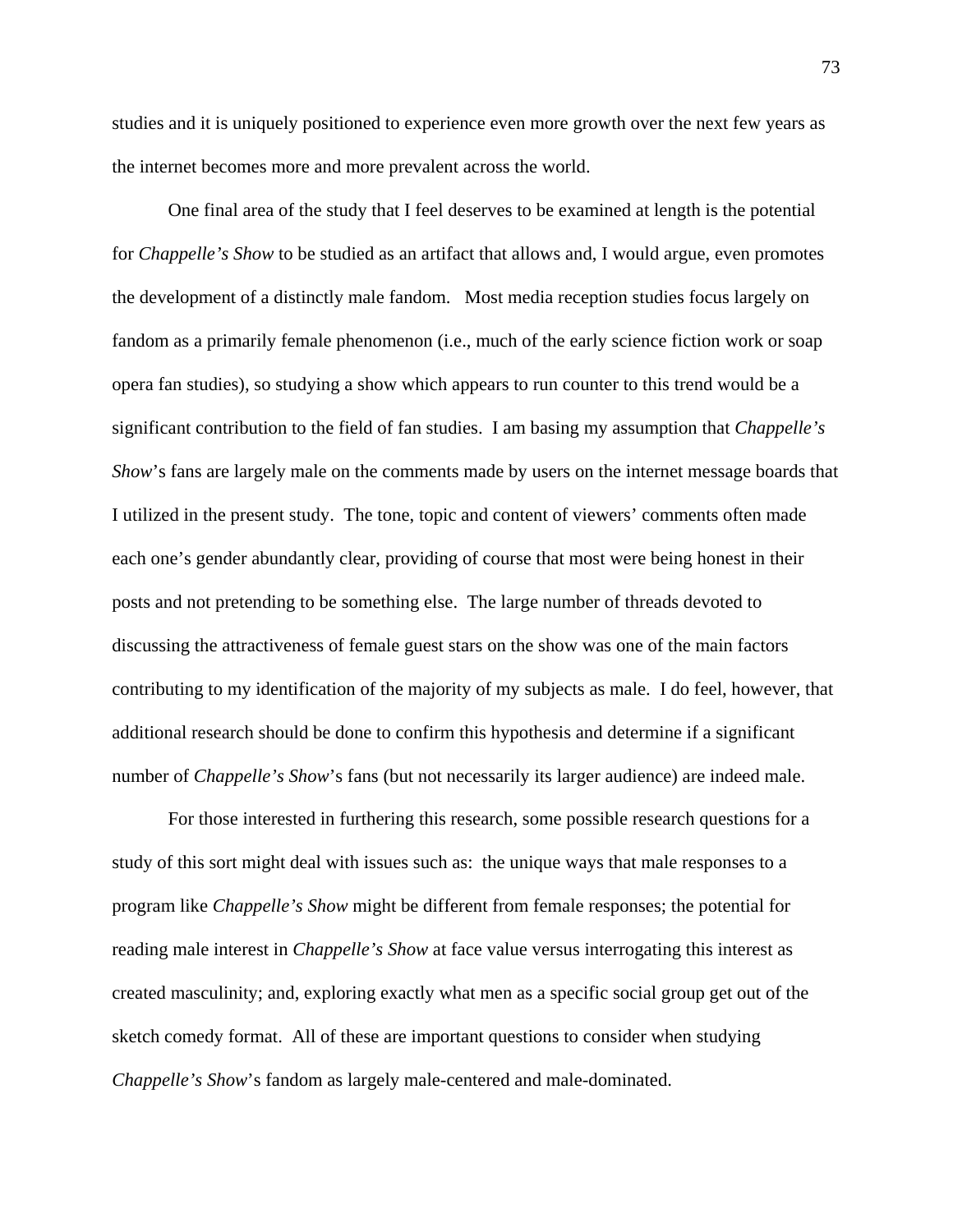studies and it is uniquely positioned to experience even more growth over the next few years as the internet becomes more and more prevalent across the world.

One final area of the study that I feel deserves to be examined at length is the potential for *Chappelle's Show* to be studied as an artifact that allows and, I would argue, even promotes the development of a distinctly male fandom. Most media reception studies focus largely on fandom as a primarily female phenomenon (i.e., much of the early science fiction work or soap opera fan studies), so studying a show which appears to run counter to this trend would be a significant contribution to the field of fan studies. I am basing my assumption that *Chappelle's Show*'s fans are largely male on the comments made by users on the internet message boards that I utilized in the present study. The tone, topic and content of viewers' comments often made each one's gender abundantly clear, providing of course that most were being honest in their posts and not pretending to be something else. The large number of threads devoted to discussing the attractiveness of female guest stars on the show was one of the main factors contributing to my identification of the majority of my subjects as male. I do feel, however, that additional research should be done to confirm this hypothesis and determine if a significant number of *Chappelle's Show*'s fans (but not necessarily its larger audience) are indeed male.

For those interested in furthering this research, some possible research questions for a study of this sort might deal with issues such as: the unique ways that male responses to a program like *Chappelle's Show* might be different from female responses; the potential for reading male interest in *Chappelle's Show* at face value versus interrogating this interest as created masculinity; and, exploring exactly what men as a specific social group get out of the sketch comedy format. All of these are important questions to consider when studying *Chappelle's Show*'s fandom as largely male-centered and male-dominated.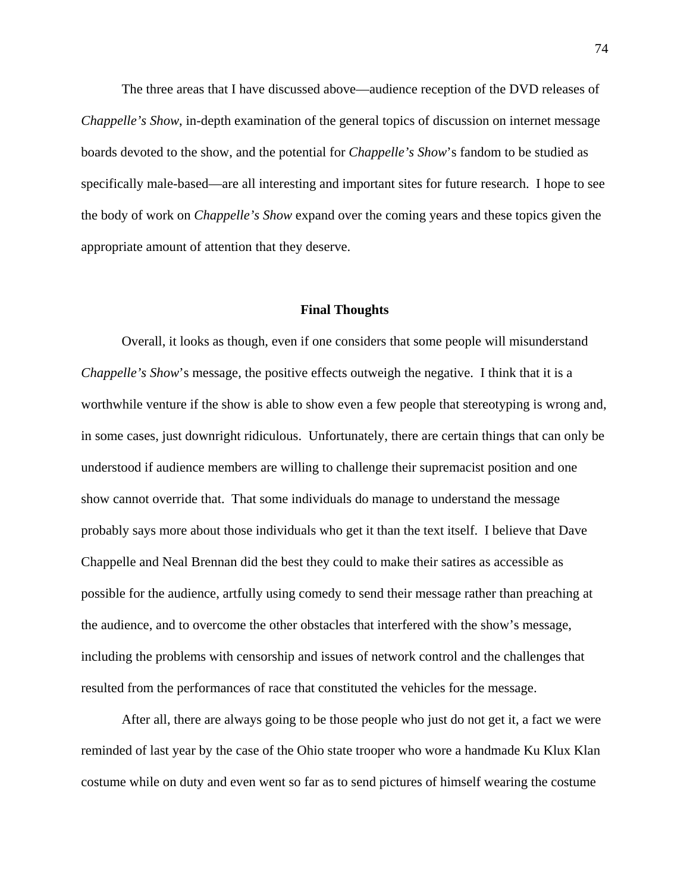The three areas that I have discussed above—audience reception of the DVD releases of *Chappelle's Show*, in-depth examination of the general topics of discussion on internet message boards devoted to the show, and the potential for *Chappelle's Show*'s fandom to be studied as specifically male-based—are all interesting and important sites for future research. I hope to see the body of work on *Chappelle's Show* expand over the coming years and these topics given the appropriate amount of attention that they deserve.

## Final Thoughts

Overall, it looks as though, even if one considers that some people will misunderstand *Chappelle's Show*'s message, the positive effects outweigh the negative. I think that it is a worthwhile venture if the show is able to show even a few people that stereotyping is wrong and, in some cases, just downright ridiculous. Unfortunately, there are certain things that can only be understood if audience members are willing to challenge their supremacist position and one show cannot override that. That some individuals do manage to understand the message probably says more about those individuals who get it than the text itself. I believe that Dave Chappelle and Neal Brennan did the best they could to make their satires as accessible as possible for the audience, artfully using comedy to send their message rather than preaching at the audience, and to overcome the other obstacles that interfered with the show's message, including the problems with censorship and issues of network control and the challenges that resulted from the performances of race that constituted the vehicles for the message.

After all, there are always going to be those people who just do not get it, a fact we were reminded of last year by the case of the Ohio state trooper who wore a handmade Ku Klux Klan costume while on duty and even went so far as to send pictures of himself wearing the costume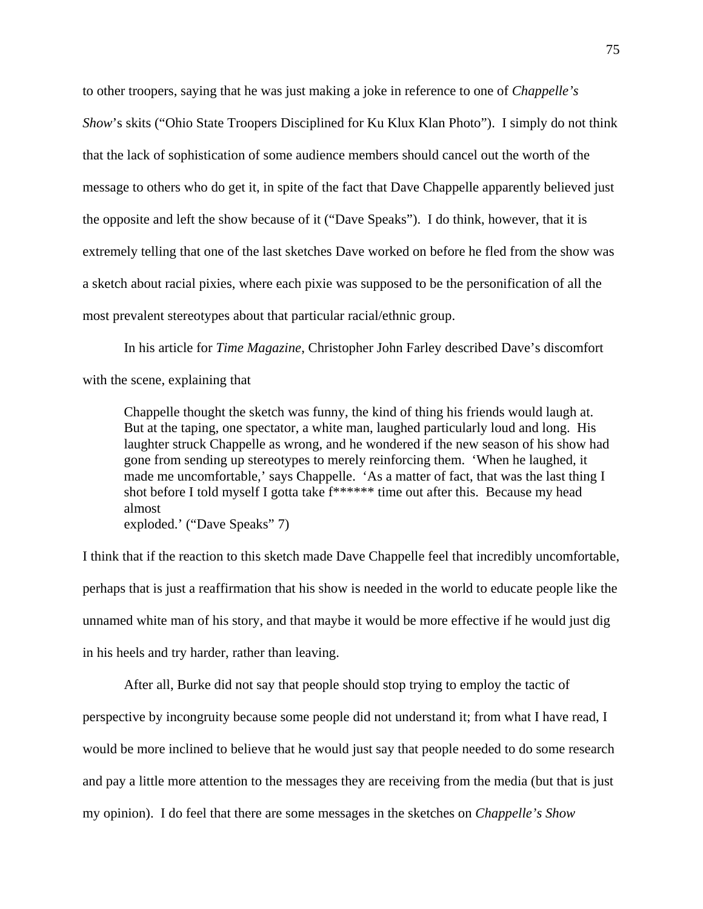to other troopers, saying that he was just making a joke in reference to one of *Chappelle's Show*'s skits ("Ohio State Troopers Disciplined for Ku Klux Klan Photo"). I simply do not think that the lack of sophistication of some audience members should cancel out the worth of the message to others who do get it, in spite of the fact that Dave Chappelle apparently believed just the opposite and left the show because of it ("Dave Speaks"). I do think, however, that it is extremely telling that one of the last sketches Dave worked on before he fled from the show was a sketch about racial pixies, where each pixie was supposed to be the personification of all the most prevalent stereotypes about that particular racial/ethnic group.

In his article for *Time Magazine*, Christopher John Farley described Dave's discomfort with the scene, explaining that

> Chappelle thought the sketch was funny, the kind of thing his friends would laugh at. But at the taping, one spectator, a white man, laughed particularly loud and long. His laughter struck Chappelle as wrong, and he wondered if the new season of his show had gone from sending up stereotypes to merely reinforcing them. 'When he laughed, it made me uncomfortable,' says Chappelle. 'As a matter of fact, that was the last thing I shot before I told myself I gotta take f****** time out after this. Because my head almost exploded.' ("Dave Speaks" 7)

I think that if the reaction to this sketch made Dave Chappelle feel that incredibly uncomfortable, perhaps that is just a reaffirmation that his show is needed in the world to educate people like the unnamed white man of his story, and that maybe it would be more effective if he would just dig in his heels and try harder, rather than leaving.

After all, Burke did not say that people should stop trying to employ the tactic of perspective by incongruity because some people did not understand it; from what I have read, I would be more inclined to believe that he would just say that people needed to do some research and pay a little more attention to the messages they are receiving from the media (but that is just my opinion). I do feel that there are some messages in the sketches on *Chappelle's Show*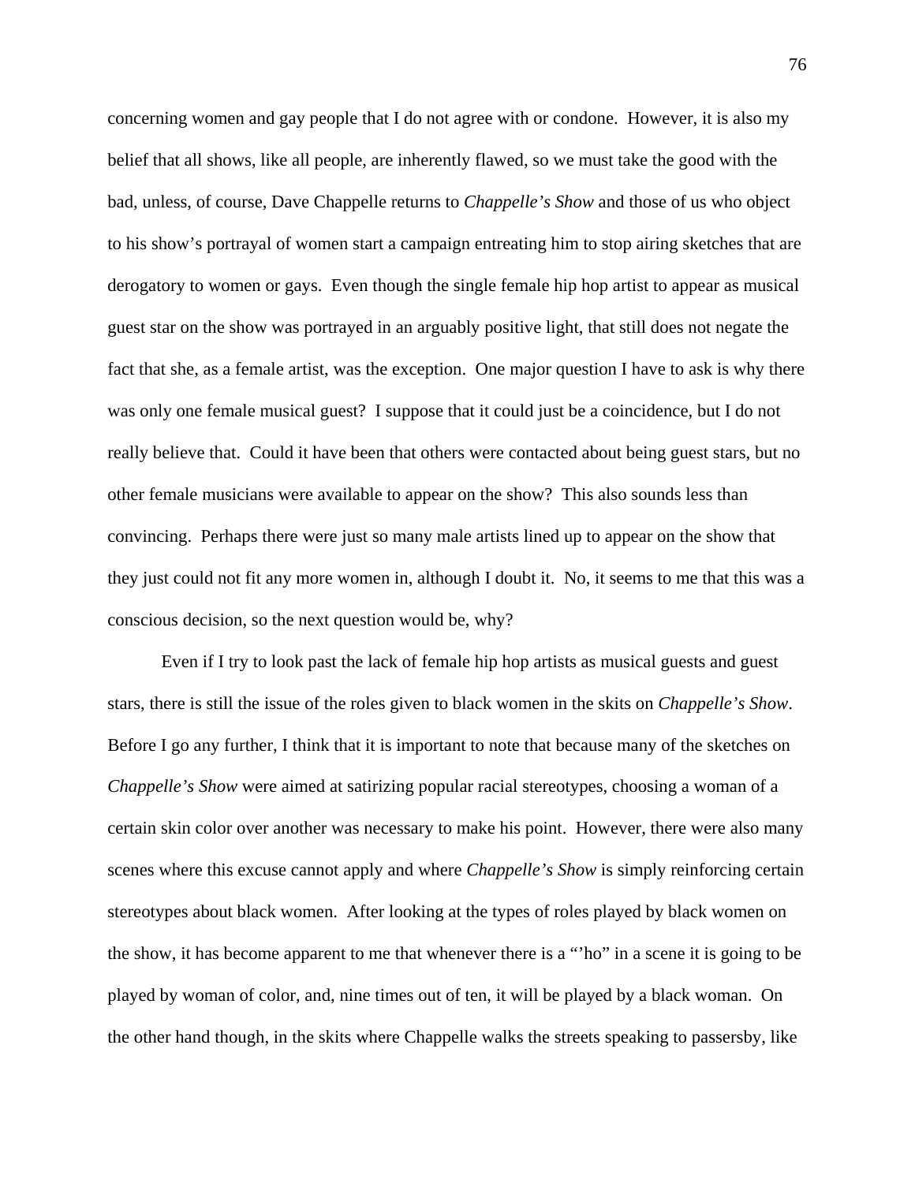concerning women and gay people that I do not agree with or condone. However, it is also my belief that all shows, like all people, are inherently flawed, so we must take the good with the bad, unless, of course, Dave Chappelle returns to *Chappelle's Show* and those of us who object to his show's portrayal of women start a campaign entreating him to stop airing sketches that are derogatory to women or gays. Even though the single female hip hop artist to appear as musical guest star on the show was portrayed in an arguably positive light, that still does not negate the fact that she, as a female artist, was the exception. One major question I have to ask is why there was only one female musical guest? I suppose that it could just be a coincidence, but I do not really believe that. Could it have been that others were contacted about being guest stars, but no other female musicians were available to appear on the show? This also sounds less than convincing. Perhaps there were just so many male artists lined up to appear on the show that they just could not fit any more women in, although I doubt it. No, it seems to me that this was a conscious decision, so the next question would be, why?

Even if I try to look past the lack of female hip hop artists as musical guests and guest stars, there is still the issue of the roles given to black women in the skits on *Chappelle's Show*. Before I go any further, I think that it is important to note that because many of the sketches on *Chappelle's Show* were aimed at satirizing popular racial stereotypes, choosing a woman of a certain skin color over another was necessary to make his point. However, there were also many scenes where this excuse cannot apply and where *Chappelle's Show* is simply reinforcing certain stereotypes about black women. After looking at the types of roles played by black women on the show, it has become apparent to me that whenever there is a "'ho" in a scene it is going to be played by woman of color, and, nine times out of ten, it will be played by a black woman. On the other hand though, in the skits where Chappelle walks the streets speaking to passersby, like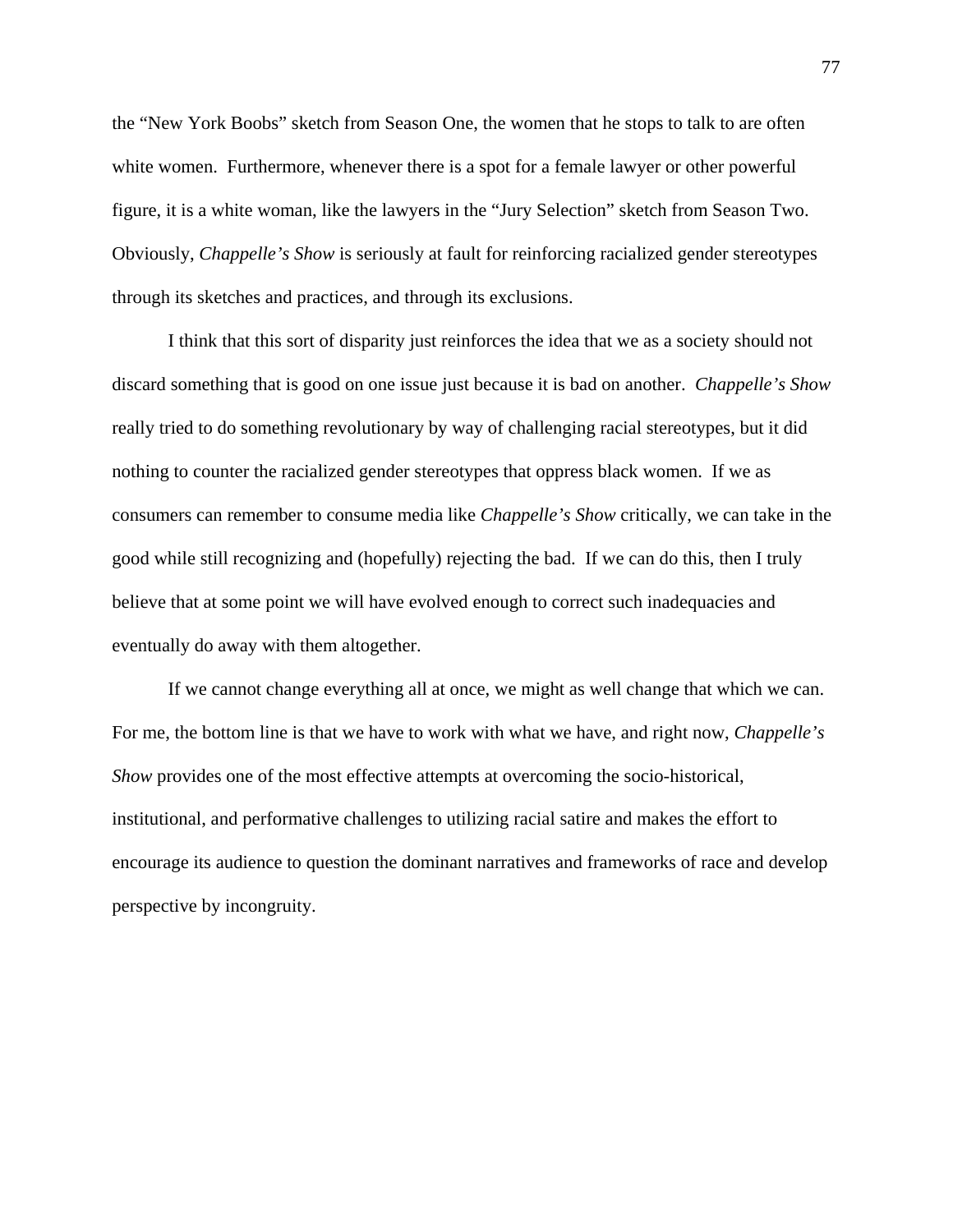the "New York Boobs" sketch from Season One, the women that he stops to talk to are often white women. Furthermore, whenever there is a spot for a female lawyer or other powerful figure, it is a white woman, like the lawyers in the "Jury Selection" sketch from Season Two. Obviously, *Chappelle's Show* is seriously at fault for reinforcing racialized gender stereotypes through its sketches and practices, and through its exclusions.

I think that this sort of disparity just reinforces the idea that we as a society should not discard something that is good on one issue just because it is bad on another. *Chappelle's Show* really tried to do something revolutionary by way of challenging racial stereotypes, but it did nothing to counter the racialized gender stereotypes that oppress black women. If we as consumers can remember to consume media like *Chappelle's Show* critically, we can take in the good while still recognizing and (hopefully) rejecting the bad. If we can do this, then I truly believe that at some point we will have evolved enough to correct such inadequacies and eventually do away with them altogether.

If we cannot change everything all at once, we might as well change that which we can. For me, the bottom line is that we have to work with what we have, and right now, *Chappelle's Show* provides one of the most effective attempts at overcoming the socio-historical, institutional, and performative challenges to utilizing racial satire and makes the effort to encourage its audience to question the dominant narratives and frameworks of race and develop perspective by incongruity.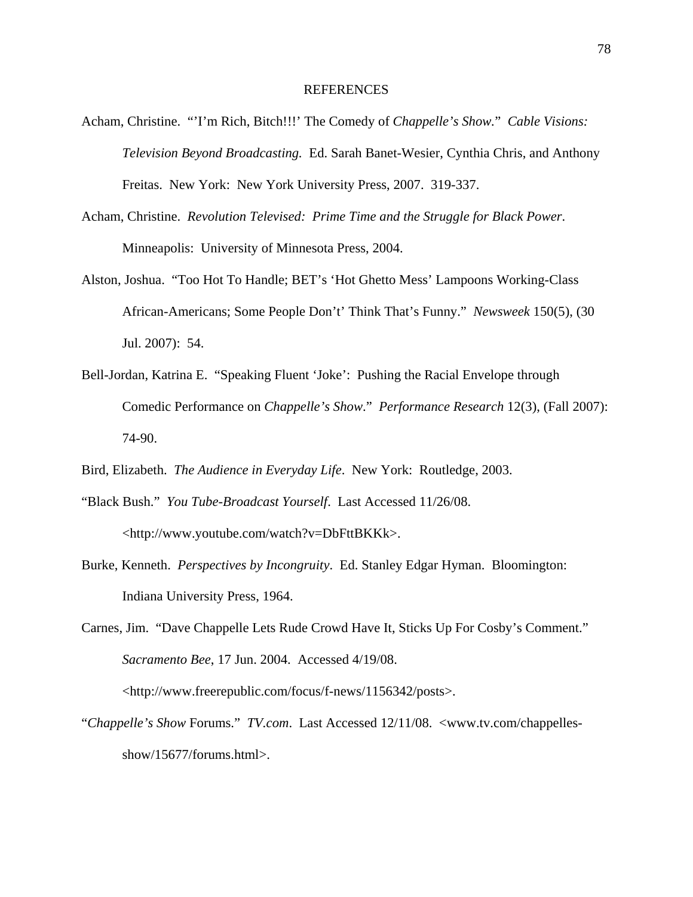# REFERENCES

Acham, Christine. "'I'm Rich, Bitch!!!' The Comedy of *Chappelle's Show.*" *Cable Visions: Television Beyond Broadcasting.* Ed. Sarah Banet-Wesier, Cynthia Chris, and Anthony Freitas. New York: New York University Press, 2007. 319-337.

Acham, Christine. *Revolution Televised: Prime Time and the Struggle for Black Power*. Minneapolis: University of Minnesota Press, 2004.

Alston, Joshua. "Too Hot To Handle; BET's 'Hot Ghetto Mess' Lampoons Working-Class African-Americans; Some People Don't' Think That's Funny." *Newsweek* 150(5), (30 Jul. 2007): 54.

Bell-Jordan, Katrina E. "Speaking Fluent 'Joke': Pushing the Racial Envelope through Comedic Performance on *Chappelle's Show*." *Performance Research* 12(3), (Fall 2007): 74-90.

Bird, Elizabeth. *The Audience in Everyday Life*. New York: Routledge, 2003.

"Black Bush." *You Tube-Broadcast Yourself*. Last Accessed 11/26/08. <http://www.youtube.com/watch?v=DbFttBKKk>.

Burke, Kenneth. *Perspectives by Incongruity*. Ed. Stanley Edgar Hyman. Bloomington: Indiana University Press, 1964.

Carnes, Jim. "Dave Chappelle Lets Rude Crowd Have It, Sticks Up For Cosby's Comment." *Sacramento Bee*, 17 Jun. 2004. Accessed 4/19/08. <http://www.freerepublic.com/focus/f-news/1156342/posts>.

"*Chappelle's Show* Forums." *TV.com*. Last Accessed 12/11/08. <www.tv.com/chappelles-show/15677/forums.html>.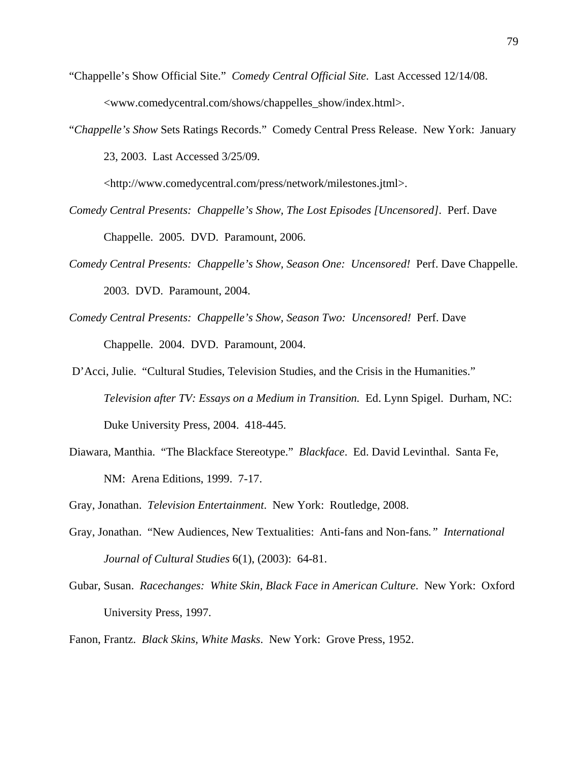"Chappelle's Show Official Site." *Comedy Central Official Site*. Last Accessed 12/14/08. <www.comedycentral.com/shows/chappelles_show/index.html>.

"*Chappelle's Show* Sets Ratings Records." Comedy Central Press Release. New York: January 23, 2003. Last Accessed 3/25/09. <http://www.comedycentral.com/press/network/milestones.jtml>.

*Comedy Central Presents: Chappelle's Show, The Lost Episodes [Uncensored]*. Perf. Dave Chappelle. 2005. DVD. Paramount, 2006.

*Comedy Central Presents: Chappelle's Show, Season One: Uncensored!* Perf. Dave Chappelle. 2003. DVD. Paramount, 2004.

*Comedy Central Presents: Chappelle's Show, Season Two: Uncensored!* Perf. Dave Chappelle. 2004. DVD. Paramount, 2004.

D'Acci, Julie. "Cultural Studies, Television Studies, and the Crisis in the Humanities." *Television after TV: Essays on a Medium in Transition.* Ed. Lynn Spigel. Durham, NC: Duke University Press, 2004. 418-445.

Diawara, Manthia. "The Blackface Stereotype." *Blackface*. Ed. David Levinthal. Santa Fe, NM: Arena Editions, 1999. 7-17.

Gray, Jonathan. *Television Entertainment*. New York: Routledge, 2008.

Gray, Jonathan. "New Audiences, New Textualities: Anti-fans and Non-fans*.*" *International Journal of Cultural Studies* 6(1), (2003): 64-81.

Gubar, Susan. *Racechanges: White Skin, Black Face in American Culture*. New York: Oxford University Press, 1997.

Fanon, Frantz. *Black Skins, White Masks*. New York: Grove Press, 1952.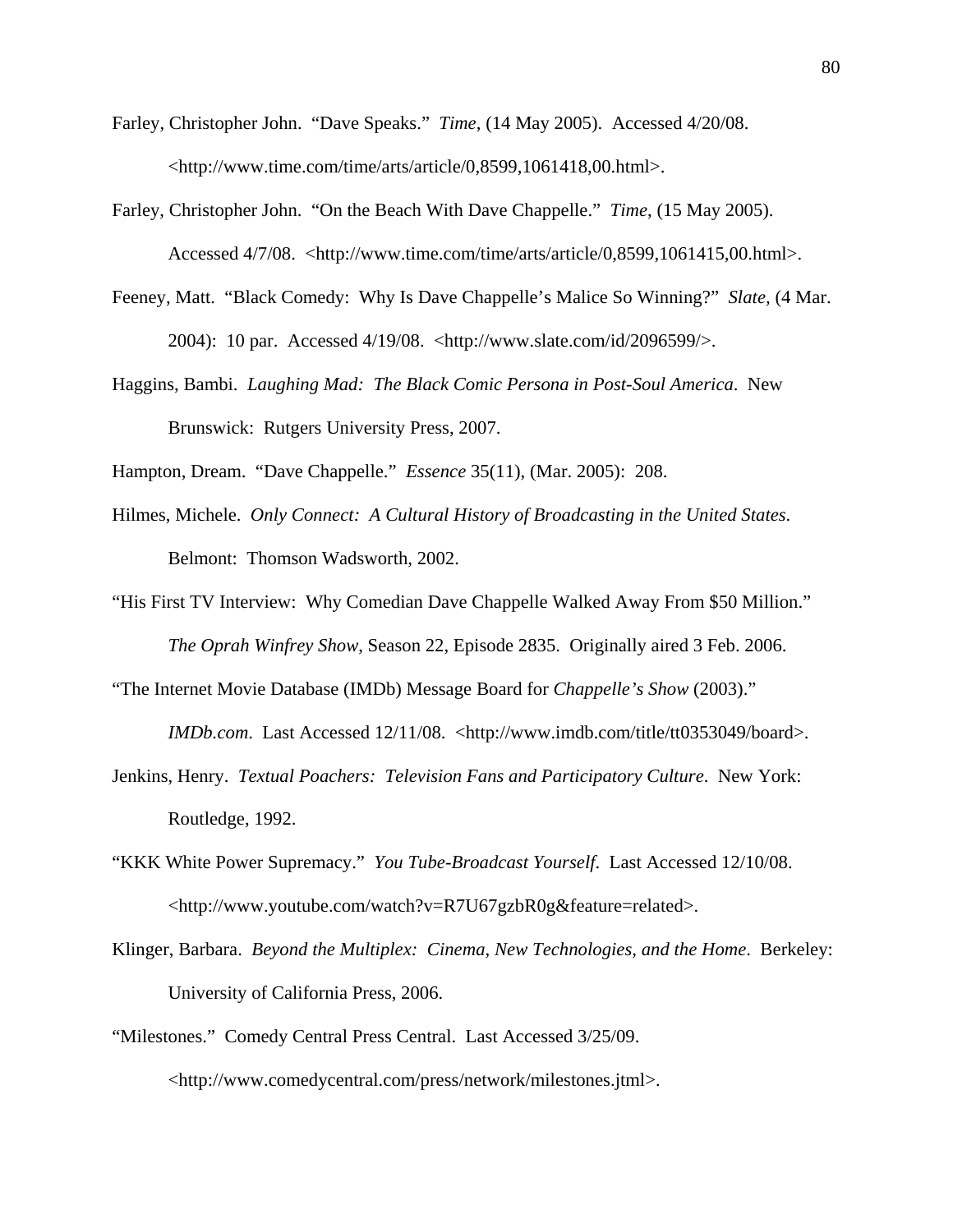Farley, Christopher John. "Dave Speaks." *Time*, (14 May 2005). Accessed 4/20/08. <http://www.time.com/time/arts/article/0,8599,1061418,00.html>.

Farley, Christopher John. "On the Beach With Dave Chappelle." *Time*, (15 May 2005). Accessed 4/7/08. <http://www.time.com/time/arts/article/0,8599,1061415,00.html>.

Feeney, Matt. "Black Comedy: Why Is Dave Chappelle's Malice So Winning?" *Slate,* (4 Mar. 2004): 10 par. Accessed 4/19/08. <http://www.slate.com/id/2096599/>.

Haggins, Bambi. *Laughing Mad: The Black Comic Persona in Post-Soul America*. New Brunswick: Rutgers University Press, 2007.

Hampton, Dream. "Dave Chappelle." *Essence* 35(11), (Mar. 2005): 208.

Hilmes, Michele. *Only Connect: A Cultural History of Broadcasting in the United States*. Belmont: Thomson Wadsworth, 2002.

"His First TV Interview: Why Comedian Dave Chappelle Walked Away From $50 Million." *The Oprah Winfrey Show*, Season 22, Episode 2835. Originally aired 3 Feb. 2006.

"The Internet Movie Database (IMDb) Message Board for *Chappelle's Show* (2003)." *IMDb.com*. Last Accessed 12/11/08. <http://www.imdb.com/title/tt0353049/board>.

Jenkins, Henry. *Textual Poachers: Television Fans and Participatory Culture*. New York: Routledge, 1992.

"KKK White Power Supremacy." *You Tube-Broadcast Yourself*. Last Accessed 12/10/08. <http://www.youtube.com/watch?v=R7U67gzbR0g&feature=related>.

Klinger, Barbara. *Beyond the Multiplex: Cinema, New Technologies, and the Home*. Berkeley: University of California Press, 2006.

"Milestones." Comedy Central Press Central. Last Accessed 3/25/09. <http://www.comedycentral.com/press/network/milestones.jtml>.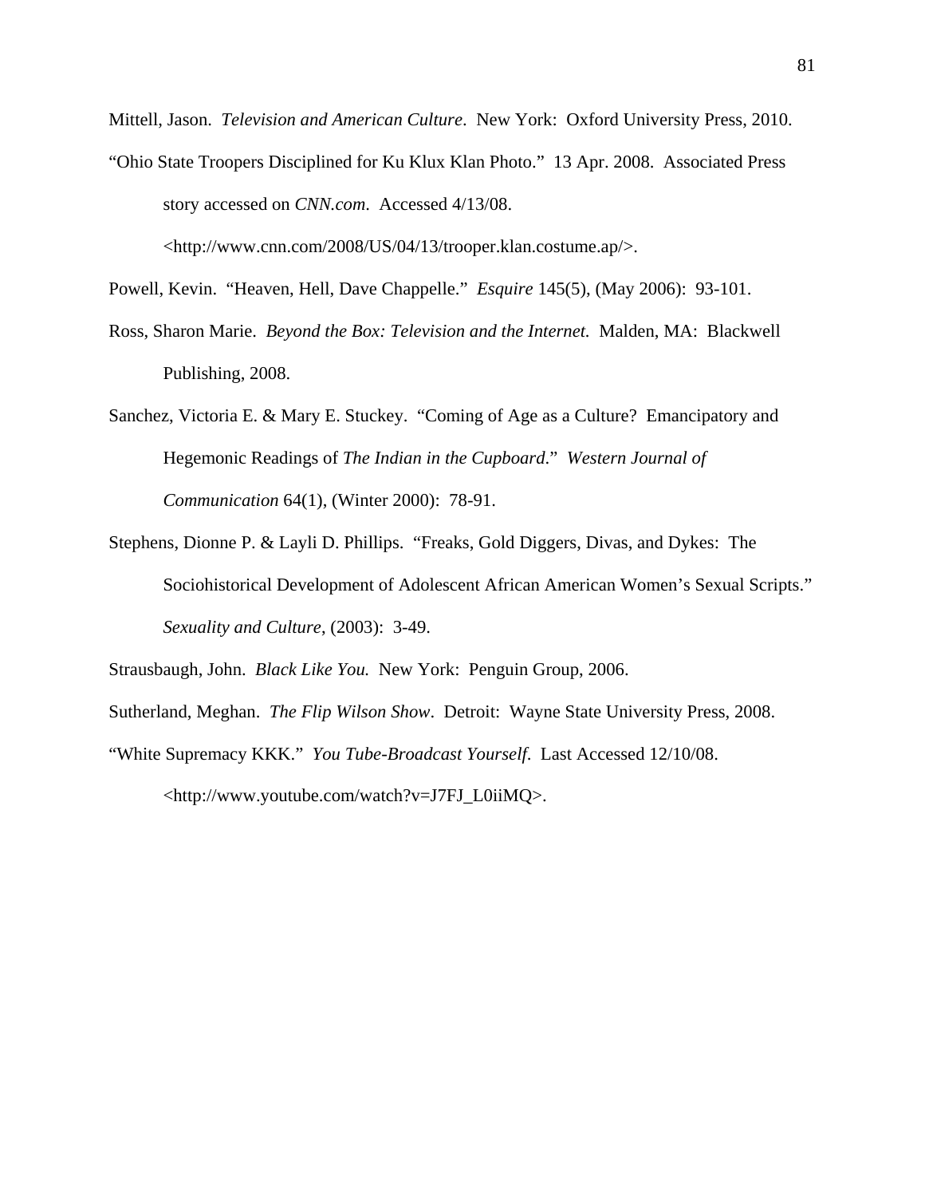Mittell, Jason. *Television and American Culture*. New York: Oxford University Press, 2010.

"Ohio State Troopers Disciplined for Ku Klux Klan Photo." 13 Apr. 2008. Associated Press story accessed on *CNN.com*. Accessed 4/13/08. <http://www.cnn.com/2008/US/04/13/trooper.klan.costume.ap/>.

Powell, Kevin. "Heaven, Hell, Dave Chappelle." *Esquire* 145(5), (May 2006): 93-101.

Ross, Sharon Marie. *Beyond the Box: Television and the Internet.* Malden, MA: Blackwell Publishing, 2008.

Sanchez, Victoria E. & Mary E. Stuckey. "Coming of Age as a Culture? Emancipatory and Hegemonic Readings of *The Indian in the Cupboard*." *Western Journal of Communication* 64(1), (Winter 2000): 78-91.

Stephens, Dionne P. & Layli D. Phillips. "Freaks, Gold Diggers, Divas, and Dykes: The Sociohistorical Development of Adolescent African American Women's Sexual Scripts." *Sexuality and Culture*, (2003): 3-49.

Strausbaugh, John. *Black Like You.* New York: Penguin Group, 2006.

Sutherland, Meghan. *The Flip Wilson Show*. Detroit: Wayne State University Press, 2008.

"White Supremacy KKK." *You Tube-Broadcast Yourself*. Last Accessed 12/10/08. <http://www.youtube.com/watch?v=J7FJ_L0iiMQ>.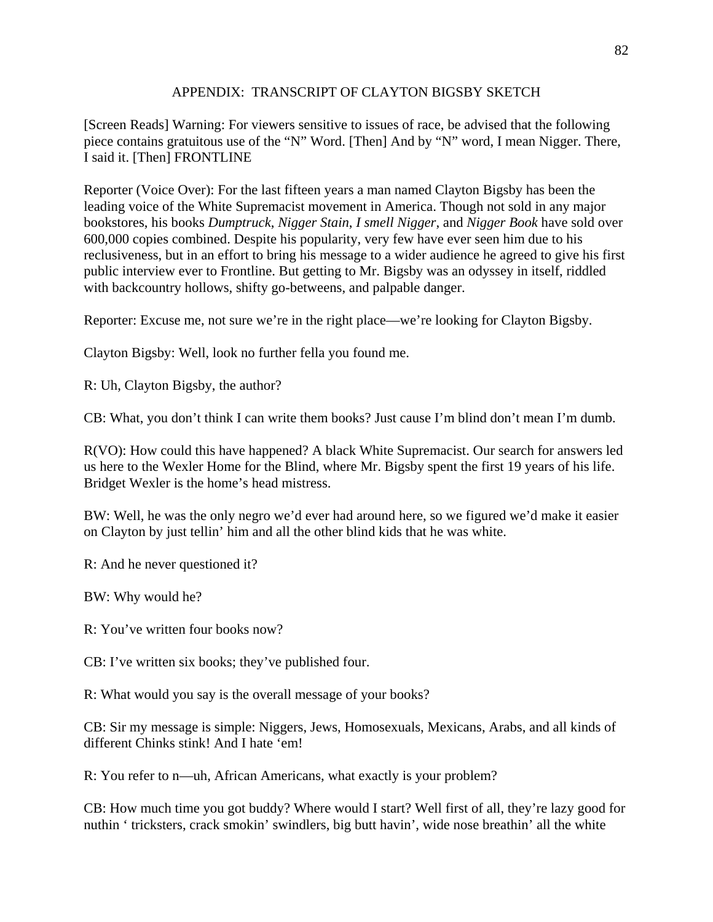## APPENDIX: TRANSCRIPT OF CLAYTON BIGSBY SKETCH

[Screen Reads] Warning: For viewers sensitive to issues of race, be advised that the following piece contains gratuitous use of the "N" Word. [Then] And by "N" word, I mean Nigger. There, I said it. [Then] FRONTLINE

Reporter (Voice Over): For the last fifteen years a man named Clayton Bigsby has been the leading voice of the White Supremacist movement in America. Though not sold in any major bookstores, his books *Dumptruck*, *Nigger Stain*, *I smell Nigger*, and *Nigger Book* have sold over 600,000 copies combined. Despite his popularity, very few have ever seen him due to his reclusiveness, but in an effort to bring his message to a wider audience he agreed to give his first public interview ever to Frontline. But getting to Mr. Bigsby was an odyssey in itself, riddled with backcountry hollows, shifty go-betweens, and palpable danger.

Reporter: Excuse me, not sure we're in the right place—we're looking for Clayton Bigsby.

Clayton Bigsby: Well, look no further fella you found me.

R: Uh, Clayton Bigsby, the author?

CB: What, you don't think I can write them books? Just cause I'm blind don't mean I'm dumb.

R(VO): How could this have happened? A black White Supremacist. Our search for answers led us here to the Wexler Home for the Blind, where Mr. Bigsby spent the first 19 years of his life. Bridget Wexler is the home's head mistress.

BW: Well, he was the only negro we'd ever had around here, so we figured we'd make it easier on Clayton by just tellin' him and all the other blind kids that he was white.

R: And he never questioned it?

BW: Why would he?

R: You've written four books now?

CB: I've written six books; they've published four.

R: What would you say is the overall message of your books?

CB: Sir my message is simple: Niggers, Jews, Homosexuals, Mexicans, Arabs, and all kinds of different Chinks stink! And I hate 'em!

R: You refer to n—uh, African Americans, what exactly is your problem?

CB: How much time you got buddy? Where would I start? Well first of all, they're lazy good for nuthin ' tricksters, crack smokin' swindlers, big butt havin', wide nose breathin' all the white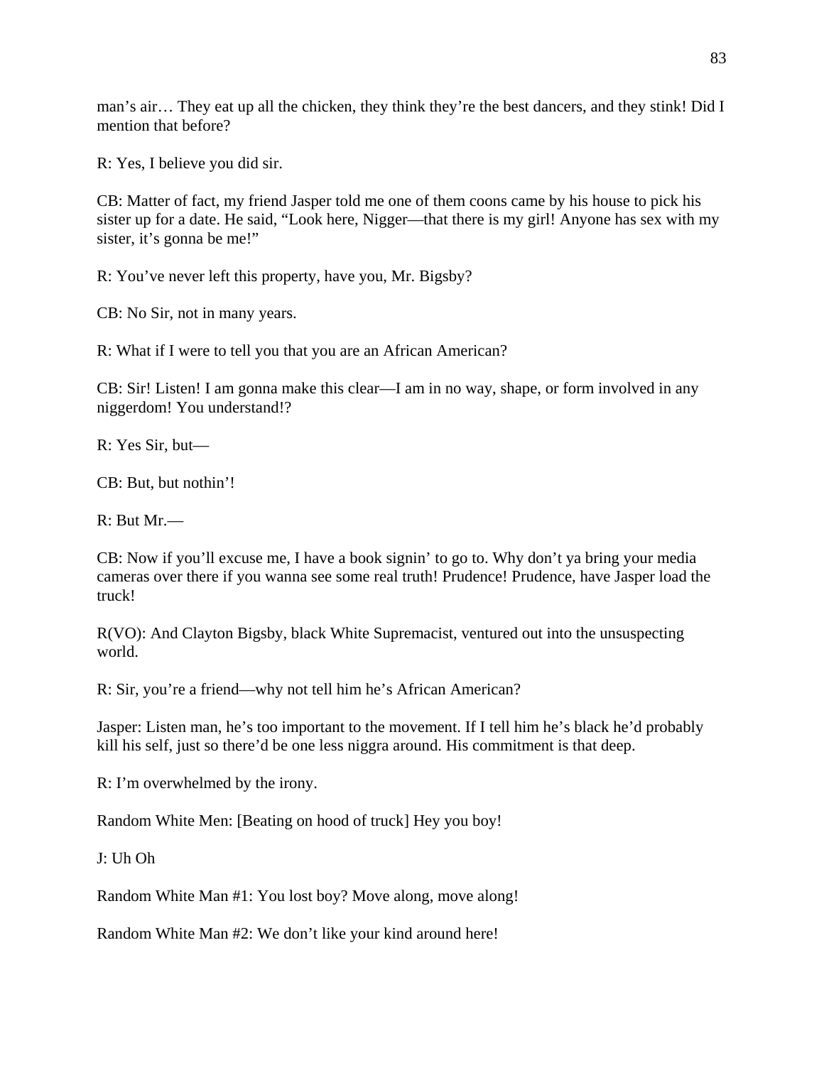man's air… They eat up all the chicken, they think they're the best dancers, and they stink! Did I mention that before?

R: Yes, I believe you did sir.

CB: Matter of fact, my friend Jasper told me one of them coons came by his house to pick his sister up for a date. He said, "Look here, Nigger—that there is my girl! Anyone has sex with my sister, it's gonna be me!"

R: You've never left this property, have you, Mr. Bigsby?

CB: No Sir, not in many years.

R: What if I were to tell you that you are an African American?

CB: Sir! Listen! I am gonna make this clear—I am in no way, shape, or form involved in any niggerdom! You understand!?

R: Yes Sir, but—

CB: But, but nothin'!

R: But Mr.—

CB: Now if you'll excuse me, I have a book signin' to go to. Why don't ya bring your media cameras over there if you wanna see some real truth! Prudence! Prudence, have Jasper load the truck!

R(VO): And Clayton Bigsby, black White Supremacist, ventured out into the unsuspecting world.

R: Sir, you're a friend—why not tell him he's African American?

Jasper: Listen man, he's too important to the movement. If I tell him he's black he'd probably kill his self, just so there'd be one less niggra around. His commitment is that deep.

R: I'm overwhelmed by the irony.

Random White Men: [Beating on hood of truck] Hey you boy!

J: Uh Oh

Random White Man #1: You lost boy? Move along, move along!

Random White Man #2: We don't like your kind around here!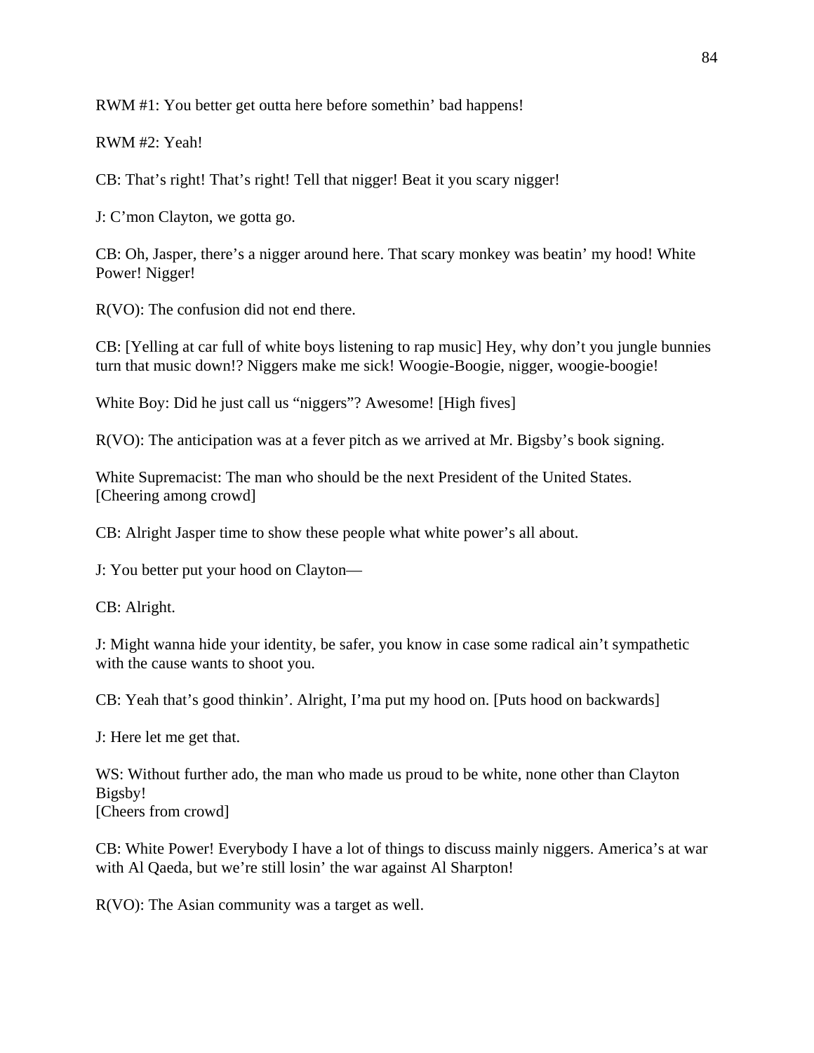RWM #1: You better get outta here before somethin' bad happens!

RWM #2: Yeah!

CB: That's right! That's right! Tell that nigger! Beat it you scary nigger!

J: C'mon Clayton, we gotta go.

CB: Oh, Jasper, there's a nigger around here. That scary monkey was beatin' my hood! White Power! Nigger!

R(VO): The confusion did not end there.

CB: [Yelling at car full of white boys listening to rap music] Hey, why don't you jungle bunnies turn that music down!? Niggers make me sick! Woogie-Boogie, nigger, woogie-boogie!

White Boy: Did he just call us "niggers"? Awesome! [High fives]

R(VO): The anticipation was at a fever pitch as we arrived at Mr. Bigsby's book signing.

White Supremacist: The man who should be the next President of the United States.
[Cheering among crowd]

CB: Alright Jasper time to show these people what white power's all about.

J: You better put your hood on Clayton—

CB: Alright.

J: Might wanna hide your identity, be safer, you know in case some radical ain't sympathetic with the cause wants to shoot you.

CB: Yeah that's good thinkin'. Alright, I'ma put my hood on. [Puts hood on backwards]

J: Here let me get that.

WS: Without further ado, the man who made us proud to be white, none other than Clayton Bigsby!
[Cheers from crowd]

CB: White Power! Everybody I have a lot of things to discuss mainly niggers. America's at war with Al Qaeda, but we're still losin' the war against Al Sharpton!

R(VO): The Asian community was a target as well.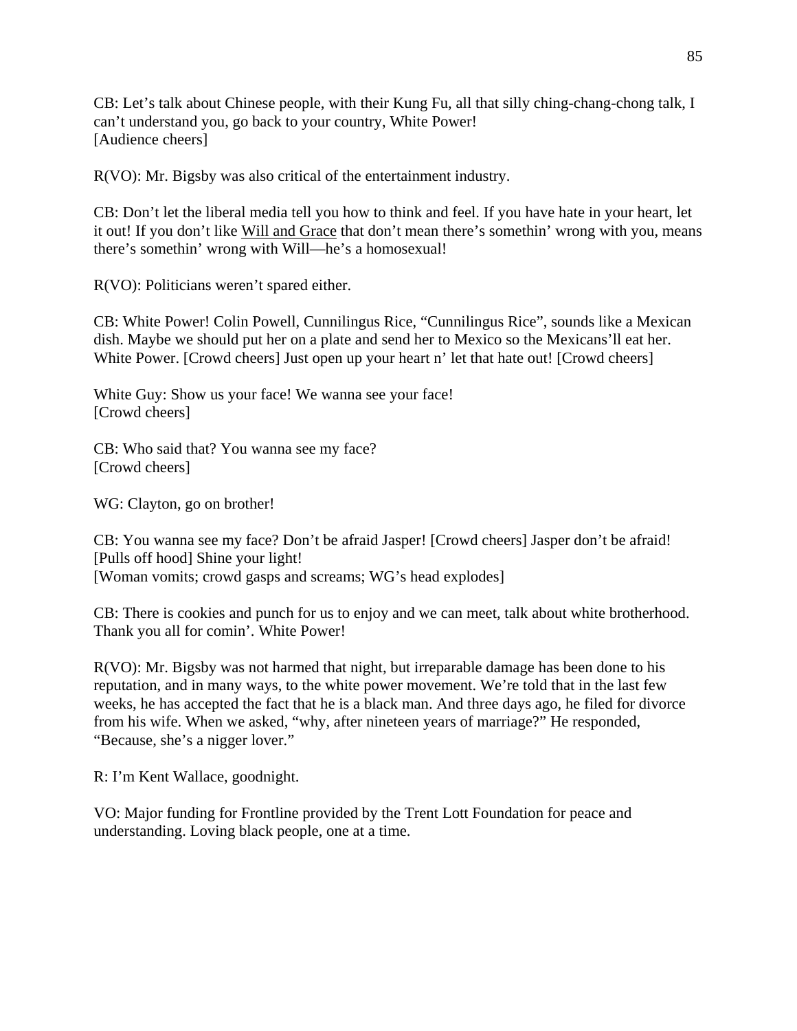CB: Let's talk about Chinese people, with their Kung Fu, all that silly ching-chang-chong talk, I can't understand you, go back to your country, White Power!
[Audience cheers]

R(VO): Mr. Bigsby was also critical of the entertainment industry.

CB: Don't let the liberal media tell you how to think and feel. If you have hate in your heart, let it out! If you don't like <u>Will and Grace</u> that don't mean there's somethin' wrong with you, means there's somethin' wrong with Will—he's a homosexual!

R(VO): Politicians weren't spared either.

CB: White Power! Colin Powell, Cunnilingus Rice, "Cunnilingus Rice", sounds like a Mexican dish. Maybe we should put her on a plate and send her to Mexico so the Mexicans'll eat her. White Power. [Crowd cheers] Just open up your heart n' let that hate out! [Crowd cheers]

White Guy: Show us your face! We wanna see your face!
[Crowd cheers]

CB: Who said that? You wanna see my face?
[Crowd cheers]

WG: Clayton, go on brother!

CB: You wanna see my face? Don't be afraid Jasper! [Crowd cheers] Jasper don't be afraid! [Pulls off hood] Shine your light!
[Woman vomits; crowd gasps and screams; WG's head explodes]

CB: There is cookies and punch for us to enjoy and we can meet, talk about white brotherhood. Thank you all for comin'. White Power!

R(VO): Mr. Bigsby was not harmed that night, but irreparable damage has been done to his reputation, and in many ways, to the white power movement. We're told that in the last few weeks, he has accepted the fact that he is a black man. And three days ago, he filed for divorce from his wife. When we asked, "why, after nineteen years of marriage?" He responded, "Because, she's a nigger lover."

R: I'm Kent Wallace, goodnight.

VO: Major funding for Frontline provided by the Trent Lott Foundation for peace and understanding. Loving black people, one at a time.